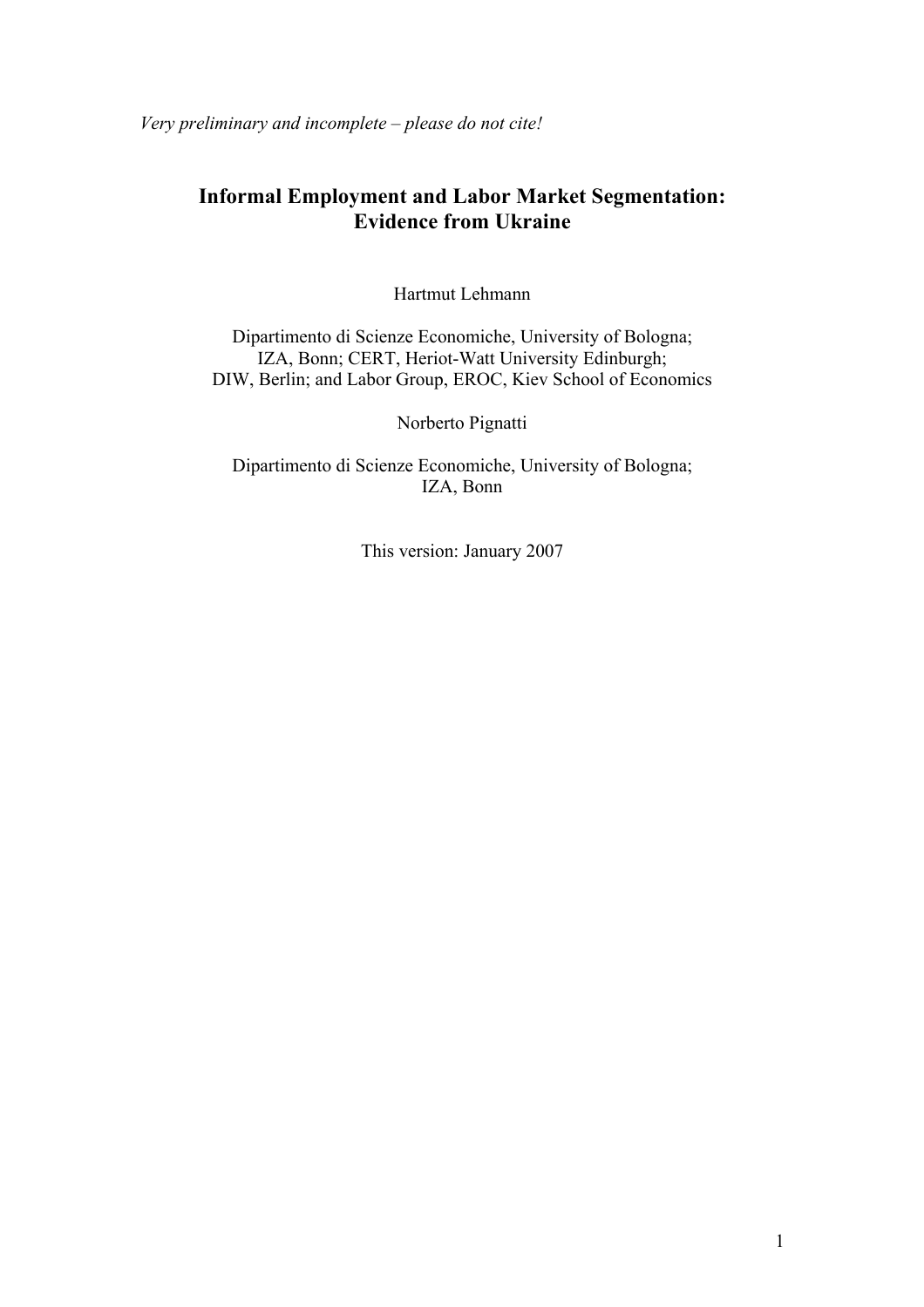*Very preliminary and incomplete – please do not cite!*

# Informal Employment and Labor Market Segmentation: Evidence from Ukraine

Hartmut Lehmann

Dipartimento di Scienze Economiche, University of Bologna;
IZA, Bonn; CERT, Heriot-Watt University Edinburgh;
DIW, Berlin; and Labor Group, EROC, Kiev School of Economics

Norberto Pignatti

Dipartimento di Scienze Economiche, University of Bologna;
IZA, Bonn

This version: January 2007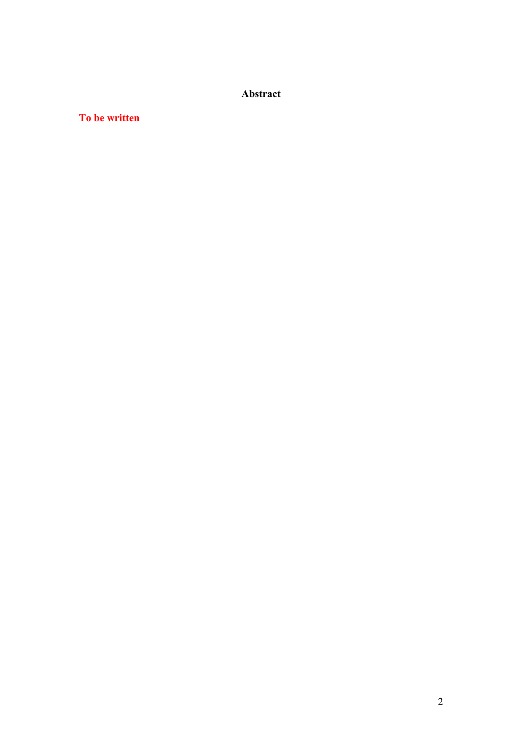## Abstract

**To be written**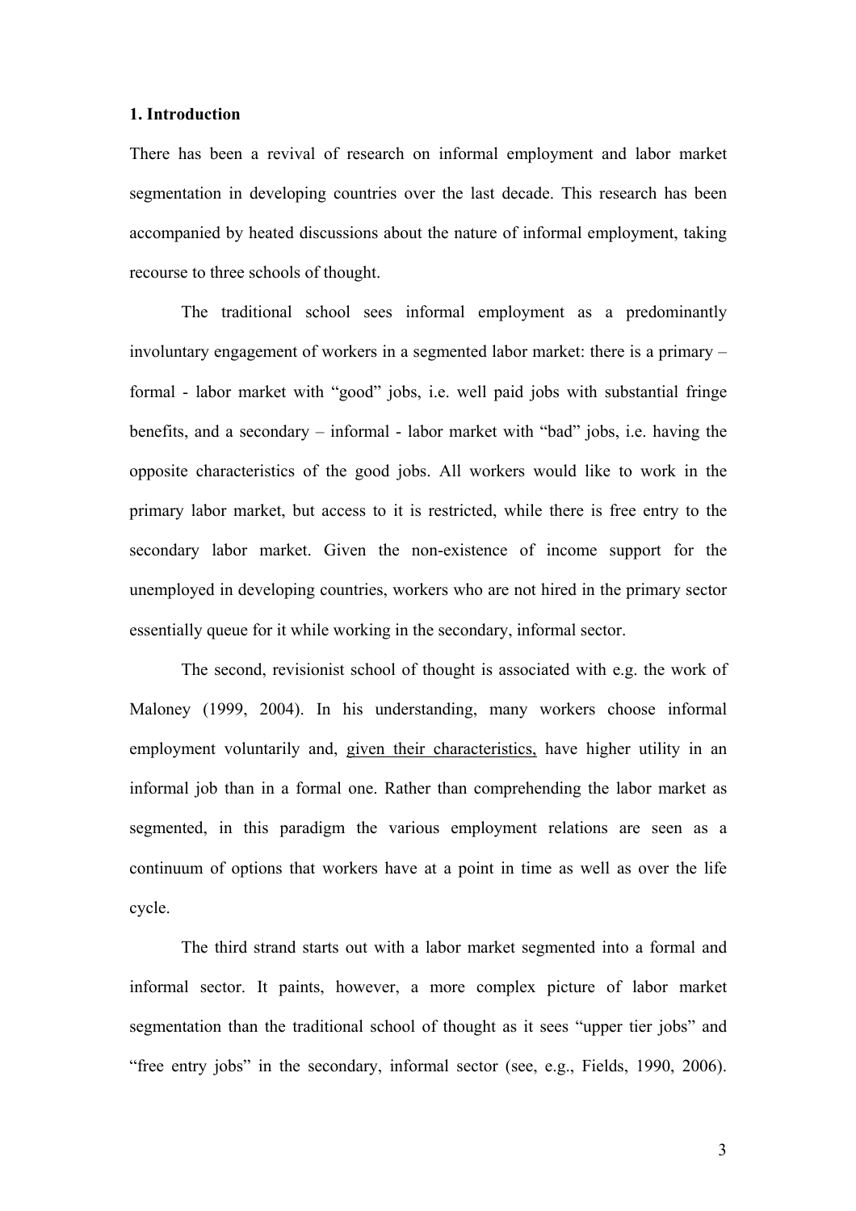## 1. Introduction

There has been a revival of research on informal employment and labor market segmentation in developing countries over the last decade. This research has been accompanied by heated discussions about the nature of informal employment, taking recourse to three schools of thought.

The traditional school sees informal employment as a predominantly involuntary engagement of workers in a segmented labor market: there is a primary – formal - labor market with "good" jobs, i.e. well paid jobs with substantial fringe benefits, and a secondary – informal - labor market with "bad" jobs, i.e. having the opposite characteristics of the good jobs. All workers would like to work in the primary labor market, but access to it is restricted, while there is free entry to the secondary labor market. Given the non-existence of income support for the unemployed in developing countries, workers who are not hired in the primary sector essentially queue for it while working in the secondary, informal sector.

The second, revisionist school of thought is associated with e.g. the work of Maloney (1999, 2004). In his understanding, many workers choose informal employment voluntarily and, <u>given their characteristics,</u> have higher utility in an informal job than in a formal one. Rather than comprehending the labor market as segmented, in this paradigm the various employment relations are seen as a continuum of options that workers have at a point in time as well as over the life cycle.

The third strand starts out with a labor market segmented into a formal and informal sector. It paints, however, a more complex picture of labor market segmentation than the traditional school of thought as it sees "upper tier jobs" and "free entry jobs" in the secondary, informal sector (see, e.g., Fields, 1990, 2006).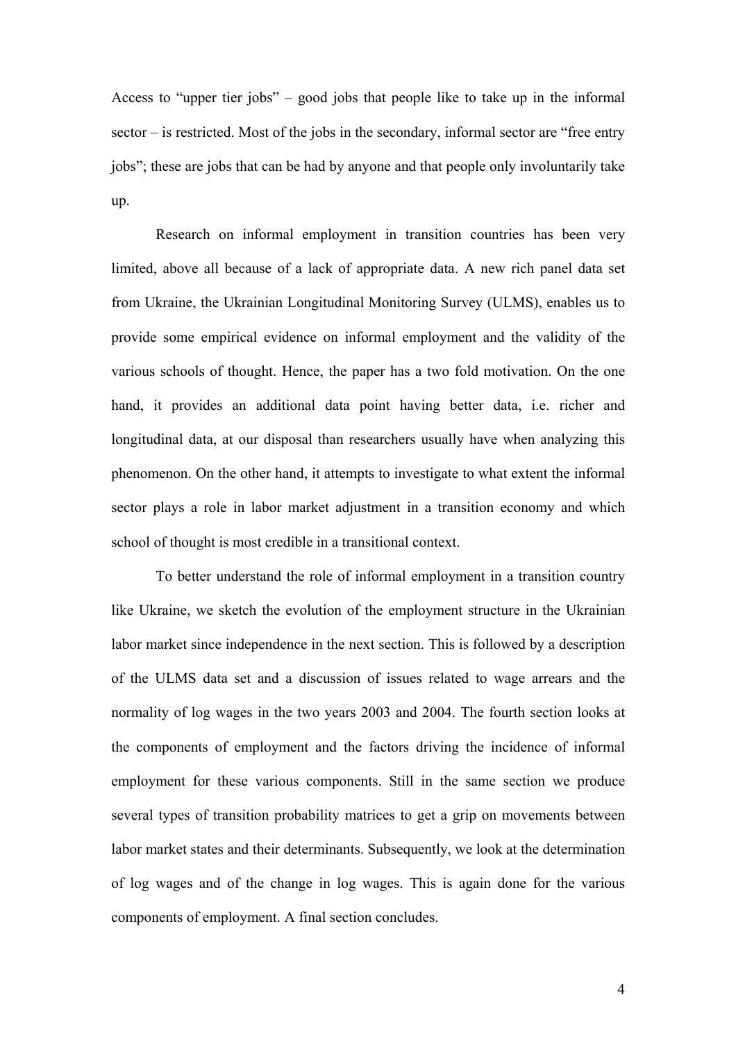Access to "upper tier jobs" – good jobs that people like to take up in the informal sector – is restricted. Most of the jobs in the secondary, informal sector are "free entry jobs"; these are jobs that can be had by anyone and that people only involuntarily take up.

Research on informal employment in transition countries has been very limited, above all because of a lack of appropriate data. A new rich panel data set from Ukraine, the Ukrainian Longitudinal Monitoring Survey (ULMS), enables us to provide some empirical evidence on informal employment and the validity of the various schools of thought. Hence, the paper has a two fold motivation. On the one hand, it provides an additional data point having better data, i.e. richer and longitudinal data, at our disposal than researchers usually have when analyzing this phenomenon. On the other hand, it attempts to investigate to what extent the informal sector plays a role in labor market adjustment in a transition economy and which school of thought is most credible in a transitional context.

To better understand the role of informal employment in a transition country like Ukraine, we sketch the evolution of the employment structure in the Ukrainian labor market since independence in the next section. This is followed by a description of the ULMS data set and a discussion of issues related to wage arrears and the normality of log wages in the two years 2003 and 2004. The fourth section looks at the components of employment and the factors driving the incidence of informal employment for these various components. Still in the same section we produce several types of transition probability matrices to get a grip on movements between labor market states and their determinants. Subsequently, we look at the determination of log wages and of the change in log wages. This is again done for the various components of employment. A final section concludes.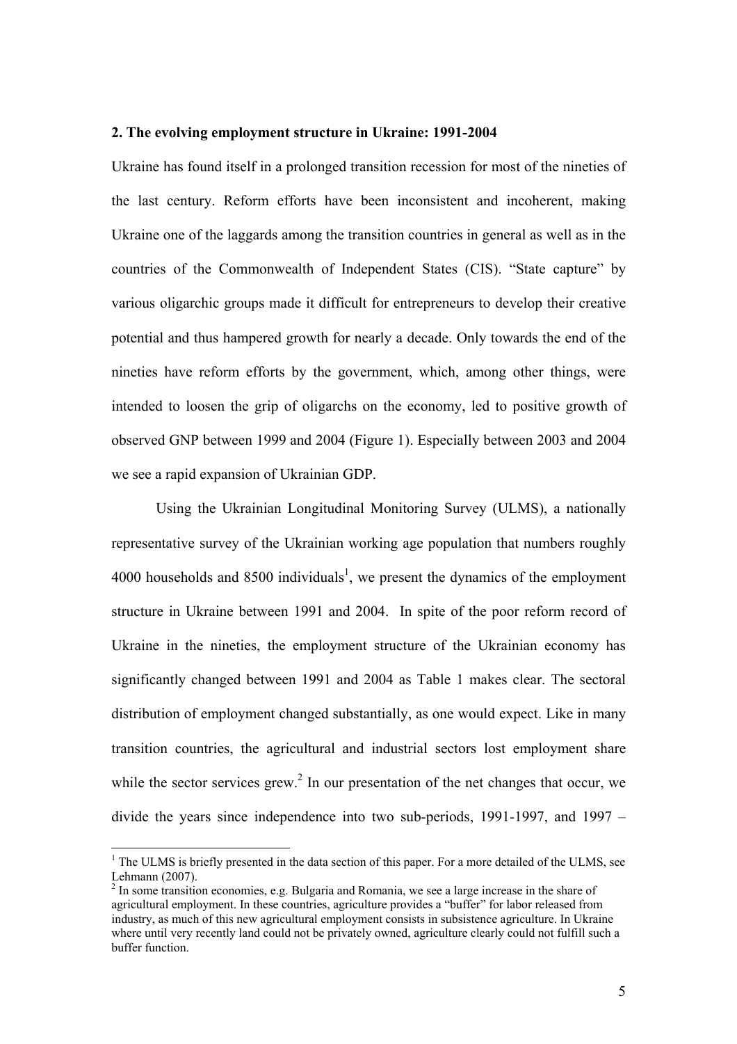**2. The evolving employment structure in Ukraine: 1991-2004**

Ukraine has found itself in a prolonged transition recession for most of the nineties of the last century. Reform efforts have been inconsistent and incoherent, making Ukraine one of the laggards among the transition countries in general as well as in the countries of the Commonwealth of Independent States (CIS). "State capture" by various oligarchic groups made it difficult for entrepreneurs to develop their creative potential and thus hampered growth for nearly a decade. Only towards the end of the nineties have reform efforts by the government, which, among other things, were intended to loosen the grip of oligarchs on the economy, led to positive growth of observed GNP between 1999 and 2004 (Figure 1). Especially between 2003 and 2004 we see a rapid expansion of Ukrainian GDP.

Using the Ukrainian Longitudinal Monitoring Survey (ULMS), a nationally representative survey of the Ukrainian working age population that numbers roughly 4000 households and 8500 individuals[1], we present the dynamics of the employment structure in Ukraine between 1991 and 2004. In spite of the poor reform record of Ukraine in the nineties, the employment structure of the Ukrainian economy has significantly changed between 1991 and 2004 as Table 1 makes clear. The sectoral distribution of employment changed substantially, as one would expect. Like in many transition countries, the agricultural and industrial sectors lost employment share while the sector services grew.[2] In our presentation of the net changes that occur, we divide the years since independence into two sub-periods, 1991-1997, and 1997 –

[1] The ULMS is briefly presented in the data section of this paper. For a more detailed of the ULMS, see Lehmann (2007).

[2] In some transition economies, e.g. Bulgaria and Romania, we see a large increase in the share of agricultural employment. In these countries, agriculture provides a "buffer" for labor released from industry, as much of this new agricultural employment consists in subsistence agriculture. In Ukraine where until very recently land could not be privately owned, agriculture clearly could not fulfill such a buffer function.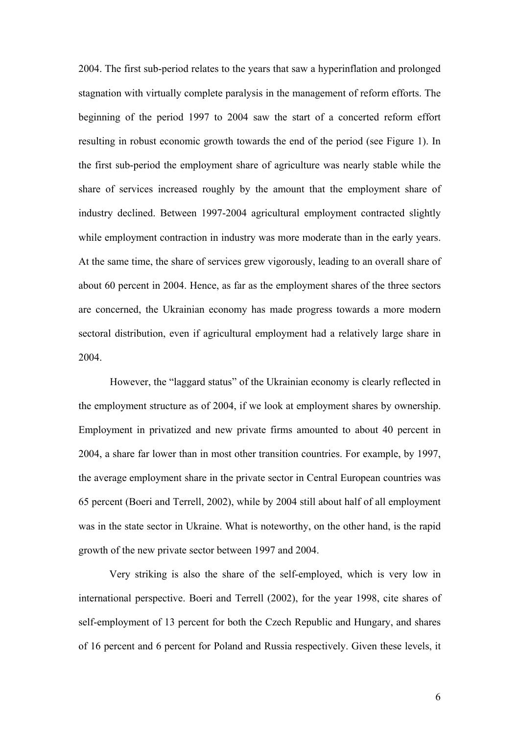2004. The first sub-period relates to the years that saw a hyperinflation and prolonged stagnation with virtually complete paralysis in the management of reform efforts. The beginning of the period 1997 to 2004 saw the start of a concerted reform effort resulting in robust economic growth towards the end of the period (see Figure 1). In the first sub-period the employment share of agriculture was nearly stable while the share of services increased roughly by the amount that the employment share of industry declined. Between 1997-2004 agricultural employment contracted slightly while employment contraction in industry was more moderate than in the early years. At the same time, the share of services grew vigorously, leading to an overall share of about 60 percent in 2004. Hence, as far as the employment shares of the three sectors are concerned, the Ukrainian economy has made progress towards a more modern sectoral distribution, even if agricultural employment had a relatively large share in 2004.

However, the "laggard status" of the Ukrainian economy is clearly reflected in the employment structure as of 2004, if we look at employment shares by ownership. Employment in privatized and new private firms amounted to about 40 percent in 2004, a share far lower than in most other transition countries. For example, by 1997, the average employment share in the private sector in Central European countries was 65 percent (Boeri and Terrell, 2002), while by 2004 still about half of all employment was in the state sector in Ukraine. What is noteworthy, on the other hand, is the rapid growth of the new private sector between 1997 and 2004.

Very striking is also the share of the self-employed, which is very low in international perspective. Boeri and Terrell (2002), for the year 1998, cite shares of self-employment of 13 percent for both the Czech Republic and Hungary, and shares of 16 percent and 6 percent for Poland and Russia respectively. Given these levels, it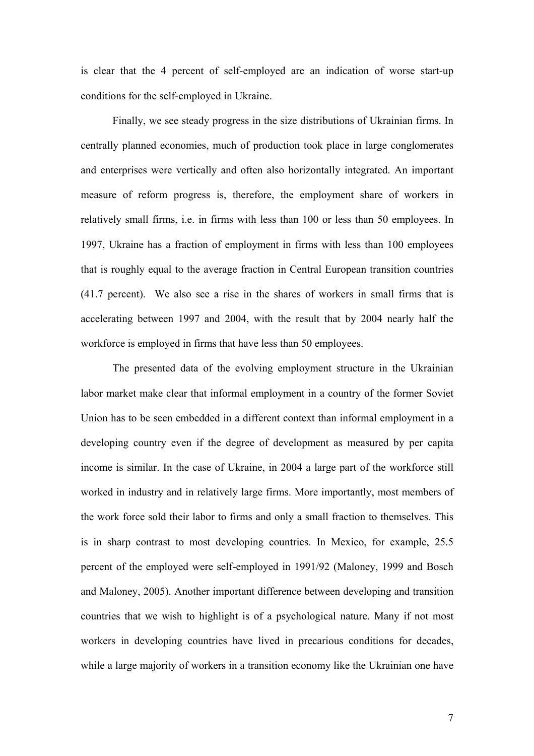is clear that the 4 percent of self-employed are an indication of worse start-up conditions for the self-employed in Ukraine.

Finally, we see steady progress in the size distributions of Ukrainian firms. In centrally planned economies, much of production took place in large conglomerates and enterprises were vertically and often also horizontally integrated. An important measure of reform progress is, therefore, the employment share of workers in relatively small firms, i.e. in firms with less than 100 or less than 50 employees. In 1997, Ukraine has a fraction of employment in firms with less than 100 employees that is roughly equal to the average fraction in Central European transition countries (41.7 percent). We also see a rise in the shares of workers in small firms that is accelerating between 1997 and 2004, with the result that by 2004 nearly half the workforce is employed in firms that have less than 50 employees.

The presented data of the evolving employment structure in the Ukrainian labor market make clear that informal employment in a country of the former Soviet Union has to be seen embedded in a different context than informal employment in a developing country even if the degree of development as measured by per capita income is similar. In the case of Ukraine, in 2004 a large part of the workforce still worked in industry and in relatively large firms. More importantly, most members of the work force sold their labor to firms and only a small fraction to themselves. This is in sharp contrast to most developing countries. In Mexico, for example, 25.5 percent of the employed were self-employed in 1991/92 (Maloney, 1999 and Bosch and Maloney, 2005). Another important difference between developing and transition countries that we wish to highlight is of a psychological nature. Many if not most workers in developing countries have lived in precarious conditions for decades, while a large majority of workers in a transition economy like the Ukrainian one have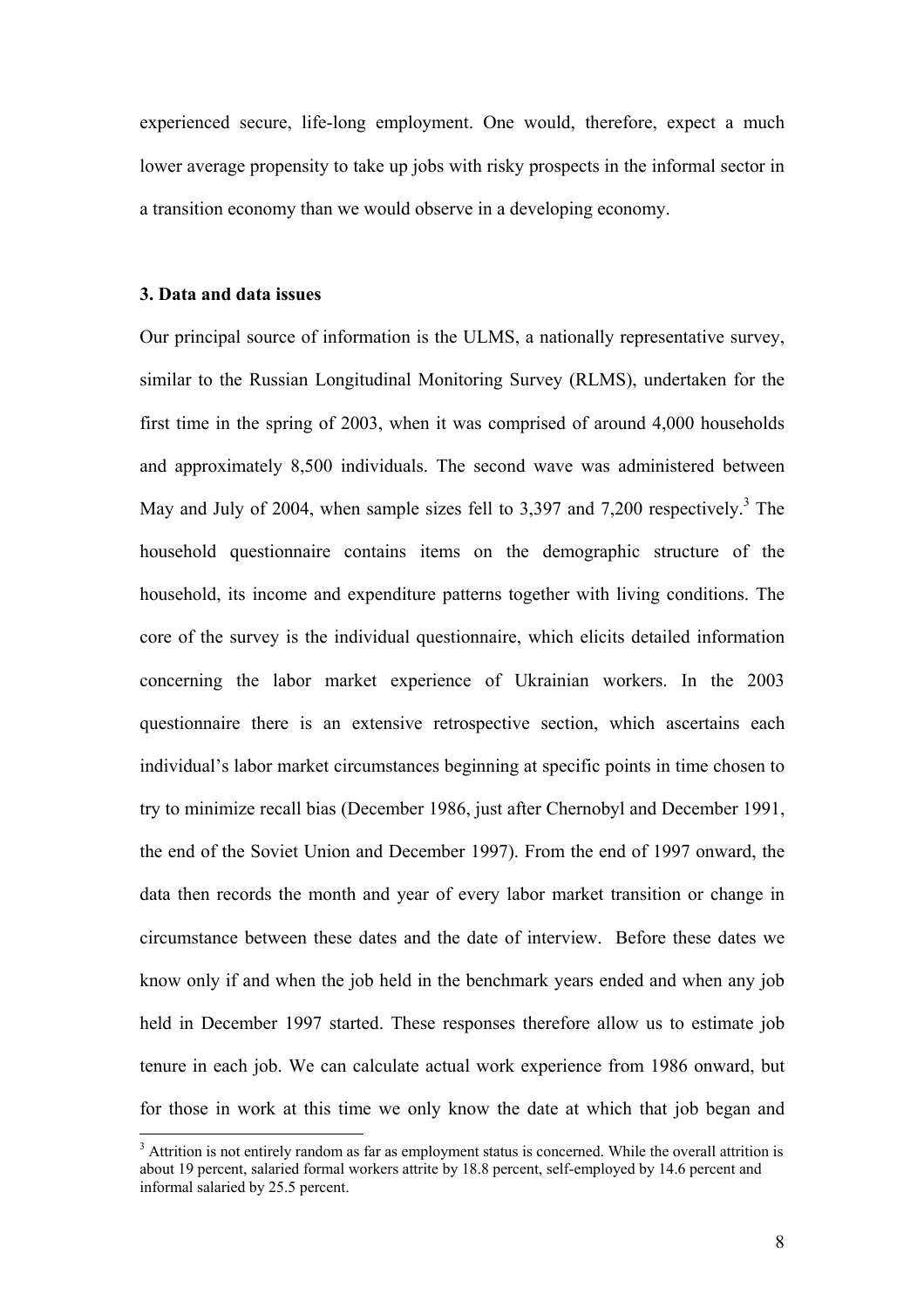experienced secure, life-long employment. One would, therefore, expect a much lower average propensity to take up jobs with risky prospects in the informal sector in a transition economy than we would observe in a developing economy.

### 3. Data and data issues

Our principal source of information is the ULMS, a nationally representative survey, similar to the Russian Longitudinal Monitoring Survey (RLMS), undertaken for the first time in the spring of 2003, when it was comprised of around 4,000 households and approximately 8,500 individuals. The second wave was administered between May and July of 2004, when sample sizes fell to 3,397 and 7,200 respectively.[3] The household questionnaire contains items on the demographic structure of the household, its income and expenditure patterns together with living conditions. The core of the survey is the individual questionnaire, which elicits detailed information concerning the labor market experience of Ukrainian workers. In the 2003 questionnaire there is an extensive retrospective section, which ascertains each individual's labor market circumstances beginning at specific points in time chosen to try to minimize recall bias (December 1986, just after Chernobyl and December 1991, the end of the Soviet Union and December 1997). From the end of 1997 onward, the data then records the month and year of every labor market transition or change in circumstance between these dates and the date of interview. Before these dates we know only if and when the job held in the benchmark years ended and when any job held in December 1997 started. These responses therefore allow us to estimate job tenure in each job. We can calculate actual work experience from 1986 onward, but for those in work at this time we only know the date at which that job began and

[3] Attrition is not entirely random as far as employment status is concerned. While the overall attrition is about 19 percent, salaried formal workers attrite by 18.8 percent, self-employed by 14.6 percent and informal salaried by 25.5 percent.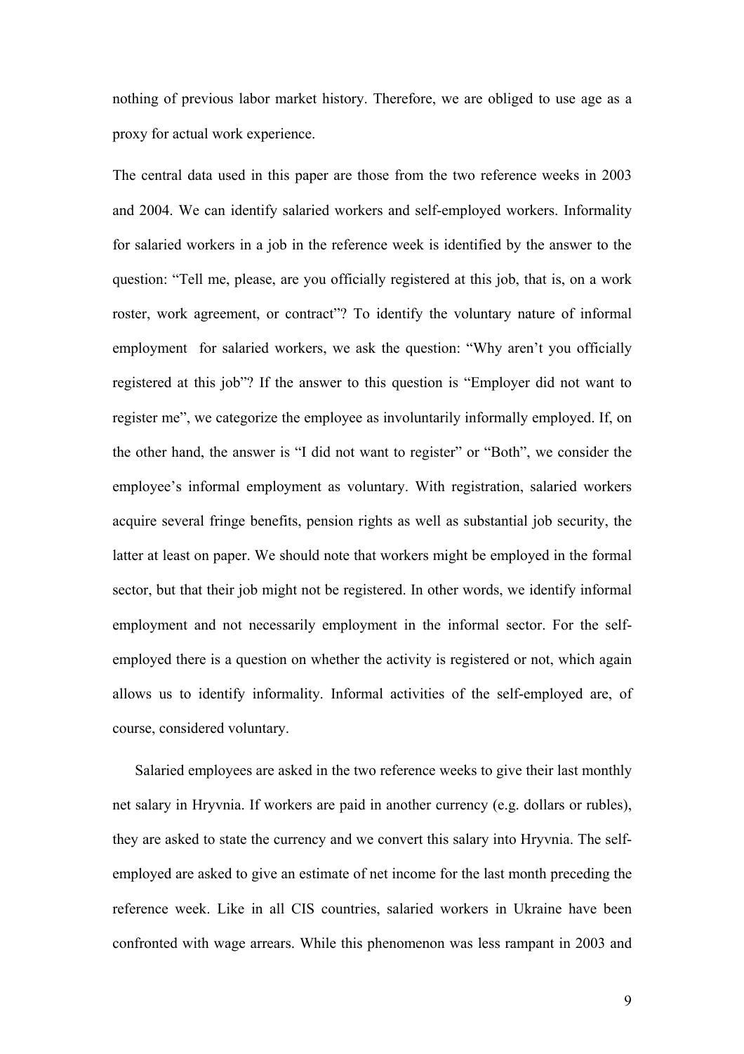nothing of previous labor market history. Therefore, we are obliged to use age as a proxy for actual work experience.

The central data used in this paper are those from the two reference weeks in 2003 and 2004. We can identify salaried workers and self-employed workers. Informality for salaried workers in a job in the reference week is identified by the answer to the question: "Tell me, please, are you officially registered at this job, that is, on a work roster, work agreement, or contract"? To identify the voluntary nature of informal employment for salaried workers, we ask the question: "Why aren't you officially registered at this job"? If the answer to this question is "Employer did not want to register me", we categorize the employee as involuntarily informally employed. If, on the other hand, the answer is "I did not want to register" or "Both", we consider the employee's informal employment as voluntary. With registration, salaried workers acquire several fringe benefits, pension rights as well as substantial job security, the latter at least on paper. We should note that workers might be employed in the formal sector, but that their job might not be registered. In other words, we identify informal employment and not necessarily employment in the informal sector. For the self-employed there is a question on whether the activity is registered or not, which again allows us to identify informality. Informal activities of the self-employed are, of course, considered voluntary.

Salaried employees are asked in the two reference weeks to give their last monthly net salary in Hryvnia. If workers are paid in another currency (e.g. dollars or rubles), they are asked to state the currency and we convert this salary into Hryvnia. The self-employed are asked to give an estimate of net income for the last month preceding the reference week. Like in all CIS countries, salaried workers in Ukraine have been confronted with wage arrears. While this phenomenon was less rampant in 2003 and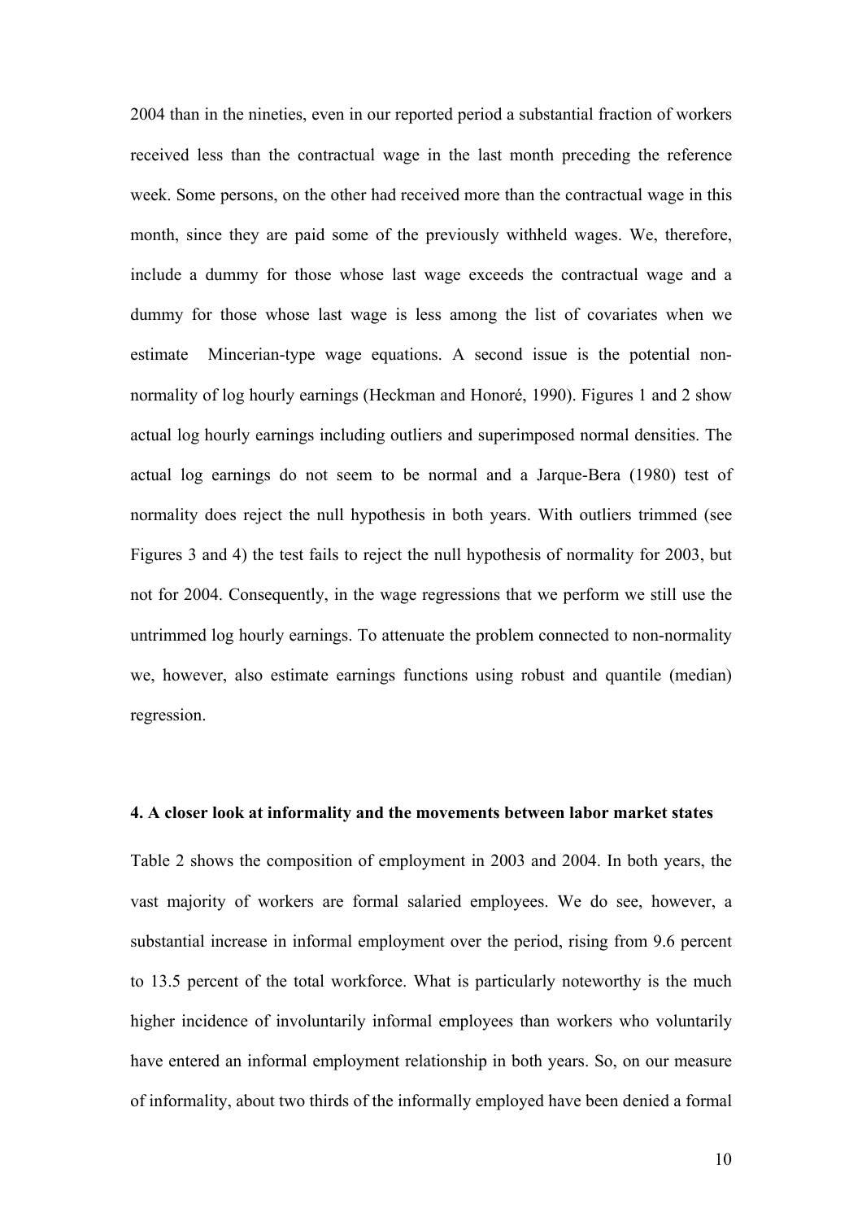2004 than in the nineties, even in our reported period a substantial fraction of workers received less than the contractual wage in the last month preceding the reference week. Some persons, on the other had received more than the contractual wage in this month, since they are paid some of the previously withheld wages. We, therefore, include a dummy for those whose last wage exceeds the contractual wage and a dummy for those whose last wage is less among the list of covariates when we estimate Mincerian-type wage equations. A second issue is the potential non-normality of log hourly earnings (Heckman and Honoré, 1990). Figures 1 and 2 show actual log hourly earnings including outliers and superimposed normal densities. The actual log earnings do not seem to be normal and a Jarque-Bera (1980) test of normality does reject the null hypothesis in both years. With outliers trimmed (see Figures 3 and 4) the test fails to reject the null hypothesis of normality for 2003, but not for 2004. Consequently, in the wage regressions that we perform we still use the untrimmed log hourly earnings. To attenuate the problem connected to non-normality we, however, also estimate earnings functions using robust and quantile (median) regression.

### 4. A closer look at informality and the movements between labor market states

Table 2 shows the composition of employment in 2003 and 2004. In both years, the vast majority of workers are formal salaried employees. We do see, however, a substantial increase in informal employment over the period, rising from 9.6 percent to 13.5 percent of the total workforce. What is particularly noteworthy is the much higher incidence of involuntarily informal employees than workers who voluntarily have entered an informal employment relationship in both years. So, on our measure of informality, about two thirds of the informally employed have been denied a formal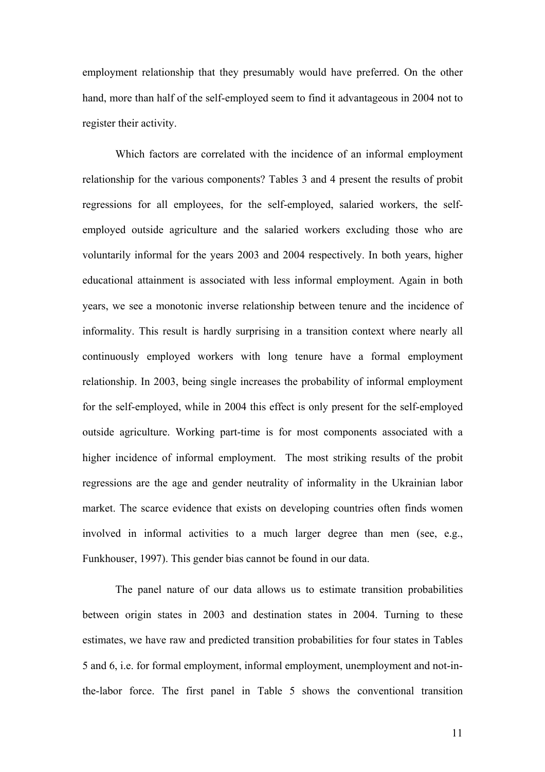employment relationship that they presumably would have preferred. On the other hand, more than half of the self-employed seem to find it advantageous in 2004 not to register their activity.

Which factors are correlated with the incidence of an informal employment relationship for the various components? Tables 3 and 4 present the results of probit regressions for all employees, for the self-employed, salaried workers, the self-employed outside agriculture and the salaried workers excluding those who are voluntarily informal for the years 2003 and 2004 respectively. In both years, higher educational attainment is associated with less informal employment. Again in both years, we see a monotonic inverse relationship between tenure and the incidence of informality. This result is hardly surprising in a transition context where nearly all continuously employed workers with long tenure have a formal employment relationship. In 2003, being single increases the probability of informal employment for the self-employed, while in 2004 this effect is only present for the self-employed outside agriculture. Working part-time is for most components associated with a higher incidence of informal employment. The most striking results of the probit regressions are the age and gender neutrality of informality in the Ukrainian labor market. The scarce evidence that exists on developing countries often finds women involved in informal activities to a much larger degree than men (see, e.g., Funkhouser, 1997). This gender bias cannot be found in our data.

The panel nature of our data allows us to estimate transition probabilities between origin states in 2003 and destination states in 2004. Turning to these estimates, we have raw and predicted transition probabilities for four states in Tables 5 and 6, i.e. for formal employment, informal employment, unemployment and not-in-the-labor force. The first panel in Table 5 shows the conventional transition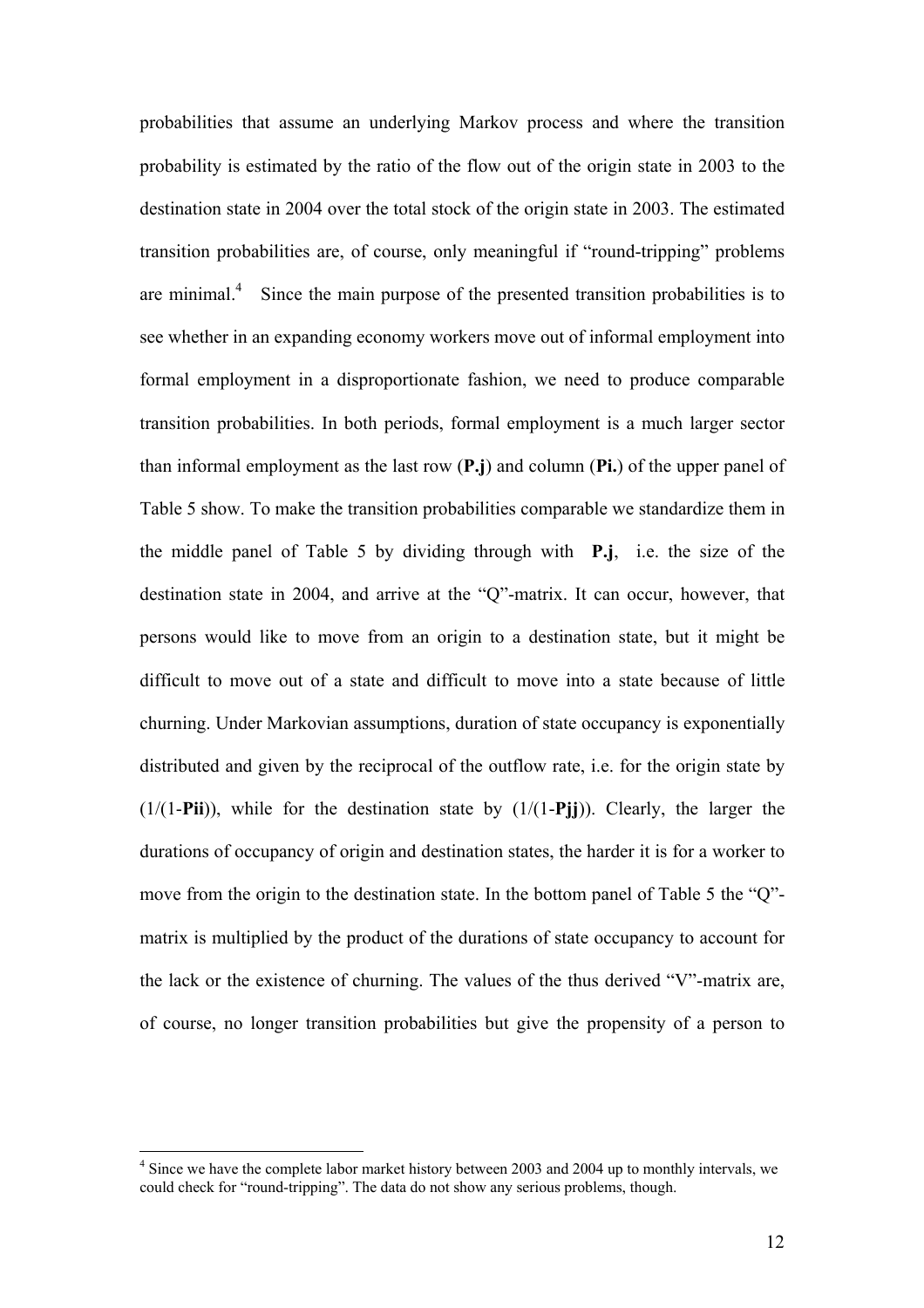probabilities that assume an underlying Markov process and where the transition probability is estimated by the ratio of the flow out of the origin state in 2003 to the destination state in 2004 over the total stock of the origin state in 2003. The estimated transition probabilities are, of course, only meaningful if "round-tripping" problems are minimal.[4] Since the main purpose of the presented transition probabilities is to see whether in an expanding economy workers move out of informal employment into formal employment in a disproportionate fashion, we need to produce comparable transition probabilities. In both periods, formal employment is a much larger sector than informal employment as the last row (**P.j**) and column (**Pi.**) of the upper panel of Table 5 show. To make the transition probabilities comparable we standardize them in the middle panel of Table 5 by dividing through with **P.j**, i.e. the size of the destination state in 2004, and arrive at the "Q"-matrix. It can occur, however, that persons would like to move from an origin to a destination state, but it might be difficult to move out of a state and difficult to move into a state because of little churning. Under Markovian assumptions, duration of state occupancy is exponentially distributed and given by the reciprocal of the outflow rate, i.e. for the origin state by (1/(1-**Pii**)), while for the destination state by (1/(1-**Pjj**)). Clearly, the larger the durations of occupancy of origin and destination states, the harder it is for a worker to move from the origin to the destination state. In the bottom panel of Table 5 the "Q"-matrix is multiplied by the product of the durations of state occupancy to account for the lack or the existence of churning. The values of the thus derived "V"-matrix are, of course, no longer transition probabilities but give the propensity of a person to

---

[4] Since we have the complete labor market history between 2003 and 2004 up to monthly intervals, we could check for "round-tripping". The data do not show any serious problems, though.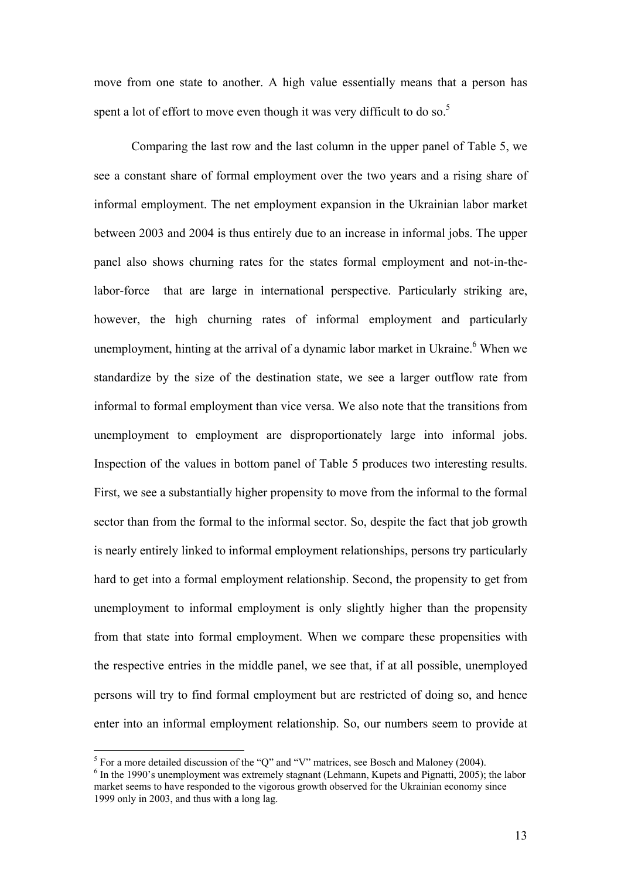move from one state to another. A high value essentially means that a person has spent a lot of effort to move even though it was very difficult to do so.[5]

Comparing the last row and the last column in the upper panel of Table 5, we see a constant share of formal employment over the two years and a rising share of informal employment. The net employment expansion in the Ukrainian labor market between 2003 and 2004 is thus entirely due to an increase in informal jobs. The upper panel also shows churning rates for the states formal employment and not-in-the-labor-force that are large in international perspective. Particularly striking are, however, the high churning rates of informal employment and particularly unemployment, hinting at the arrival of a dynamic labor market in Ukraine.[6] When we standardize by the size of the destination state, we see a larger outflow rate from informal to formal employment than vice versa. We also note that the transitions from unemployment to employment are disproportionately large into informal jobs. Inspection of the values in bottom panel of Table 5 produces two interesting results. First, we see a substantially higher propensity to move from the informal to the formal sector than from the formal to the informal sector. So, despite the fact that job growth is nearly entirely linked to informal employment relationships, persons try particularly hard to get into a formal employment relationship. Second, the propensity to get from unemployment to informal employment is only slightly higher than the propensity from that state into formal employment. When we compare these propensities with the respective entries in the middle panel, we see that, if at all possible, unemployed persons will try to find formal employment but are restricted of doing so, and hence enter into an informal employment relationship. So, our numbers seem to provide at

---

[5] For a more detailed discussion of the "Q" and "V" matrices, see Bosch and Maloney (2004).

[6] In the 1990's unemployment was extremely stagnant (Lehmann, Kupets and Pignatti, 2005); the labor market seems to have responded to the vigorous growth observed for the Ukrainian economy since 1999 only in 2003, and thus with a long lag.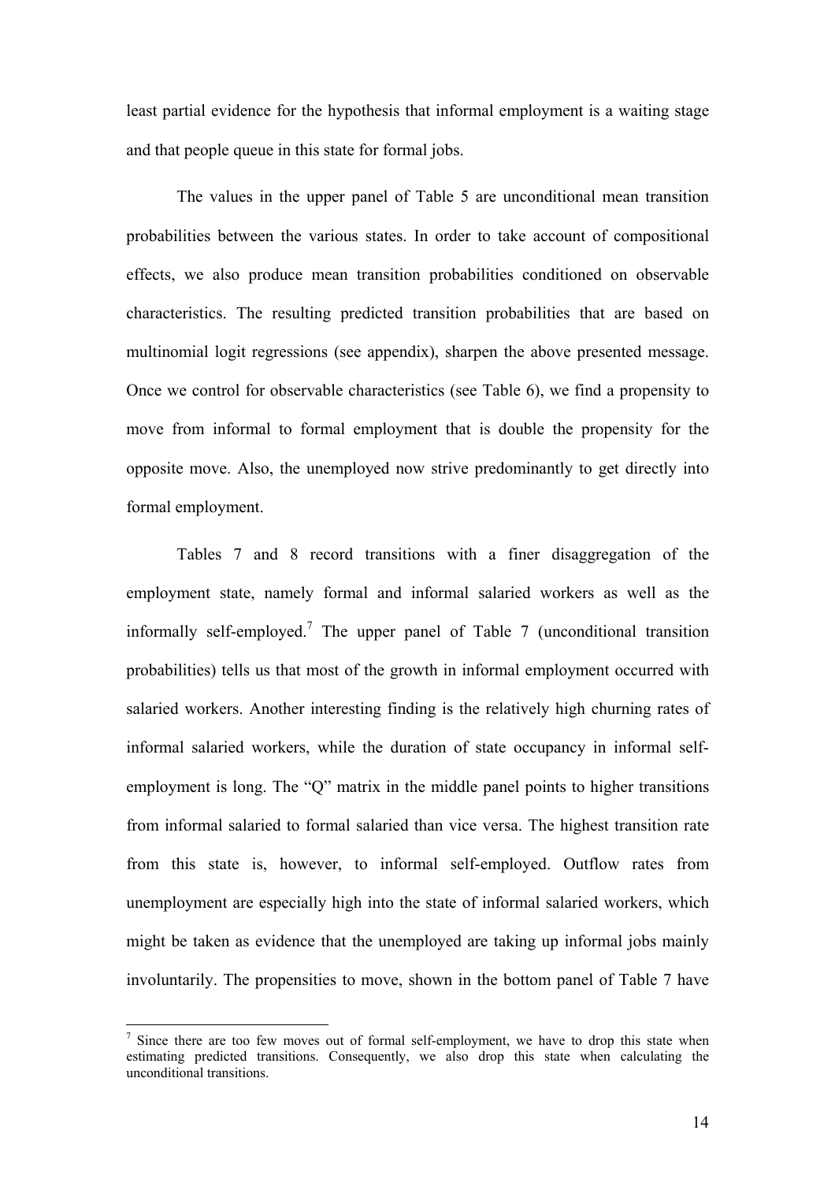least partial evidence for the hypothesis that informal employment is a waiting stage and that people queue in this state for formal jobs.

The values in the upper panel of Table 5 are unconditional mean transition probabilities between the various states. In order to take account of compositional effects, we also produce mean transition probabilities conditioned on observable characteristics. The resulting predicted transition probabilities that are based on multinomial logit regressions (see appendix), sharpen the above presented message. Once we control for observable characteristics (see Table 6), we find a propensity to move from informal to formal employment that is double the propensity for the opposite move. Also, the unemployed now strive predominantly to get directly into formal employment.

Tables 7 and 8 record transitions with a finer disaggregation of the employment state, namely formal and informal salaried workers as well as the informally self-employed.[7] The upper panel of Table 7 (unconditional transition probabilities) tells us that most of the growth in informal employment occurred with salaried workers. Another interesting finding is the relatively high churning rates of informal salaried workers, while the duration of state occupancy in informal self-employment is long. The "Q" matrix in the middle panel points to higher transitions from informal salaried to formal salaried than vice versa. The highest transition rate from this state is, however, to informal self-employed. Outflow rates from unemployment are especially high into the state of informal salaried workers, which might be taken as evidence that the unemployed are taking up informal jobs mainly involuntarily. The propensities to move, shown in the bottom panel of Table 7 have

[7] Since there are too few moves out of formal self-employment, we have to drop this state when estimating predicted transitions. Consequently, we also drop this state when calculating the unconditional transitions.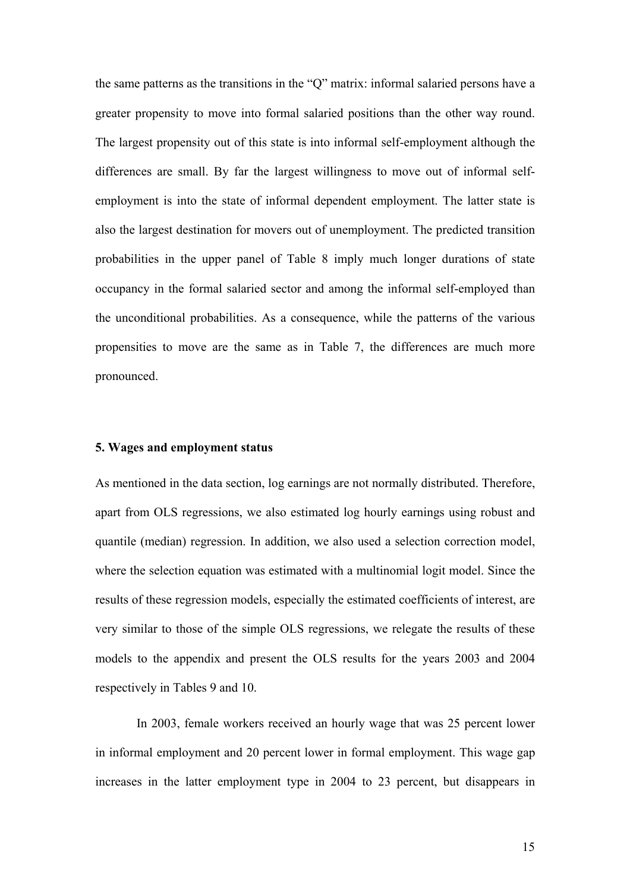the same patterns as the transitions in the "Q" matrix: informal salaried persons have a greater propensity to move into formal salaried positions than the other way round. The largest propensity out of this state is into informal self-employment although the differences are small. By far the largest willingness to move out of informal self-employment is into the state of informal dependent employment. The latter state is also the largest destination for movers out of unemployment. The predicted transition probabilities in the upper panel of Table 8 imply much longer durations of state occupancy in the formal salaried sector and among the informal self-employed than the unconditional probabilities. As a consequence, while the patterns of the various propensities to move are the same as in Table 7, the differences are much more pronounced.

### 5. Wages and employment status

As mentioned in the data section, log earnings are not normally distributed. Therefore, apart from OLS regressions, we also estimated log hourly earnings using robust and quantile (median) regression. In addition, we also used a selection correction model, where the selection equation was estimated with a multinomial logit model. Since the results of these regression models, especially the estimated coefficients of interest, are very similar to those of the simple OLS regressions, we relegate the results of these models to the appendix and present the OLS results for the years 2003 and 2004 respectively in Tables 9 and 10.

In 2003, female workers received an hourly wage that was 25 percent lower in informal employment and 20 percent lower in formal employment. This wage gap increases in the latter employment type in 2004 to 23 percent, but disappears in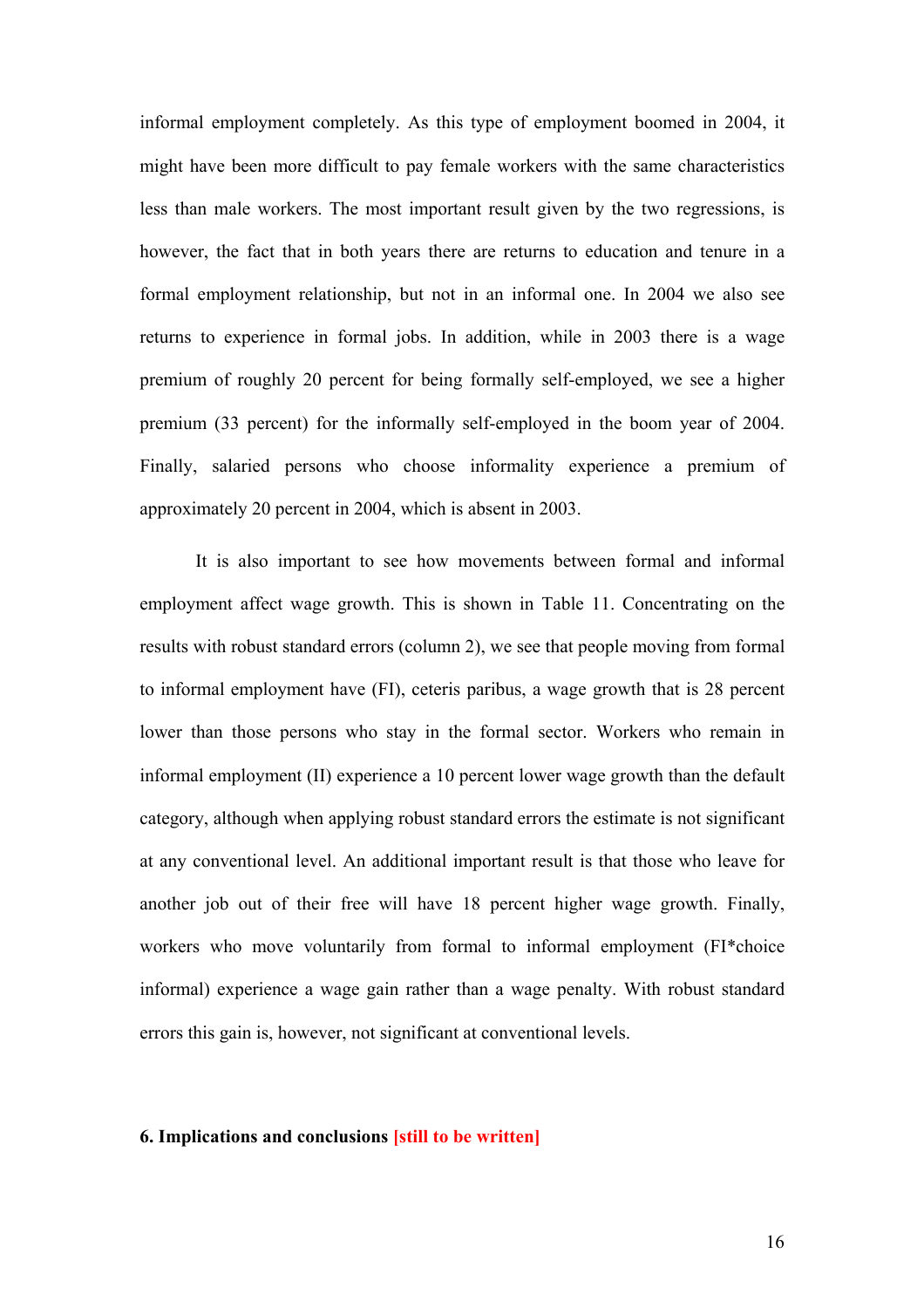informal employment completely. As this type of employment boomed in 2004, it might have been more difficult to pay female workers with the same characteristics less than male workers. The most important result given by the two regressions, is however, the fact that in both years there are returns to education and tenure in a formal employment relationship, but not in an informal one. In 2004 we also see returns to experience in formal jobs. In addition, while in 2003 there is a wage premium of roughly 20 percent for being formally self-employed, we see a higher premium (33 percent) for the informally self-employed in the boom year of 2004. Finally, salaried persons who choose informality experience a premium of approximately 20 percent in 2004, which is absent in 2003.

It is also important to see how movements between formal and informal employment affect wage growth. This is shown in Table 11. Concentrating on the results with robust standard errors (column 2), we see that people moving from formal to informal employment have (FI), ceteris paribus, a wage growth that is 28 percent lower than those persons who stay in the formal sector. Workers who remain in informal employment (II) experience a 10 percent lower wage growth than the default category, although when applying robust standard errors the estimate is not significant at any conventional level. An additional important result is that those who leave for another job out of their free will have 18 percent higher wage growth. Finally, workers who move voluntarily from formal to informal employment (FI*choice informal) experience a wage gain rather than a wage penalty. With robust standard errors this gain is, however, not significant at conventional levels.

#### 6. Implications and conclusions [still to be written]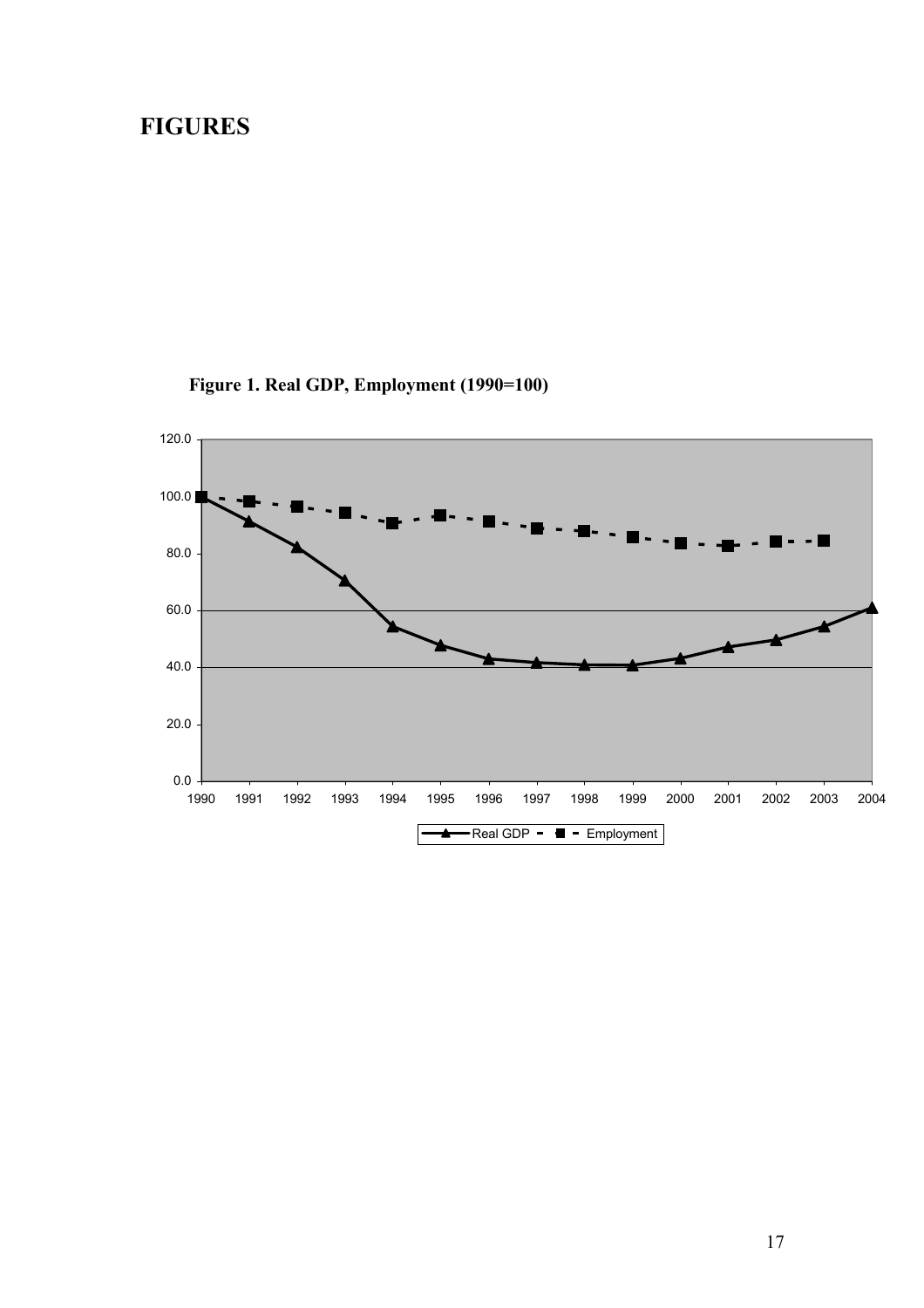# FIGURES

**Figure 1. Real GDP, Employment (1990=100)**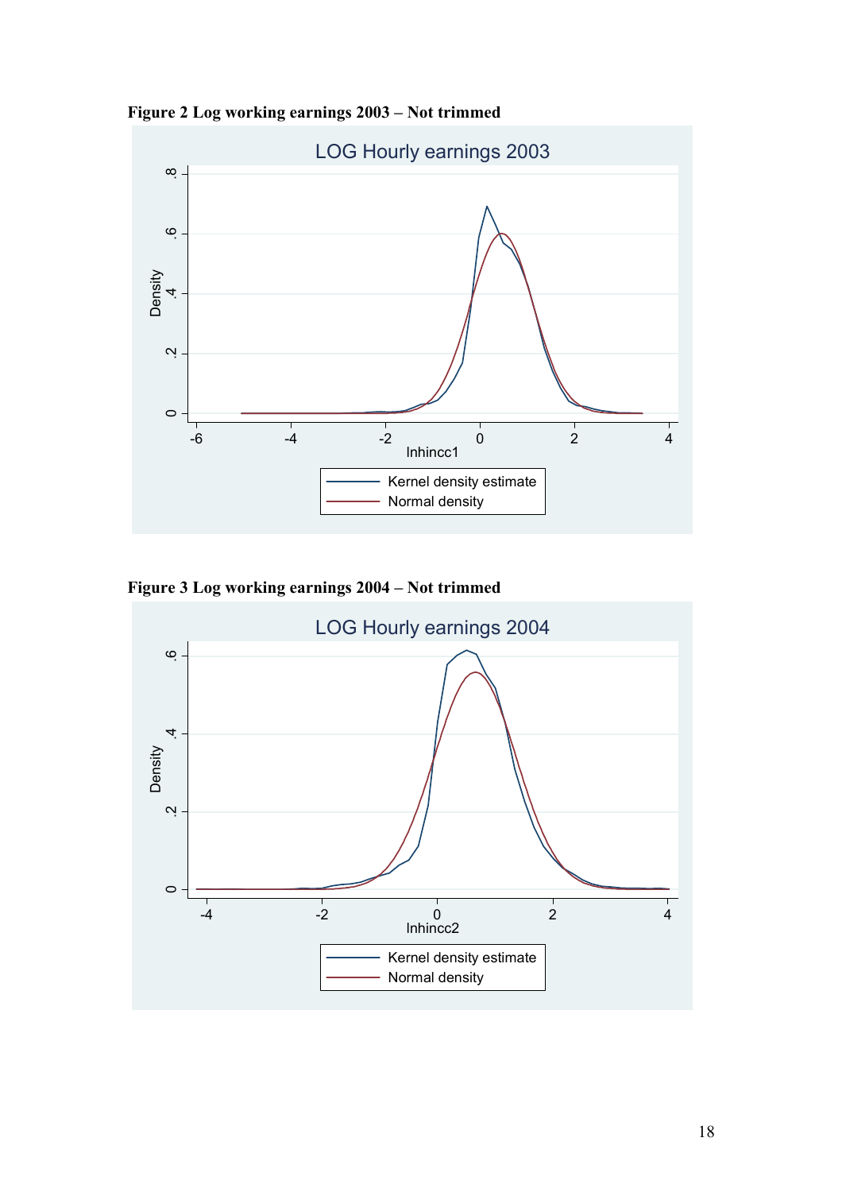**Figure 2 Log working earnings 2003 – Not trimmed**

**Figure 3 Log working earnings 2004 – Not trimmed**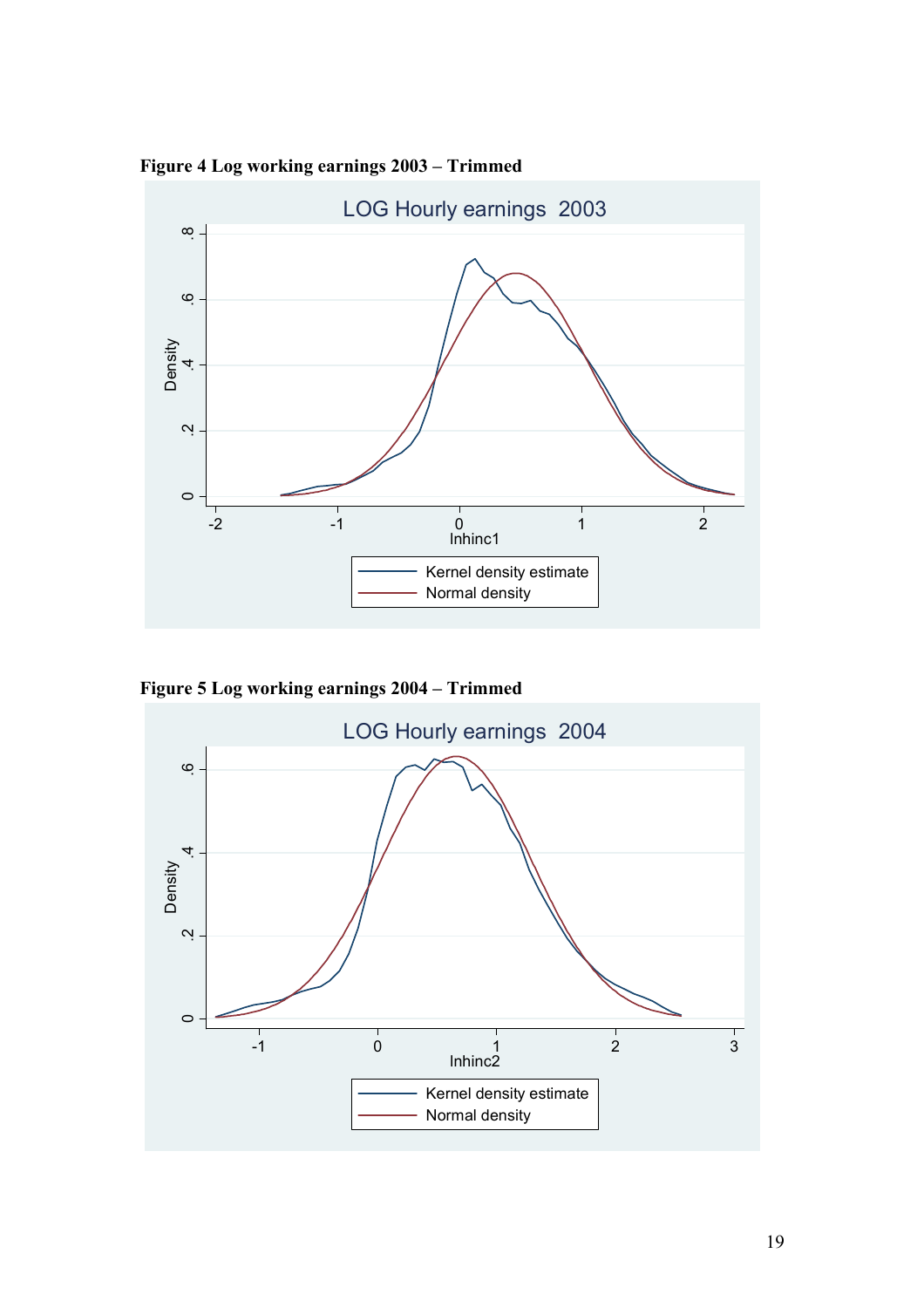**Figure 4 Log working earnings 2003 – Trimmed**

**Figure 5 Log working earnings 2004 – Trimmed**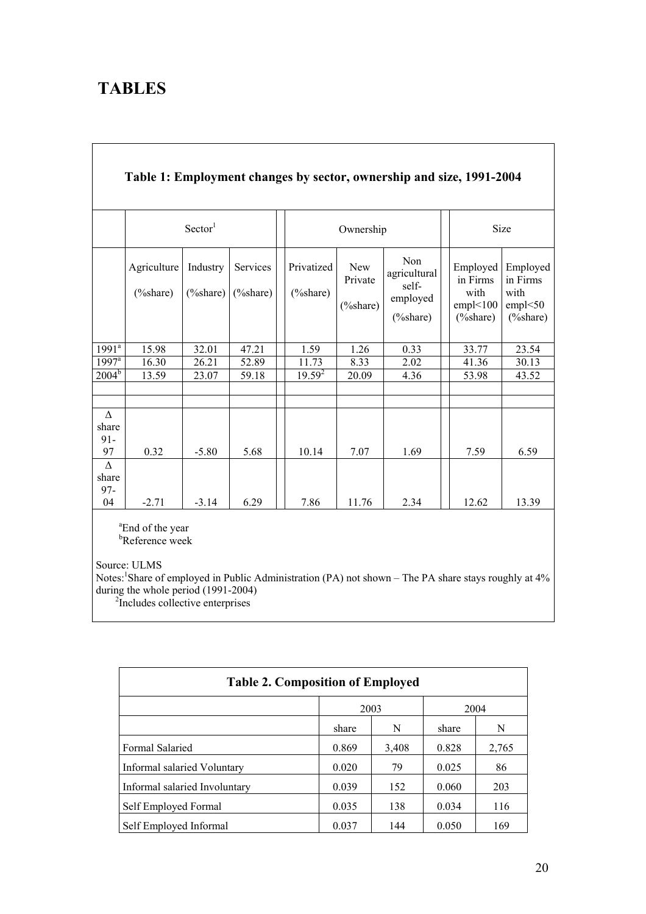# TABLES

**Table 1: Employment changes by sector, ownership and size, 1991-2004**

| | Sector[1] | | | Ownership | | | Size | |
|---|---|---|---|---|---|---|---|---|
| | Agriculture (%share) | Industry (%share) | Services (%share) | Privatized (%share) | New Private (%share) | Non agricultural self-employed (%share) | Employed in Firms with empl<100 (%share) | Employed in Firms with empl<50 (%share) |
| 1991[a] | 15.98 | 32.01 | 47.21 | 1.59 | 1.26 | 0.33 | 33.77 | 23.54 |
| 1997[a] | 16.30 | 26.21 | 52.89 | 11.73 | 8.33 | 2.02 | 41.36 | 30.13 |
| 2004[b] | 13.59 | 23.07 | 59.18 | 19.59[2] | 20.09 | 4.36 | 53.98 | 43.52 |
| Δ share 91-97 | 0.32 | -5.80 | 5.68 | 10.14 | 7.07 | 1.69 | 7.59 | 6.59 |
| Δ share 97-04 | -2.71 | -3.14 | 6.29 | 7.86 | 11.76 | 2.34 | 12.62 | 13.39 |

[a]End of the year
[b]Reference week

Source: ULMS
Notes: [1]Share of employed in Public Administration (PA) not shown – The PA share stays roughly at 4% during the whole period (1991-2004)
[2]Includes collective enterprises

**Table 2. Composition of Employed**

| | 2003 | | 2004 | |
|---|---|---|---|---|
| | share | N | share | N |
| Formal Salaried | 0.869 | 3,408 | 0.828 | 2,765 |
| Informal salaried Voluntary | 0.020 | 79 | 0.025 | 86 |
| Informal salaried Involuntary | 0.039 | 152 | 0.060 | 203 |
| Self Employed Formal | 0.035 | 138 | 0.034 | 116 |
| Self Employed Informal | 0.037 | 144 | 0.050 | 169 |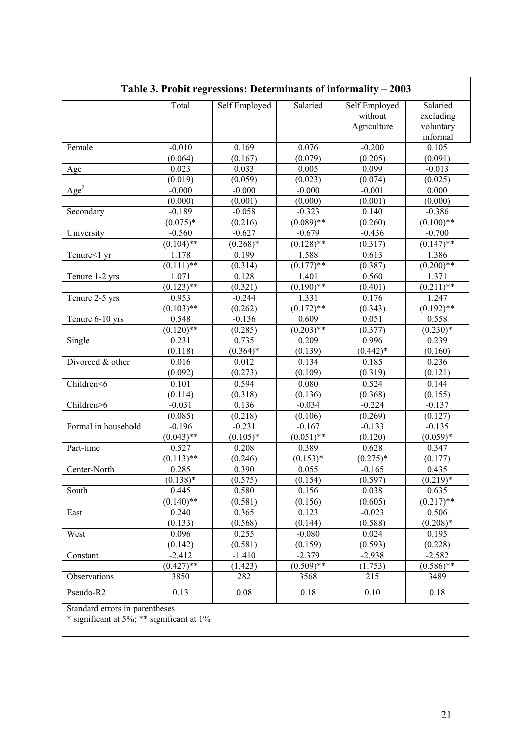**Table 3. Probit regressions: Determinants of informality – 2003**

| | Total | Self Employed | Salaried | Self Employed without Agriculture | Salaried excluding voluntary informal |
|---|---|---|---|---|---|
| Female | -0.010 | 0.169 | 0.076 | -0.200 | 0.105 |
| | (0.064) | (0.167) | (0.079) | (0.205) | (0.091) |
| Age | 0.023 | 0.033 | 0.005 | 0.099 | -0.013 |
| | (0.019) | (0.059) | (0.023) | (0.074) | (0.025) |
| $Age^2$ | -0.000 | -0.000 | -0.000 | -0.001 | 0.000 |
| | (0.000) | (0.001) | (0.000) | (0.001) | (0.000) |
| Secondary | -0.189 | -0.058 | -0.323 | 0.140 | -0.386 |
| | (0.075)* | (0.216) | (0.089)** | (0.260) | (0.100)** |
| University | -0.560 | -0.627 | -0.679 | -0.436 | -0.700 |
| | (0.104)** | (0.268)* | (0.128)** | (0.317) | (0.147)** |
| Tenure<1 yr | 1.178 | 0.199 | 1.588 | 0.613 | 1.386 |
| | (0.111)** | (0.314) | (0.177)** | (0.387) | (0.200)** |
| Tenure 1-2 yrs | 1.071 | 0.128 | 1.401 | 0.560 | 1.371 |
| | (0.123)** | (0.321) | (0.190)** | (0.401) | (0.211)** |
| Tenure 2-5 yrs | 0.953 | -0.244 | 1.331 | 0.176 | 1.247 |
| | (0.103)** | (0.262) | (0.172)** | (0.343) | (0.192)** |
| Tenure 6-10 yrs | 0.548 | -0.136 | 0.609 | 0.051 | 0.558 |
| | (0.120)** | (0.285) | (0.203)** | (0.377) | (0.230)* |
| Single | 0.231 | 0.735 | 0.209 | 0.996 | 0.239 |
| | (0.118) | (0.364)* | (0.139) | (0.442)* | (0.160) |
| Divorced & other | 0.016 | 0.012 | 0.134 | 0.185 | 0.236 |
| | (0.092) | (0.273) | (0.109) | (0.319) | (0.121) |
| Children<6 | 0.101 | 0.594 | 0.080 | 0.524 | 0.144 |
| | (0.114) | (0.318) | (0.136) | (0.368) | (0.155) |
| Children>6 | -0.031 | 0.136 | -0.034 | -0.224 | -0.137 |
| | (0.085) | (0.218) | (0.106) | (0.269) | (0.127) |
| Formal in household | -0.196 | -0.231 | -0.167 | -0.133 | -0.135 |
| | (0.043)** | (0.105)* | (0.051)** | (0.120) | (0.059)* |
| Part-time | 0.527 | 0.208 | 0.389 | 0.628 | 0.347 |
| | (0.113)** | (0.246) | (0.153)* | (0.275)* | (0.177) |
| Center-North | 0.285 | 0.390 | 0.055 | -0.165 | 0.435 |
| | (0.138)* | (0.575) | (0.154) | (0.597) | (0.219)* |
| South | 0.445 | 0.580 | 0.156 | 0.038 | 0.635 |
| | (0.140)** | (0.581) | (0.156) | (0.605) | (0.217)** |
| East | 0.240 | 0.365 | 0.123 | -0.023 | 0.506 |
| | (0.133) | (0.568) | (0.144) | (0.588) | (0.208)* |
| West | 0.096 | 0.255 | -0.080 | 0.024 | 0.195 |
| | (0.142) | (0.581) | (0.159) | (0.593) | (0.228) |
| Constant | -2.412 | -1.410 | -2.379 | -2.938 | -2.582 |
| | (0.427)** | (1.423) | (0.509)** | (1.753) | (0.586)** |
| Observations | 3850 | 282 | 3568 | 215 | 3489 |
| Pseudo-R2 | 0.13 | 0.08 | 0.18 | 0.10 | 0.18 |

Standard errors in parentheses
* significant at 5%; ** significant at 1%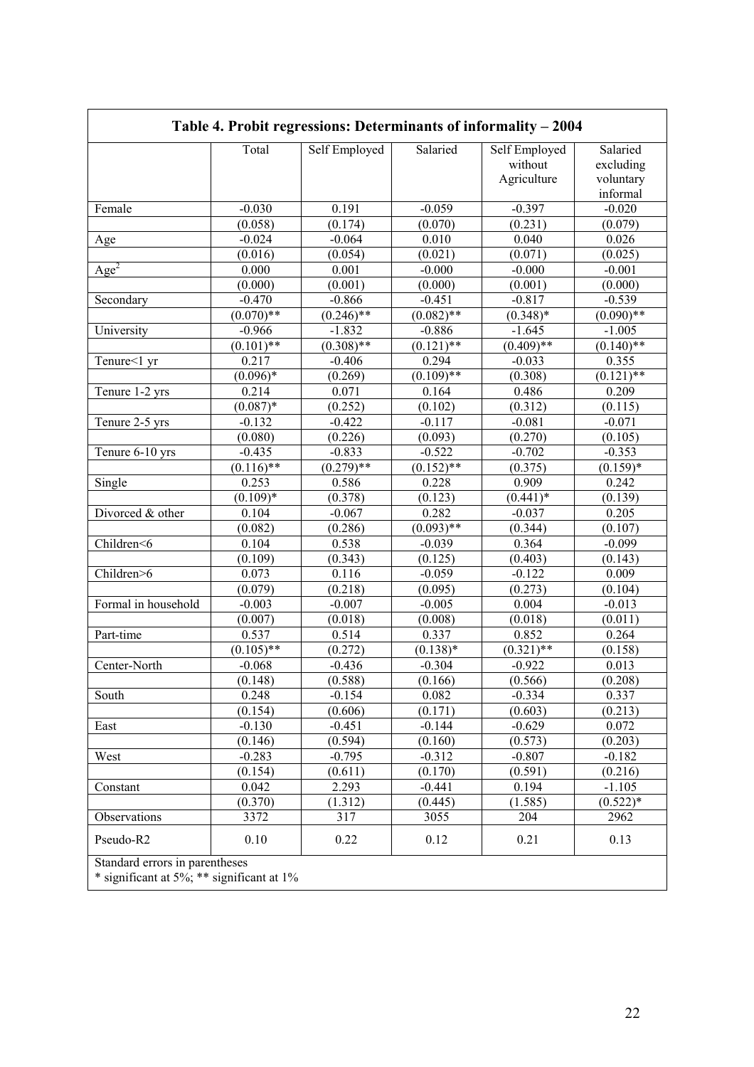**Table 4. Probit regressions: Determinants of informality – 2004**

| | Total | Self Employed | Salaried | Self Employed without Agriculture | Salaried excluding voluntary informal |
|---|---|---|---|---|---|
| Female | -0.030 | 0.191 | -0.059 | -0.397 | -0.020 |
| | (0.058) | (0.174) | (0.070) | (0.231) | (0.079) |
| Age | -0.024 | -0.064 | 0.010 | 0.040 | 0.026 |
| | (0.016) | (0.054) | (0.021) | (0.071) | (0.025) |
| $Age^2$ | 0.000 | 0.001 | -0.000 | -0.000 | -0.001 |
| | (0.000) | (0.001) | (0.000) | (0.001) | (0.000) |
| Secondary | -0.470 | -0.866 | -0.451 | -0.817 | -0.539 |
| | (0.070)** | (0.246)** | (0.082)** | (0.348)* | (0.090)** |
| University | -0.966 | -1.832 | -0.886 | -1.645 | -1.005 |
| | (0.101)** | (0.308)** | (0.121)** | (0.409)** | (0.140)** |
| Tenure<1 yr | 0.217 | -0.406 | 0.294 | -0.033 | 0.355 |
| | (0.096)* | (0.269) | (0.109)** | (0.308) | (0.121)** |
| Tenure 1-2 yrs | 0.214 | 0.071 | 0.164 | 0.486 | 0.209 |
| | (0.087)* | (0.252) | (0.102) | (0.312) | (0.115) |
| Tenure 2-5 yrs | -0.132 | -0.422 | -0.117 | -0.081 | -0.071 |
| | (0.080) | (0.226) | (0.093) | (0.270) | (0.105) |
| Tenure 6-10 yrs | -0.435 | -0.833 | -0.522 | -0.702 | -0.353 |
| | (0.116)** | (0.279)** | (0.152)** | (0.375) | (0.159)* |
| Single | 0.253 | 0.586 | 0.228 | 0.909 | 0.242 |
| | (0.109)* | (0.378) | (0.123) | (0.441)* | (0.139) |
| Divorced & other | 0.104 | -0.067 | 0.282 | -0.037 | 0.205 |
| | (0.082) | (0.286) | (0.093)** | (0.344) | (0.107) |
| Children<6 | 0.104 | 0.538 | -0.039 | 0.364 | -0.099 |
| | (0.109) | (0.343) | (0.125) | (0.403) | (0.143) |
| Children>6 | 0.073 | 0.116 | -0.059 | -0.122 | 0.009 |
| | (0.079) | (0.218) | (0.095) | (0.273) | (0.104) |
| Formal in household | -0.003 | -0.007 | -0.005 | 0.004 | -0.013 |
| | (0.007) | (0.018) | (0.008) | (0.018) | (0.011) |
| Part-time | 0.537 | 0.514 | 0.337 | 0.852 | 0.264 |
| | (0.105)** | (0.272) | (0.138)* | (0.321)** | (0.158) |
| Center-North | -0.068 | -0.436 | -0.304 | -0.922 | 0.013 |
| | (0.148) | (0.588) | (0.166) | (0.566) | (0.208) |
| South | 0.248 | -0.154 | 0.082 | -0.334 | 0.337 |
| | (0.154) | (0.606) | (0.171) | (0.603) | (0.213) |
| East | -0.130 | -0.451 | -0.144 | -0.629 | 0.072 |
| | (0.146) | (0.594) | (0.160) | (0.573) | (0.203) |
| West | -0.283 | -0.795 | -0.312 | -0.807 | -0.182 |
| | (0.154) | (0.611) | (0.170) | (0.591) | (0.216) |
| Constant | 0.042 | 2.293 | -0.441 | 0.194 | -1.105 |
| | (0.370) | (1.312) | (0.445) | (1.585) | (0.522)* |
| Observations | 3372 | 317 | 3055 | 204 | 2962 |
| Pseudo-R2 | 0.10 | 0.22 | 0.12 | 0.21 | 0.13 |

Standard errors in parentheses
* significant at 5%; ** significant at 1%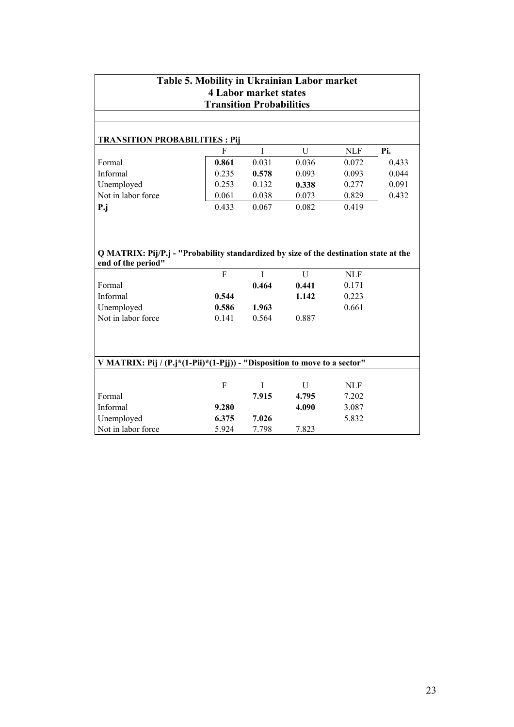## Table 5. Mobility in Ukrainian Labor market
### 4 Labor market states
### Transition Probabilities

**TRANSITION PROBABILITIES : Pij**

| | F | I | U | NLF | **Pi.** |
|---|---|---|---|---|---|
| Formal | **0.861** | 0.031 | 0.036 | 0.072 | 0.433 |
| Informal | 0.235 | **0.578** | 0.093 | 0.093 | 0.044 |
| Unemployed | 0.253 | 0.132 | **0.338** | 0.277 | 0.091 |
| Not in labor force | 0.061 | 0.038 | 0.073 | 0.829 | 0.432 |
| **P.j** | 0.433 | 0.067 | 0.082 | 0.419 | |

**Q MATRIX: Pij/P.j - "Probability standardized by size of the destination state at the end of the period"**

| | F | I | U | NLF |
|---|---|---|---|---|
| Formal | | **0.464** | **0.441** | 0.171 |
| Informal | **0.544** | | **1.142** | 0.223 |
| Unemployed | **0.586** | **1.963** | | 0.661 |
| Not in labor force | 0.141 | 0.564 | 0.887 | |

**V MATRIX: Pij / (P.j\*(1-Pii)\*(1-Pjj)) - "Disposition to move to a sector"**

| | F | I | U | NLF |
|---|---|---|---|---|
| Formal | | **7.915** | **4.795** | 7.202 |
| Informal | **9.280** | | **4.090** | 3.087 |
| Unemployed | **6.375** | **7.026** | | 5.832 |
| Not in labor force | 5.924 | 7.798 | 7.823 | |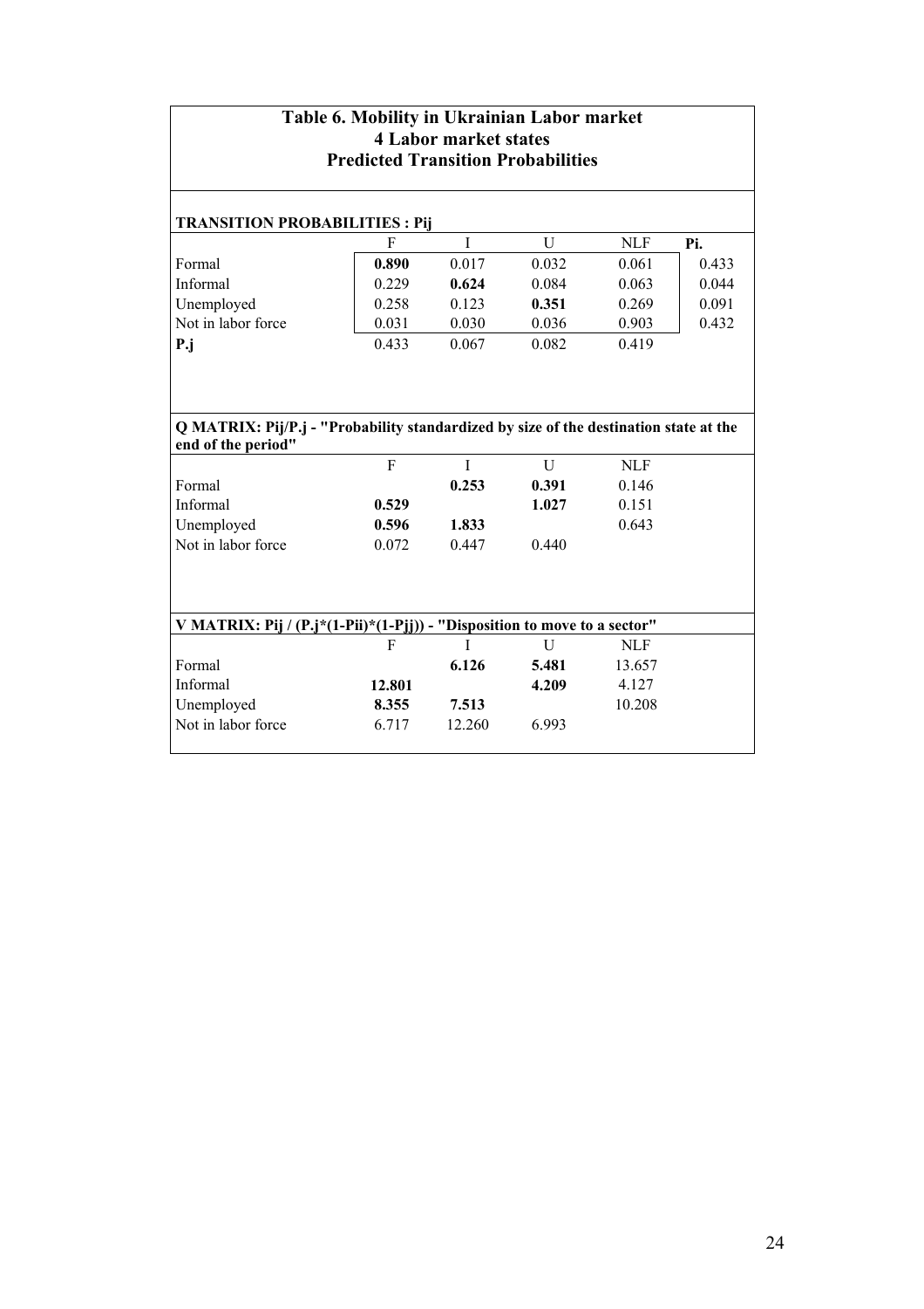# Table 6. Mobility in Ukrainian Labor market
## 4 Labor market states
## Predicted Transition Probabilities

**TRANSITION PROBABILITIES : Pij**

| | F | I | U | NLF | **Pi.** |
|---|---|---|---|---|---|
| Formal | **0.890** | 0.017 | 0.032 | 0.061 | 0.433 |
| Informal | 0.229 | **0.624** | 0.084 | 0.063 | 0.044 |
| Unemployed | 0.258 | 0.123 | **0.351** | 0.269 | 0.091 |
| Not in labor force | 0.031 | 0.030 | 0.036 | 0.903 | 0.432 |
| **P.j** | 0.433 | 0.067 | 0.082 | 0.419 | |

**Q MATRIX: Pij/P.j - "Probability standardized by size of the destination state at the end of the period"**

| | F | I | U | NLF |
|---|---|---|---|---|
| Formal | | **0.253** | **0.391** | 0.146 |
| Informal | **0.529** | | **1.027** | 0.151 |
| Unemployed | **0.596** | **1.833** | | 0.643 |
| Not in labor force | 0.072 | 0.447 | 0.440 | |

**V MATRIX: Pij / (P.j\*(1-Pii)\*(1-Pjj)) - "Disposition to move to a sector"**

| | F | I | U | NLF |
|---|---|---|---|---|
| Formal | | **6.126** | **5.481** | 13.657 |
| Informal | **12.801** | | **4.209** | 4.127 |
| Unemployed | **8.355** | **7.513** | | 10.208 |
| Not in labor force | 6.717 | 12.260 | 6.993 | |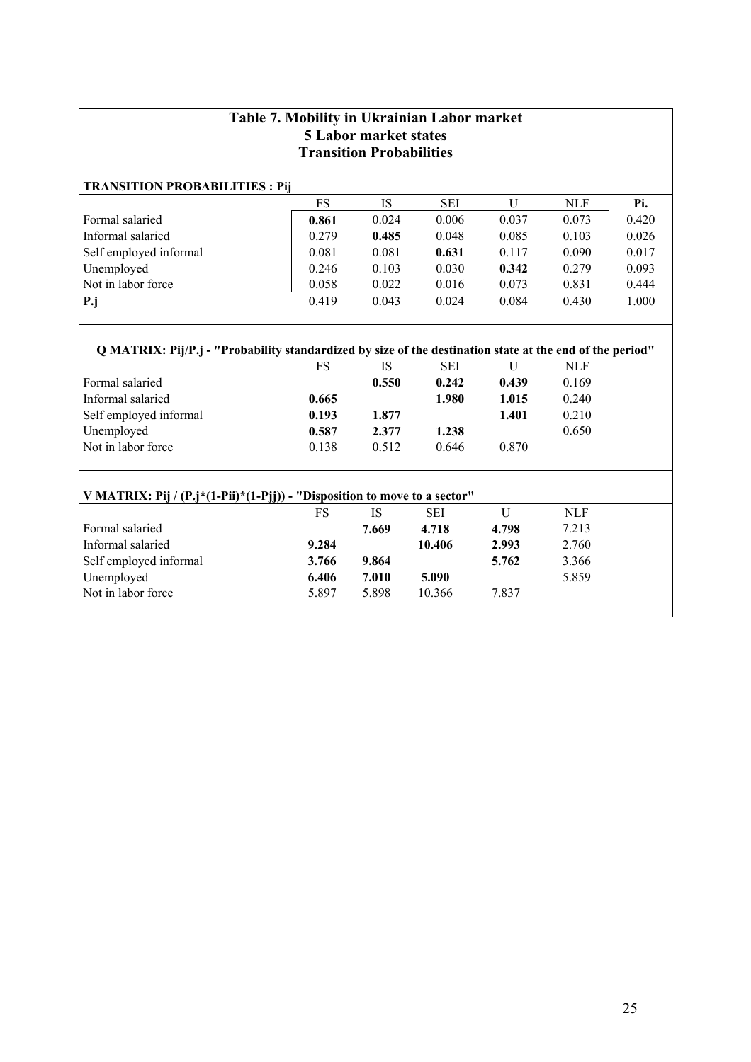# Table 7. Mobility in Ukrainian Labor market
## 5 Labor market states
## Transition Probabilities

**TRANSITION PROBABILITIES : Pij**

| | FS | IS | SEI | U | NLF | **Pi.** |
|---|---|---|---|---|---|---|
| Formal salaried | **0.861** | 0.024 | 0.006 | 0.037 | 0.073 | 0.420 |
| Informal salaried | 0.279 | **0.485** | 0.048 | 0.085 | 0.103 | 0.026 |
| Self employed informal | 0.081 | 0.081 | **0.631** | 0.117 | 0.090 | 0.017 |
| Unemployed | 0.246 | 0.103 | 0.030 | **0.342** | 0.279 | 0.093 |
| Not in labor force | 0.058 | 0.022 | 0.016 | 0.073 | 0.831 | 0.444 |
| **P.j** | 0.419 | 0.043 | 0.024 | 0.084 | 0.430 | 1.000 |

**Q MATRIX: Pij/P.j - "Probability standardized by size of the destination state at the end of the period"**

| | FS | IS | SEI | U | NLF |
|---|---|---|---|---|---|
| Formal salaried | | **0.550** | **0.242** | **0.439** | 0.169 |
| Informal salaried | **0.665** | | **1.980** | **1.015** | 0.240 |
| Self employed informal | **0.193** | **1.877** | | **1.401** | 0.210 |
| Unemployed | **0.587** | **2.377** | **1.238** | | 0.650 |
| Not in labor force | 0.138 | 0.512 | 0.646 | 0.870 | |

**V MATRIX: Pij / (P.j\*(1-Pii)\*(1-Pjj)) - "Disposition to move to a sector"**

| | FS | IS | SEI | U | NLF |
|---|---|---|---|---|---|
| Formal salaried | | **7.669** | **4.718** | **4.798** | 7.213 |
| Informal salaried | **9.284** | | **10.406** | **2.993** | 2.760 |
| Self employed informal | **3.766** | **9.864** | | **5.762** | 3.366 |
| Unemployed | **6.406** | **7.010** | **5.090** | | 5.859 |
| Not in labor force | 5.897 | 5.898 | 10.366 | 7.837 | |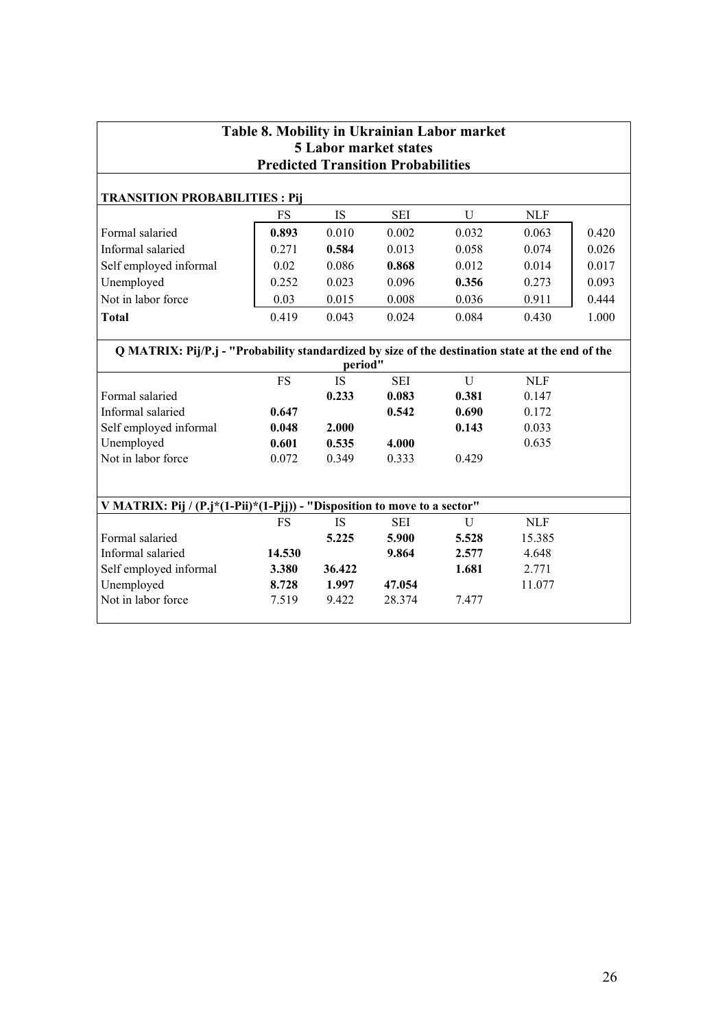## Table 8. Mobility in Ukrainian Labor market
### 5 Labor market states
### Predicted Transition Probabilities

**TRANSITION PROBABILITIES : Pij**

| | FS | IS | SEI | U | NLF | |
|---|---|---|---|---|---|---|
| Formal salaried | **0.893** | 0.010 | 0.002 | 0.032 | 0.063 | 0.420 |
| Informal salaried | 0.271 | **0.584** | 0.013 | 0.058 | 0.074 | 0.026 |
| Self employed informal | 0.02 | 0.086 | **0.868** | 0.012 | 0.014 | 0.017 |
| Unemployed | 0.252 | 0.023 | 0.096 | **0.356** | 0.273 | 0.093 |
| Not in labor force | 0.03 | 0.015 | 0.008 | 0.036 | 0.911 | 0.444 |
| **Total** | 0.419 | 0.043 | 0.024 | 0.084 | 0.430 | 1.000 |

**Q MATRIX: Pij/P.j - "Probability standardized by size of the destination state at the end of the period"**

| | FS | IS | SEI | U | NLF |
|---|---|---|---|---|---|
| Formal salaried | | **0.233** | **0.083** | **0.381** | 0.147 |
| Informal salaried | **0.647** | | **0.542** | **0.690** | 0.172 |
| Self employed informal | **0.048** | **2.000** | | **0.143** | 0.033 |
| Unemployed | **0.601** | **0.535** | **4.000** | | 0.635 |
| Not in labor force | 0.072 | 0.349 | 0.333 | 0.429 | |

**V MATRIX: Pij / (P.j\*(1-Pii)\*(1-Pjj)) - "Disposition to move to a sector"**

| | FS | IS | SEI | U | NLF |
|---|---|---|---|---|---|
| Formal salaried | | **5.225** | **5.900** | **5.528** | 15.385 |
| Informal salaried | **14.530** | | **9.864** | **2.577** | 4.648 |
| Self employed informal | **3.380** | **36.422** | | **1.681** | 2.771 |
| Unemployed | **8.728** | **1.997** | **47.054** | | 11.077 |
| Not in labor force | 7.519 | 9.422 | 28.374 | 7.477 | |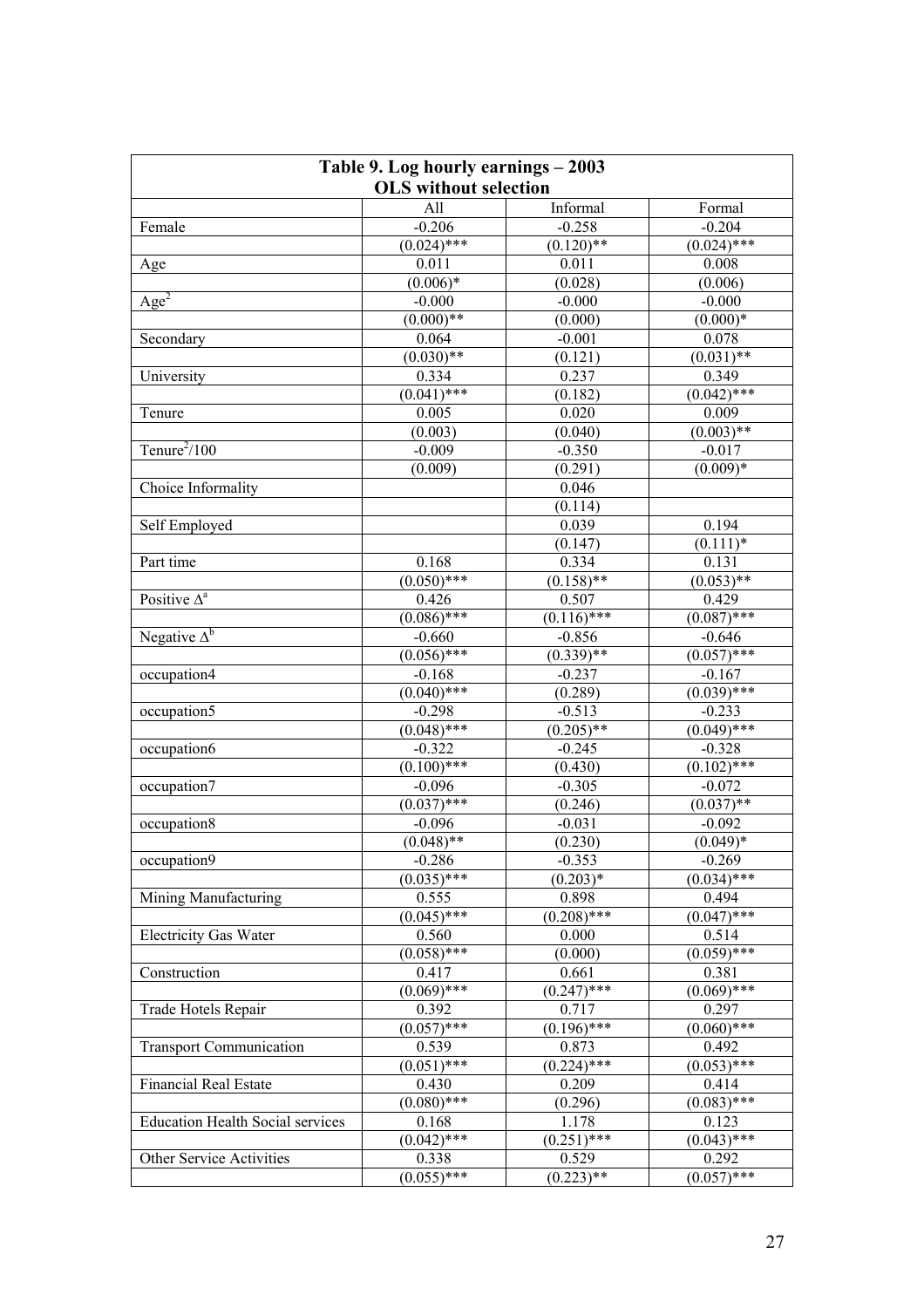| Table 9. Log hourly earnings – 2003 OLS without selection | | | |
|---|---|---|---|
| | All | Informal | Formal |
| Female | -0.206 | -0.258 | -0.204 |
| | (0.024)*** | (0.120)** | (0.024)*** |
| Age | 0.011 | 0.011 | 0.008 |
| | (0.006)* | (0.028) | (0.006) |
| $Age^2$ | -0.000 | -0.000 | -0.000 |
| | (0.000)** | (0.000) | (0.000)* |
| Secondary | 0.064 | -0.001 | 0.078 |
| | (0.030)** | (0.121) | (0.031)** |
| University | 0.334 | 0.237 | 0.349 |
| | (0.041)*** | (0.182) | (0.042)*** |
| Tenure | 0.005 | 0.020 | 0.009 |
| | (0.003) | (0.040) | (0.003)** |
| $Tenure^2/100$ | -0.009 | -0.350 | -0.017 |
| | (0.009) | (0.291) | (0.009)* |
| Choice Informality | | 0.046 | |
| | | (0.114) | |
| Self Employed | | 0.039 | 0.194 |
| | | (0.147) | (0.111)* |
| Part time | 0.168 | 0.334 | 0.131 |
| | (0.050)*** | (0.158)** | (0.053)** |
| Positive $\Delta^a$ | 0.426 | 0.507 | 0.429 |
| | (0.086)*** | (0.116)*** | (0.087)*** |
| Negative $\Delta^b$ | -0.660 | -0.856 | -0.646 |
| | (0.056)*** | (0.339)** | (0.057)*** |
| occupation4 | -0.168 | -0.237 | -0.167 |
| | (0.040)*** | (0.289) | (0.039)*** |
| occupation5 | -0.298 | -0.513 | -0.233 |
| | (0.048)*** | (0.205)** | (0.049)*** |
| occupation6 | -0.322 | -0.245 | -0.328 |
| | (0.100)*** | (0.430) | (0.102)*** |
| occupation7 | -0.096 | -0.305 | -0.072 |
| | (0.037)*** | (0.246) | (0.037)** |
| occupation8 | -0.096 | -0.031 | -0.092 |
| | (0.048)** | (0.230) | (0.049)* |
| occupation9 | -0.286 | -0.353 | -0.269 |
| | (0.035)*** | (0.203)* | (0.034)*** |
| Mining Manufacturing | 0.555 | 0.898 | 0.494 |
| | (0.045)*** | (0.208)*** | (0.047)*** |
| Electricity Gas Water | 0.560 | 0.000 | 0.514 |
| | (0.058)*** | (0.000) | (0.059)*** |
| Construction | 0.417 | 0.661 | 0.381 |
| | (0.069)*** | (0.247)*** | (0.069)*** |
| Trade Hotels Repair | 0.392 | 0.717 | 0.297 |
| | (0.057)*** | (0.196)*** | (0.060)*** |
| Transport Communication | 0.539 | 0.873 | 0.492 |
| | (0.051)*** | (0.224)*** | (0.053)*** |
| Financial Real Estate | 0.430 | 0.209 | 0.414 |
| | (0.080)*** | (0.296) | (0.083)*** |
| Education Health Social services | 0.168 | 1.178 | 0.123 |
| | (0.042)*** | (0.251)*** | (0.043)*** |
| Other Service Activities | 0.338 | 0.529 | 0.292 |
| | (0.055)*** | (0.223)** | (0.057)*** |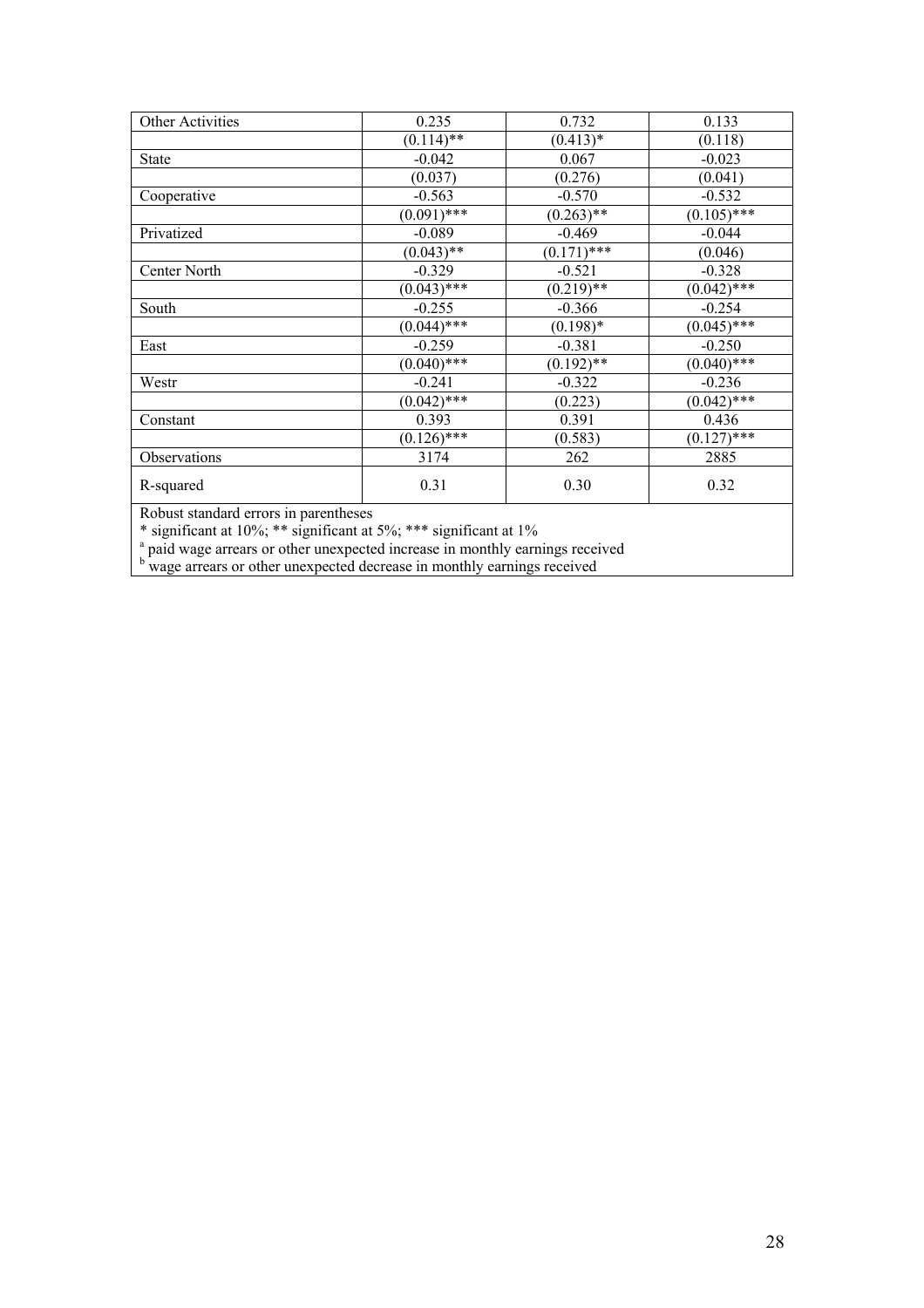| Other Activities | 0.235 | 0.732 | 0.133 |
|---|---|---|---|
| | (0.114)** | (0.413)* | (0.118) |
| State | -0.042 | 0.067 | -0.023 |
| | (0.037) | (0.276) | (0.041) |
| Cooperative | -0.563 | -0.570 | -0.532 |
| | (0.091)*** | (0.263)** | (0.105)*** |
| Privatized | -0.089 | -0.469 | -0.044 |
| | (0.043)** | (0.171)*** | (0.046) |
| Center North | -0.329 | -0.521 | -0.328 |
| | (0.043)*** | (0.219)** | (0.042)*** |
| South | -0.255 | -0.366 | -0.254 |
| | (0.044)*** | (0.198)* | (0.045)*** |
| East | -0.259 | -0.381 | -0.250 |
| | (0.040)*** | (0.192)** | (0.040)*** |
| Westr | -0.241 | -0.322 | -0.236 |
| | (0.042)*** | (0.223) | (0.042)*** |
| Constant | 0.393 | 0.391 | 0.436 |
| | (0.126)*** | (0.583) | (0.127)*** |
| Observations | 3174 | 262 | 2885 |
| R-squared | 0.31 | 0.30 | 0.32 |

Robust standard errors in parentheses
* significant at 10%; ** significant at 5%; *** significant at 1%
[a] paid wage arrears or other unexpected increase in monthly earnings received
[b] wage arrears or other unexpected decrease in monthly earnings received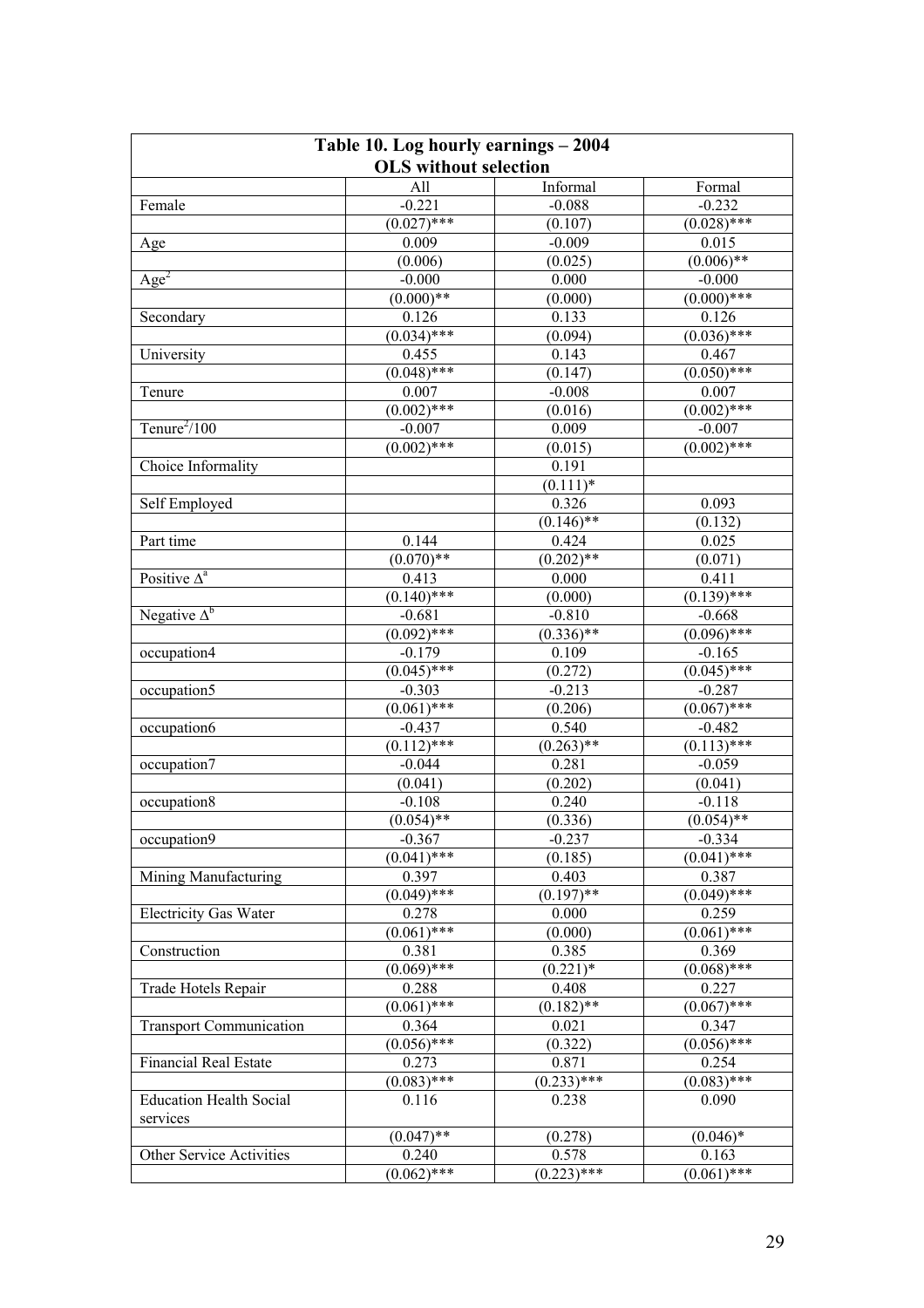| Table 10. Log hourly earnings – 2004 OLS without selection | | | |
|---|---|---|---|
| | All | Informal | Formal |
| Female | -0.221 | -0.088 | -0.232 |
| | (0.027)*** | (0.107) | (0.028)*** |
| Age | 0.009 | -0.009 | 0.015 |
| | (0.006) | (0.025) | (0.006)** |
| $Age^2$ | -0.000 | 0.000 | -0.000 |
| | (0.000)** | (0.000) | (0.000)*** |
| Secondary | 0.126 | 0.133 | 0.126 |
| | (0.034)*** | (0.094) | (0.036)*** |
| University | 0.455 | 0.143 | 0.467 |
| | (0.048)*** | (0.147) | (0.050)*** |
| Tenure | 0.007 | -0.008 | 0.007 |
| | (0.002)*** | (0.016) | (0.002)*** |
| $Tenure^2/100$ | -0.007 | 0.009 | -0.007 |
| | (0.002)*** | (0.015) | (0.002)*** |
| Choice Informality | | 0.191 | |
| | | (0.111)* | |
| Self Employed | | 0.326 | 0.093 |
| | | (0.146)** | (0.132) |
| Part time | 0.144 | 0.424 | 0.025 |
| | (0.070)** | (0.202)** | (0.071) |
| Positive $\Delta^a$ | 0.413 | 0.000 | 0.411 |
| | (0.140)*** | (0.000) | (0.139)*** |
| Negative $\Delta^b$ | -0.681 | -0.810 | -0.668 |
| | (0.092)*** | (0.336)** | (0.096)*** |
| occupation4 | -0.179 | 0.109 | -0.165 |
| | (0.045)*** | (0.272) | (0.045)*** |
| occupation5 | -0.303 | -0.213 | -0.287 |
| | (0.061)*** | (0.206) | (0.067)*** |
| occupation6 | -0.437 | 0.540 | -0.482 |
| | (0.112)*** | (0.263)** | (0.113)*** |
| occupation7 | -0.044 | 0.281 | -0.059 |
| | (0.041) | (0.202) | (0.041) |
| occupation8 | -0.108 | 0.240 | -0.118 |
| | (0.054)** | (0.336) | (0.054)** |
| occupation9 | -0.367 | -0.237 | -0.334 |
| | (0.041)*** | (0.185) | (0.041)*** |
| Mining Manufacturing | 0.397 | 0.403 | 0.387 |
| | (0.049)*** | (0.197)** | (0.049)*** |
| Electricity Gas Water | 0.278 | 0.000 | 0.259 |
| | (0.061)*** | (0.000) | (0.061)*** |
| Construction | 0.381 | 0.385 | 0.369 |
| | (0.069)*** | (0.221)* | (0.068)*** |
| Trade Hotels Repair | 0.288 | 0.408 | 0.227 |
| | (0.061)*** | (0.182)** | (0.067)*** |
| Transport Communication | 0.364 | 0.021 | 0.347 |
| | (0.056)*** | (0.322) | (0.056)*** |
| Financial Real Estate | 0.273 | 0.871 | 0.254 |
| | (0.083)*** | (0.233)*** | (0.083)*** |
| Education Health Social services | 0.116 | 0.238 | 0.090 |
| | (0.047)** | (0.278) | (0.046)* |
| Other Service Activities | 0.240 | 0.578 | 0.163 |
| | (0.062)*** | (0.223)*** | (0.061)*** |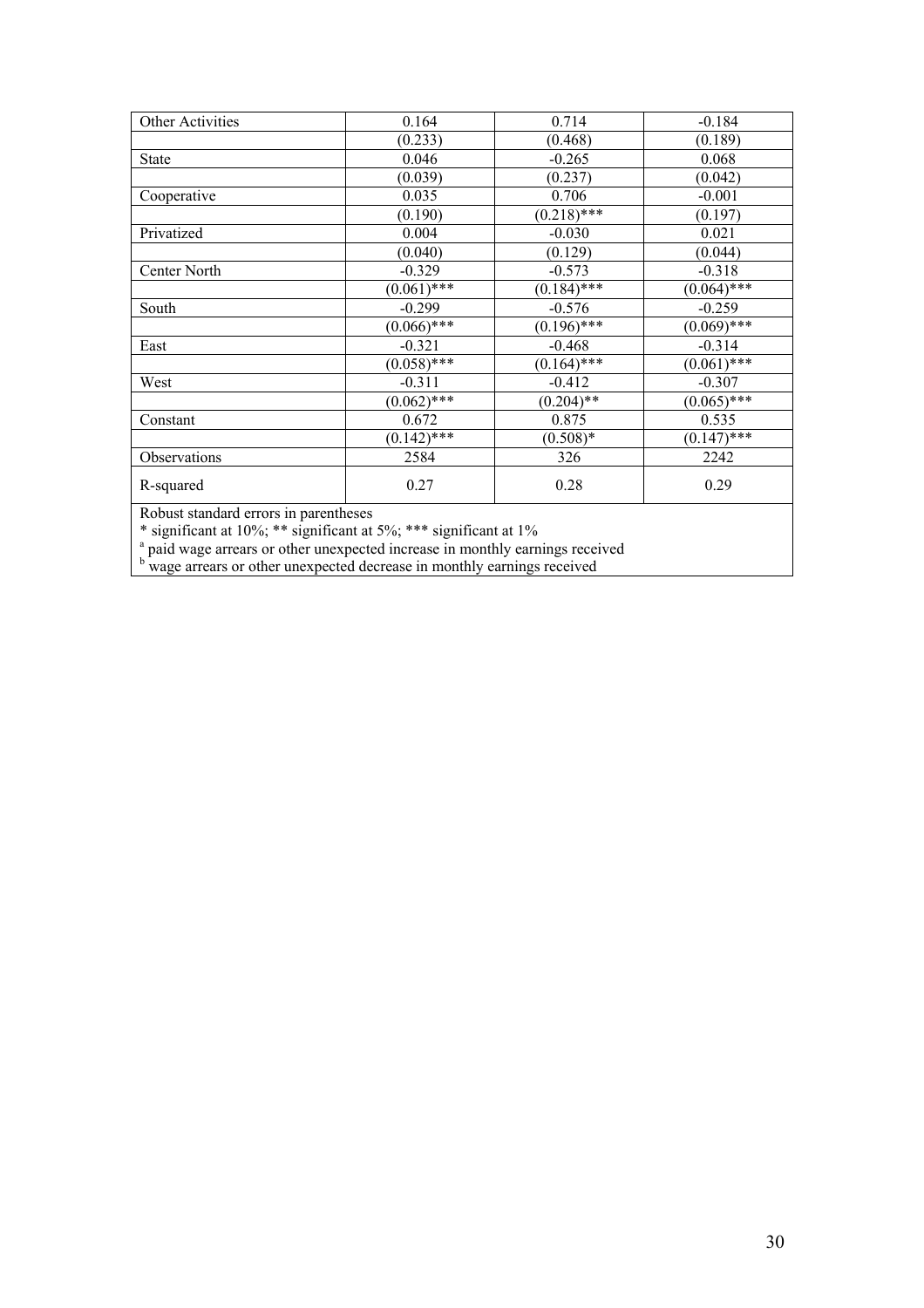| | | | |
|---|---|---|---|
| Other Activities | 0.164 | 0.714 | -0.184 |
| | (0.233) | (0.468) | (0.189) |
| State | 0.046 | -0.265 | 0.068 |
| | (0.039) | (0.237) | (0.042) |
| Cooperative | 0.035 | 0.706 | -0.001 |
| | (0.190) | (0.218)*** | (0.197) |
| Privatized | 0.004 | -0.030 | 0.021 |
| | (0.040) | (0.129) | (0.044) |
| Center North | -0.329 | -0.573 | -0.318 |
| | (0.061)*** | (0.184)*** | (0.064)*** |
| South | -0.299 | -0.576 | -0.259 |
| | (0.066)*** | (0.196)*** | (0.069)*** |
| East | -0.321 | -0.468 | -0.314 |
| | (0.058)*** | (0.164)*** | (0.061)*** |
| West | -0.311 | -0.412 | -0.307 |
| | (0.062)*** | (0.204)** | (0.065)*** |
| Constant | 0.672 | 0.875 | 0.535 |
| | (0.142)*** | (0.508)* | (0.147)*** |
| Observations | 2584 | 326 | 2242 |
| R-squared | 0.27 | 0.28 | 0.29 |

Robust standard errors in parentheses

* significant at 10%; ** significant at 5%; *** significant at 1%

[a] paid wage arrears or other unexpected increase in monthly earnings received

[b] wage arrears or other unexpected decrease in monthly earnings received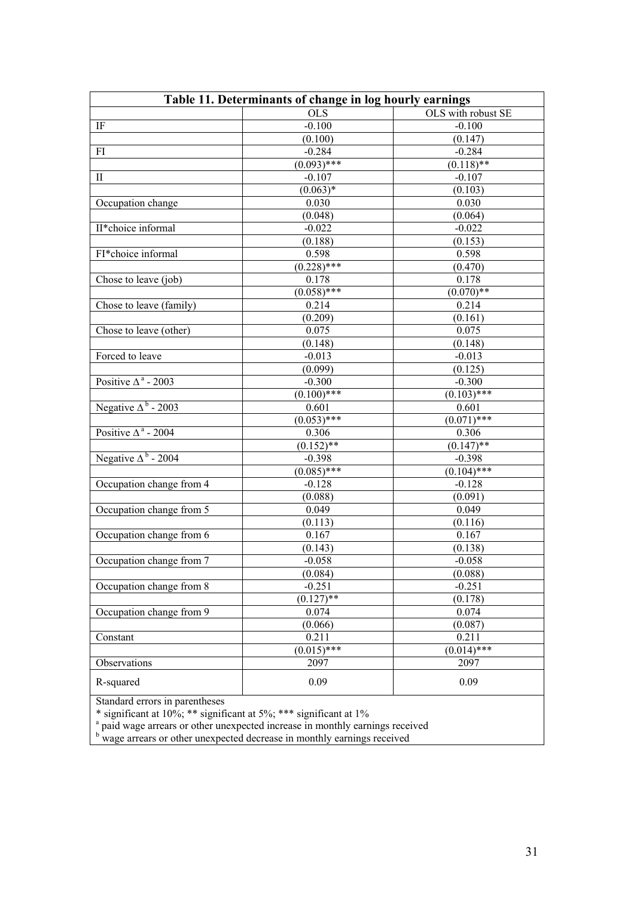**Table 11. Determinants of change in log hourly earnings**

| | OLS | OLS with robust SE |
|---|---|---|
| IF | -0.100 | -0.100 |
| | (0.100) | (0.147) |
| FI | -0.284 | -0.284 |
| | (0.093)*** | (0.118)** |
| II | -0.107 | -0.107 |
| | (0.063)* | (0.103) |
| Occupation change | 0.030 | 0.030 |
| | (0.048) | (0.064) |
| II*choice informal | -0.022 | -0.022 |
| | (0.188) | (0.153) |
| FI*choice informal | 0.598 | 0.598 |
| | (0.228)*** | (0.470) |
| Chose to leave (job) | 0.178 | 0.178 |
| | (0.058)*** | (0.070)** |
| Chose to leave (family) | 0.214 | 0.214 |
| | (0.209) | (0.161) |
| Chose to leave (other) | 0.075 | 0.075 |
| | (0.148) | (0.148) |
| Forced to leave | -0.013 | -0.013 |
| | (0.099) | (0.125) |
| Positive $\Delta^{a}$ - 2003 | -0.300 | -0.300 |
| | (0.100)*** | (0.103)*** |
| Negative $\Delta^{b}$ - 2003 | 0.601 | 0.601 |
| | (0.053)*** | (0.071)*** |
| Positive $\Delta^{a}$ - 2004 | 0.306 | 0.306 |
| | (0.152)** | (0.147)** |
| Negative $\Delta^{b}$ - 2004 | -0.398 | -0.398 |
| | (0.085)*** | (0.104)*** |
| Occupation change from 4 | -0.128 | -0.128 |
| | (0.088) | (0.091) |
| Occupation change from 5 | 0.049 | 0.049 |
| | (0.113) | (0.116) |
| Occupation change from 6 | 0.167 | 0.167 |
| | (0.143) | (0.138) |
| Occupation change from 7 | -0.058 | -0.058 |
| | (0.084) | (0.088) |
| Occupation change from 8 | -0.251 | -0.251 |
| | (0.127)** | (0.178) |
| Occupation change from 9 | 0.074 | 0.074 |
| | (0.066) | (0.087) |
| Constant | 0.211 | 0.211 |
| | (0.015)*** | (0.014)*** |
| Observations | 2097 | 2097 |
| R-squared | 0.09 | 0.09 |

Standard errors in parentheses

* significant at 10%; ** significant at 5%; *** significant at 1%

[a] paid wage arrears or other unexpected increase in monthly earnings received

[b] wage arrears or other unexpected decrease in monthly earnings received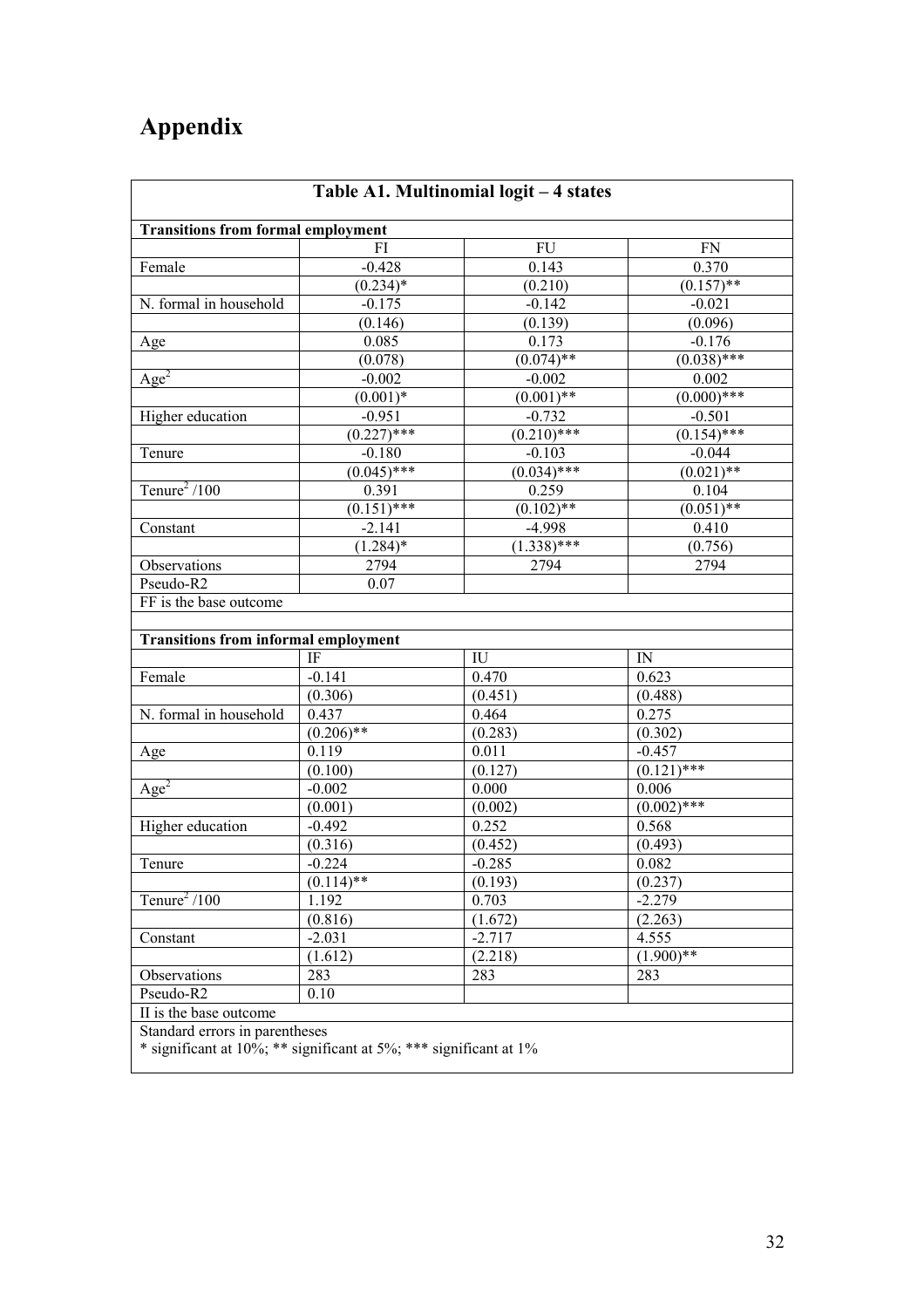# Appendix

**Table A1. Multinomial logit – 4 states**

| **Transitions from formal employment** | | | |
|---|---|---|---|
| | FI | FU | FN |
| Female | -0.428 | 0.143 | 0.370 |
| | (0.234)* | (0.210) | (0.157)** |
| N. formal in household | -0.175 | -0.142 | -0.021 |
| | (0.146) | (0.139) | (0.096) |
| Age | 0.085 | 0.173 | -0.176 |
| | (0.078) | (0.074)** | (0.038)*** |
| $Age^2$ | -0.002 | -0.002 | 0.002 |
| | (0.001)* | (0.001)** | (0.000)*** |
| Higher education | -0.951 | -0.732 | -0.501 |
| | (0.227)*** | (0.210)*** | (0.154)*** |
| Tenure | -0.180 | -0.103 | -0.044 |
| | (0.045)*** | (0.034)*** | (0.021)** |
| $Tenure^2$ /100 | 0.391 | 0.259 | 0.104 |
| | (0.151)*** | (0.102)** | (0.051)** |
| Constant | -2.141 | -4.998 | 0.410 |
| | (1.284)* | (1.338)*** | (0.756) |
| Observations | 2794 | 2794 | 2794 |
| Pseudo-R2 | 0.07 | | |
| FF is the base outcome | | | |
| | | | |
| **Transitions from informal employment** | | | |
| | IF | IU | IN |
| Female | -0.141 | 0.470 | 0.623 |
| | (0.306) | (0.451) | (0.488) |
| N. formal in household | 0.437 | 0.464 | 0.275 |
| | (0.206)** | (0.283) | (0.302) |
| Age | 0.119 | 0.011 | -0.457 |
| | (0.100) | (0.127) | (0.121)*** |
| $Age^2$ | -0.002 | 0.000 | 0.006 |
| | (0.001) | (0.002) | (0.002)*** |
| Higher education | -0.492 | 0.252 | 0.568 |
| | (0.316) | (0.452) | (0.493) |
| Tenure | -0.224 | -0.285 | 0.082 |
| | (0.114)** | (0.193) | (0.237) |
| $Tenure^2$ /100 | 1.192 | 0.703 | -2.279 |
| | (0.816) | (1.672) | (2.263) |
| Constant | -2.031 | -2.717 | 4.555 |
| | (1.612) | (2.218) | (1.900)** |
| Observations | 283 | 283 | 283 |
| Pseudo-R2 | 0.10 | | |
| II is the base outcome | | | |

Standard errors in parentheses
* significant at 10%; ** significant at 5%; *** significant at 1%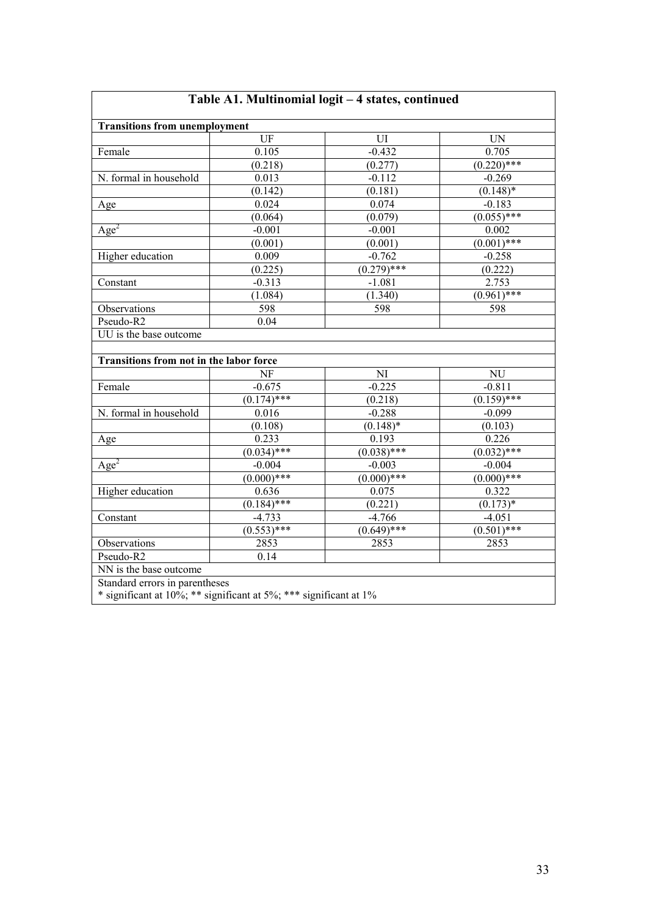**Table A1. Multinomial logit – 4 states, continued**

| **Transitions from unemployment** | | | |
|---|---|---|---|
| | UF | UI | UN |
| Female | 0.105 | -0.432 | 0.705 |
| | (0.218) | (0.277) | (0.220)*** |
| N. formal in household | 0.013 | -0.112 | -0.269 |
| | (0.142) | (0.181) | (0.148)* |
| Age | 0.024 | 0.074 | -0.183 |
| | (0.064) | (0.079) | (0.055)*** |
| $Age^2$ | -0.001 | -0.001 | 0.002 |
| | (0.001) | (0.001) | (0.001)*** |
| Higher education | 0.009 | -0.762 | -0.258 |
| | (0.225) | (0.279)*** | (0.222) |
| Constant | -0.313 | -1.081 | 2.753 |
| | (1.084) | (1.340) | (0.961)*** |
| Observations | 598 | 598 | 598 |
| Pseudo-R2 | 0.04 | | |
| UU is the base outcome | | | |
| | | | |
| **Transitions from not in the labor force** | | | |
| | NF | NI | NU |
| Female | -0.675 | -0.225 | -0.811 |
| | (0.174)*** | (0.218) | (0.159)*** |
| N. formal in household | 0.016 | -0.288 | -0.099 |
| | (0.108) | (0.148)* | (0.103) |
| Age | 0.233 | 0.193 | 0.226 |
| | (0.034)*** | (0.038)*** | (0.032)*** |
| $Age^2$ | -0.004 | -0.003 | -0.004 |
| | (0.000)*** | (0.000)*** | (0.000)*** |
| Higher education | 0.636 | 0.075 | 0.322 |
| | (0.184)*** | (0.221) | (0.173)* |
| Constant | -4.733 | -4.766 | -4.051 |
| | (0.553)*** | (0.649)*** | (0.501)*** |
| Observations | 2853 | 2853 | 2853 |
| Pseudo-R2 | 0.14 | | |
| NN is the base outcome | | | |

Standard errors in parentheses
* significant at 10%; ** significant at 5%; *** significant at 1%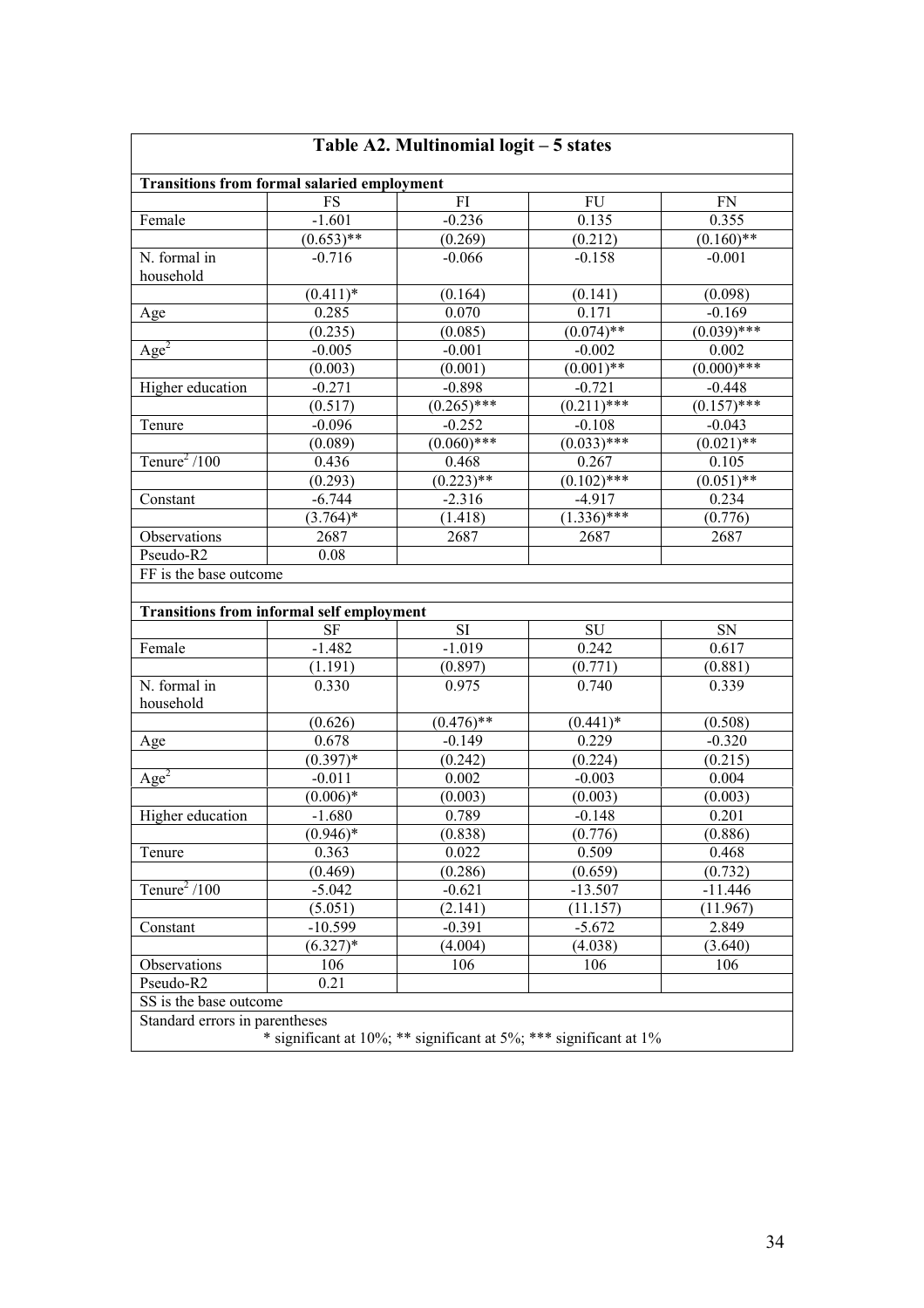## Table A2. Multinomial logit – 5 states

| **Transitions from formal salaried employment** | | | | |
|---|---|---|---|---|
| | FS | FI | FU | FN |
| Female | -1.601 | -0.236 | 0.135 | 0.355 |
| | (0.653)** | (0.269) | (0.212) | (0.160)** |
| N. formal in household | -0.716 | -0.066 | -0.158 | -0.001 |
| | (0.411)* | (0.164) | (0.141) | (0.098) |
| Age | 0.285 | 0.070 | 0.171 | -0.169 |
| | (0.235) | (0.085) | (0.074)** | (0.039)*** |
| $Age^2$ | -0.005 | -0.001 | -0.002 | 0.002 |
| | (0.003) | (0.001) | (0.001)** | (0.000)*** |
| Higher education | -0.271 | -0.898 | -0.721 | -0.448 |
| | (0.517) | (0.265)*** | (0.211)*** | (0.157)*** |
| Tenure | -0.096 | -0.252 | -0.108 | -0.043 |
| | (0.089) | (0.060)*** | (0.033)*** | (0.021)** |
| $Tenure^2/100$ | 0.436 | 0.468 | 0.267 | 0.105 |
| | (0.293) | (0.223)** | (0.102)*** | (0.051)** |
| Constant | -6.744 | -2.316 | -4.917 | 0.234 |
| | (3.764)* | (1.418) | (1.336)*** | (0.776) |
| Observations | 2687 | 2687 | 2687 | 2687 |
| Pseudo-R2 | 0.08 | | | |
| FF is the base outcome | | | | |
| | | | | |
| **Transitions from informal self employment** | | | | |
| | SF | SI | SU | SN |
| Female | -1.482 | -1.019 | 0.242 | 0.617 |
| | (1.191) | (0.897) | (0.771) | (0.881) |
| N. formal in household | 0.330 | 0.975 | 0.740 | 0.339 |
| | (0.626) | (0.476)** | (0.441)* | (0.508) |
| Age | 0.678 | -0.149 | 0.229 | -0.320 |
| | (0.397)* | (0.242) | (0.224) | (0.215) |
| $Age^2$ | -0.011 | 0.002 | -0.003 | 0.004 |
| | (0.006)* | (0.003) | (0.003) | (0.003) |
| Higher education | -1.680 | 0.789 | -0.148 | 0.201 |
| | (0.946)* | (0.838) | (0.776) | (0.886) |
| Tenure | 0.363 | 0.022 | 0.509 | 0.468 |
| | (0.469) | (0.286) | (0.659) | (0.732) |
| $Tenure^2/100$ | -5.042 | -0.621 | -13.507 | -11.446 |
| | (5.051) | (2.141) | (11.157) | (11.967) |
| Constant | -10.599 | -0.391 | -5.672 | 2.849 |
| | (6.327)* | (4.004) | (4.038) | (3.640) |
| Observations | 106 | 106 | 106 | 106 |
| Pseudo-R2 | 0.21 | | | |
| SS is the base outcome | | | | |

Standard errors in parentheses

\* significant at 10%; ** significant at 5%; *** significant at 1%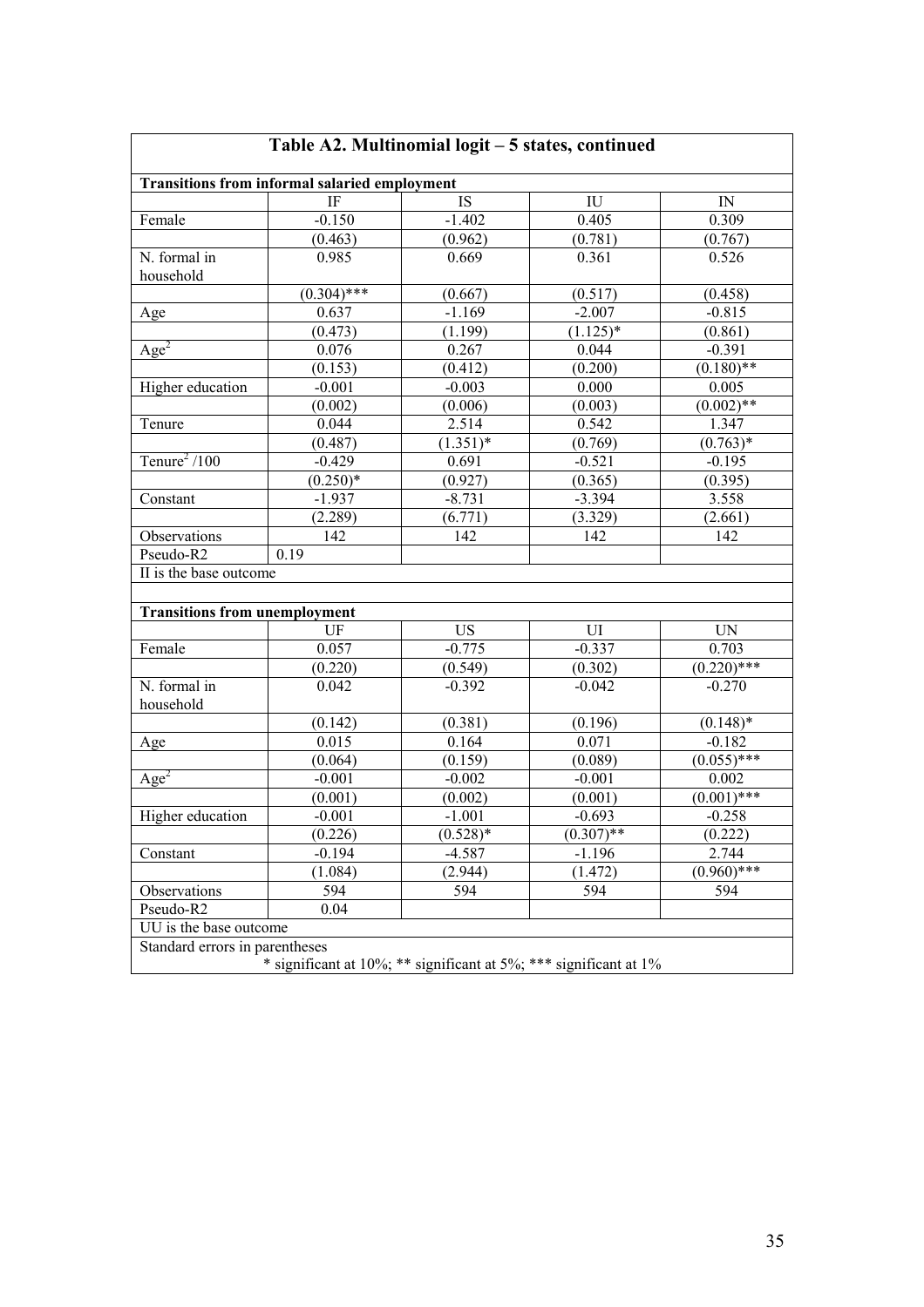**Table A2. Multinomial logit – 5 states, continued**

**Transitions from informal salaried employment**

| | IF | IS | IU | IN |
|---|---|---|---|---|
| Female | -0.150 | -1.402 | 0.405 | 0.309 |
| | (0.463) | (0.962) | (0.781) | (0.767) |
| N. formal in household | 0.985 | 0.669 | 0.361 | 0.526 |
| | (0.304)*** | (0.667) | (0.517) | (0.458) |
| Age | 0.637 | -1.169 | -2.007 | -0.815 |
| | (0.473) | (1.199) | (1.125)* | (0.861) |
| $Age^2$ | 0.076 | 0.267 | 0.044 | -0.391 |
| | (0.153) | (0.412) | (0.200) | (0.180)** |
| Higher education | -0.001 | -0.003 | 0.000 | 0.005 |
| | (0.002) | (0.006) | (0.003) | (0.002)** |
| Tenure | 0.044 | 2.514 | 0.542 | 1.347 |
| | (0.487) | (1.351)* | (0.769) | (0.763)* |
| $Tenure^2$ /100 | -0.429 | 0.691 | -0.521 | -0.195 |
| | (0.250)* | (0.927) | (0.365) | (0.395) |
| Constant | -1.937 | -8.731 | -3.394 | 3.558 |
| | (2.289) | (6.771) | (3.329) | (2.661) |
| Observations | 142 | 142 | 142 | 142 |
| Pseudo-R2 | 0.19 | | | |
| II is the base outcome | | | | |

**Transitions from unemployment**

| | UF | US | UI | UN |
|---|---|---|---|---|
| Female | 0.057 | -0.775 | -0.337 | 0.703 |
| | (0.220) | (0.549) | (0.302) | (0.220)*** |
| N. formal in household | 0.042 | -0.392 | -0.042 | -0.270 |
| | (0.142) | (0.381) | (0.196) | (0.148)* |
| Age | 0.015 | 0.164 | 0.071 | -0.182 |
| | (0.064) | (0.159) | (0.089) | (0.055)*** |
| $Age^2$ | -0.001 | -0.002 | -0.001 | 0.002 |
| | (0.001) | (0.002) | (0.001) | (0.001)*** |
| Higher education | -0.001 | -1.001 | -0.693 | -0.258 |
| | (0.226) | (0.528)* | (0.307)** | (0.222) |
| Constant | -0.194 | -4.587 | -1.196 | 2.744 |
| | (1.084) | (2.944) | (1.472) | (0.960)*** |
| Observations | 594 | 594 | 594 | 594 |
| Pseudo-R2 | 0.04 | | | |
| UU is the base outcome | | | | |

Standard errors in parentheses

* significant at 10%; ** significant at 5%; *** significant at 1%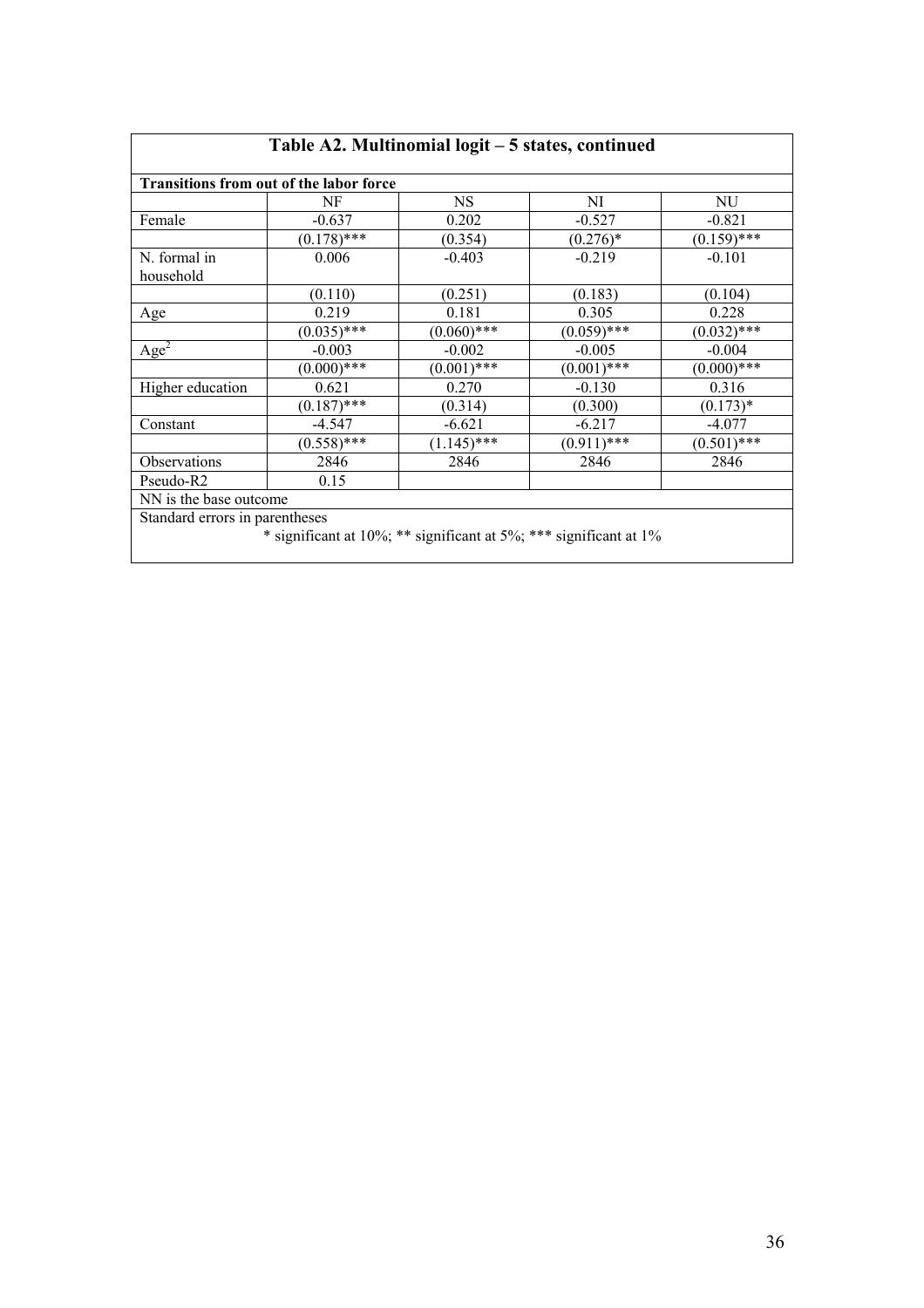### Table A2. Multinomial logit – 5 states, continued

**Transitions from out of the labor force**

| | NF | NS | NI | NU |
|---|---|---|---|---|
| Female | -0.637 | 0.202 | -0.527 | -0.821 |
| | (0.178)*** | (0.354) | (0.276)* | (0.159)*** |
| N. formal in household | 0.006 | -0.403 | -0.219 | -0.101 |
| | (0.110) | (0.251) | (0.183) | (0.104) |
| Age | 0.219 | 0.181 | 0.305 | 0.228 |
| | (0.035)*** | (0.060)*** | (0.059)*** | (0.032)*** |
| $Age^2$ | -0.003 | -0.002 | -0.005 | -0.004 |
| | (0.000)*** | (0.001)*** | (0.001)*** | (0.000)*** |
| Higher education | 0.621 | 0.270 | -0.130 | 0.316 |
| | (0.187)*** | (0.314) | (0.300) | (0.173)* |
| Constant | -4.547 | -6.621 | -6.217 | -4.077 |
| | (0.558)*** | (1.145)*** | (0.911)*** | (0.501)*** |
| Observations | 2846 | 2846 | 2846 | 2846 |
| Pseudo-R2 | 0.15 | | | |

NN is the base outcome

Standard errors in parentheses

* significant at 10%; ** significant at 5%; *** significant at 1%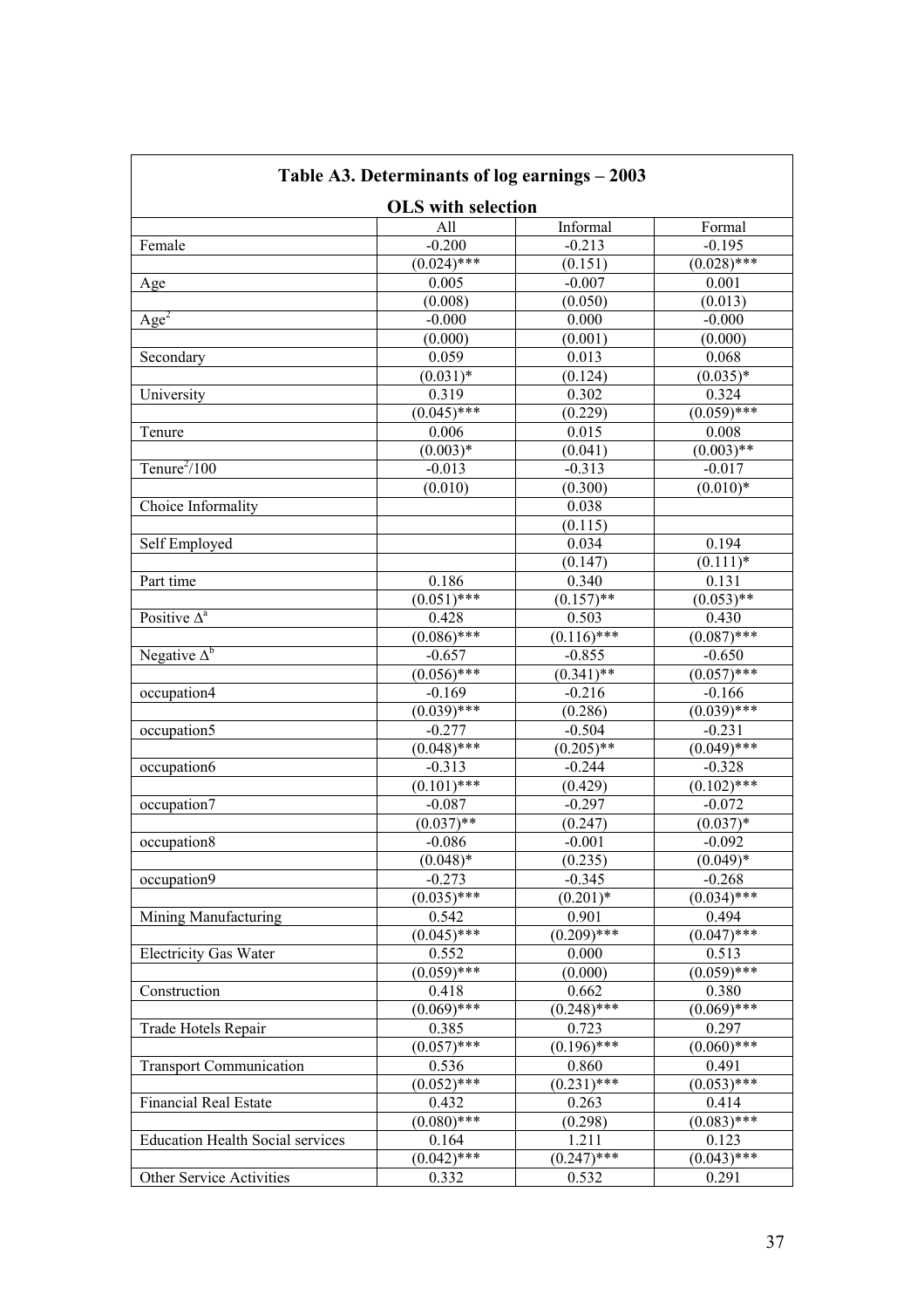**Table A3. Determinants of log earnings – 2003**

**OLS with selection**

| | All | Informal | Formal |
|---|---|---|---|
| Female | -0.200 | -0.213 | -0.195 |
| | (0.024)*** | (0.151) | (0.028)*** |
| Age | 0.005 | -0.007 | 0.001 |
| | (0.008) | (0.050) | (0.013) |
| $Age^2$ | -0.000 | 0.000 | -0.000 |
| | (0.000) | (0.001) | (0.000) |
| Secondary | 0.059 | 0.013 | 0.068 |
| | (0.031)* | (0.124) | (0.035)* |
| University | 0.319 | 0.302 | 0.324 |
| | (0.045)*** | (0.229) | (0.059)*** |
| Tenure | 0.006 | 0.015 | 0.008 |
| | (0.003)* | (0.041) | (0.003)** |
| $Tenure^2/100$ | -0.013 | -0.313 | -0.017 |
| | (0.010) | (0.300) | (0.010)* |
| Choice Informality | | 0.038 | |
| | | (0.115) | |
| Self Employed | | 0.034 | 0.194 |
| | | (0.147) | (0.111)* |
| Part time | 0.186 | 0.340 | 0.131 |
| | (0.051)*** | (0.157)** | (0.053)** |
| Positive $\Delta^a$ | 0.428 | 0.503 | 0.430 |
| | (0.086)*** | (0.116)*** | (0.087)*** |
| Negative $\Delta^b$ | -0.657 | -0.855 | -0.650 |
| | (0.056)*** | (0.341)** | (0.057)*** |
| occupation4 | -0.169 | -0.216 | -0.166 |
| | (0.039)*** | (0.286) | (0.039)*** |
| occupation5 | -0.277 | -0.504 | -0.231 |
| | (0.048)*** | (0.205)** | (0.049)*** |
| occupation6 | -0.313 | -0.244 | -0.328 |
| | (0.101)*** | (0.429) | (0.102)*** |
| occupation7 | -0.087 | -0.297 | -0.072 |
| | (0.037)** | (0.247) | (0.037)* |
| occupation8 | -0.086 | -0.001 | -0.092 |
| | (0.048)* | (0.235) | (0.049)* |
| occupation9 | -0.273 | -0.345 | -0.268 |
| | (0.035)*** | (0.201)* | (0.034)*** |
| Mining Manufacturing | 0.542 | 0.901 | 0.494 |
| | (0.045)*** | (0.209)*** | (0.047)*** |
| Electricity Gas Water | 0.552 | 0.000 | 0.513 |
| | (0.059)*** | (0.000) | (0.059)*** |
| Construction | 0.418 | 0.662 | 0.380 |
| | (0.069)*** | (0.248)*** | (0.069)*** |
| Trade Hotels Repair | 0.385 | 0.723 | 0.297 |
| | (0.057)*** | (0.196)*** | (0.060)*** |
| Transport Communication | 0.536 | 0.860 | 0.491 |
| | (0.052)*** | (0.231)*** | (0.053)*** |
| Financial Real Estate | 0.432 | 0.263 | 0.414 |
| | (0.080)*** | (0.298) | (0.083)*** |
| Education Health Social services | 0.164 | 1.211 | 0.123 |
| | (0.042)*** | (0.247)*** | (0.043)*** |
| Other Service Activities | 0.332 | 0.532 | 0.291 |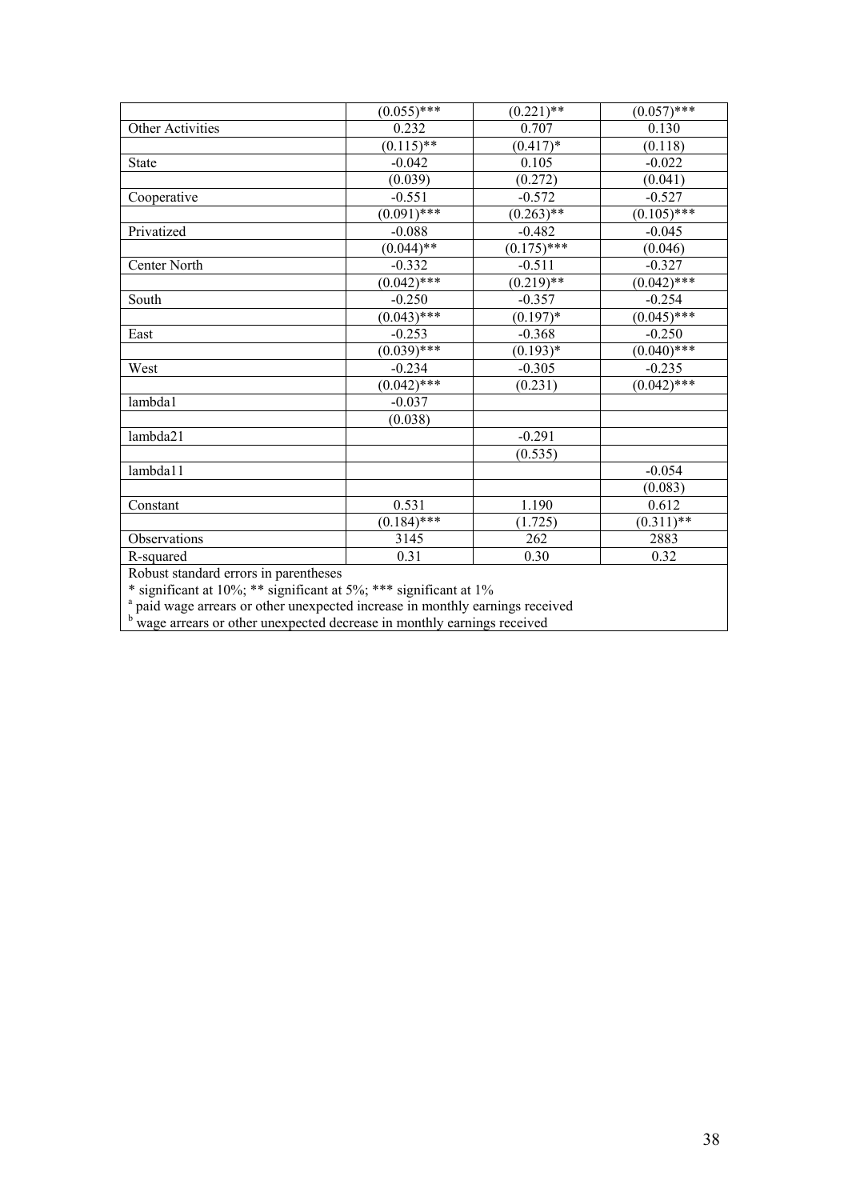| | | | |
|---|---|---|---|
| | (0.055)*** | (0.221)** | (0.057)*** |
| Other Activities | 0.232 | 0.707 | 0.130 |
| | (0.115)** | (0.417)* | (0.118) |
| State | -0.042 | 0.105 | -0.022 |
| | (0.039) | (0.272) | (0.041) |
| Cooperative | -0.551 | -0.572 | -0.527 |
| | (0.091)*** | (0.263)** | (0.105)*** |
| Privatized | -0.088 | -0.482 | -0.045 |
| | (0.044)** | (0.175)*** | (0.046) |
| Center North | -0.332 | -0.511 | -0.327 |
| | (0.042)*** | (0.219)** | (0.042)*** |
| South | -0.250 | -0.357 | -0.254 |
| | (0.043)*** | (0.197)* | (0.045)*** |
| East | -0.253 | -0.368 | -0.250 |
| | (0.039)*** | (0.193)* | (0.040)*** |
| West | -0.234 | -0.305 | -0.235 |
| | (0.042)*** | (0.231) | (0.042)*** |
| lambda1 | -0.037 | | |
| | (0.038) | | |
| lambda21 | | -0.291 | |
| | | (0.535) | |
| lambda11 | | | -0.054 |
| | | | (0.083) |
| Constant | 0.531 | 1.190 | 0.612 |
| | (0.184)*** | (1.725) | (0.311)** |
| Observations | 3145 | 262 | 2883 |
| R-squared | 0.31 | 0.30 | 0.32 |

Robust standard errors in parentheses

* significant at 10%; ** significant at 5%; *** significant at 1%

[a] paid wage arrears or other unexpected increase in monthly earnings received

[b] wage arrears or other unexpected decrease in monthly earnings received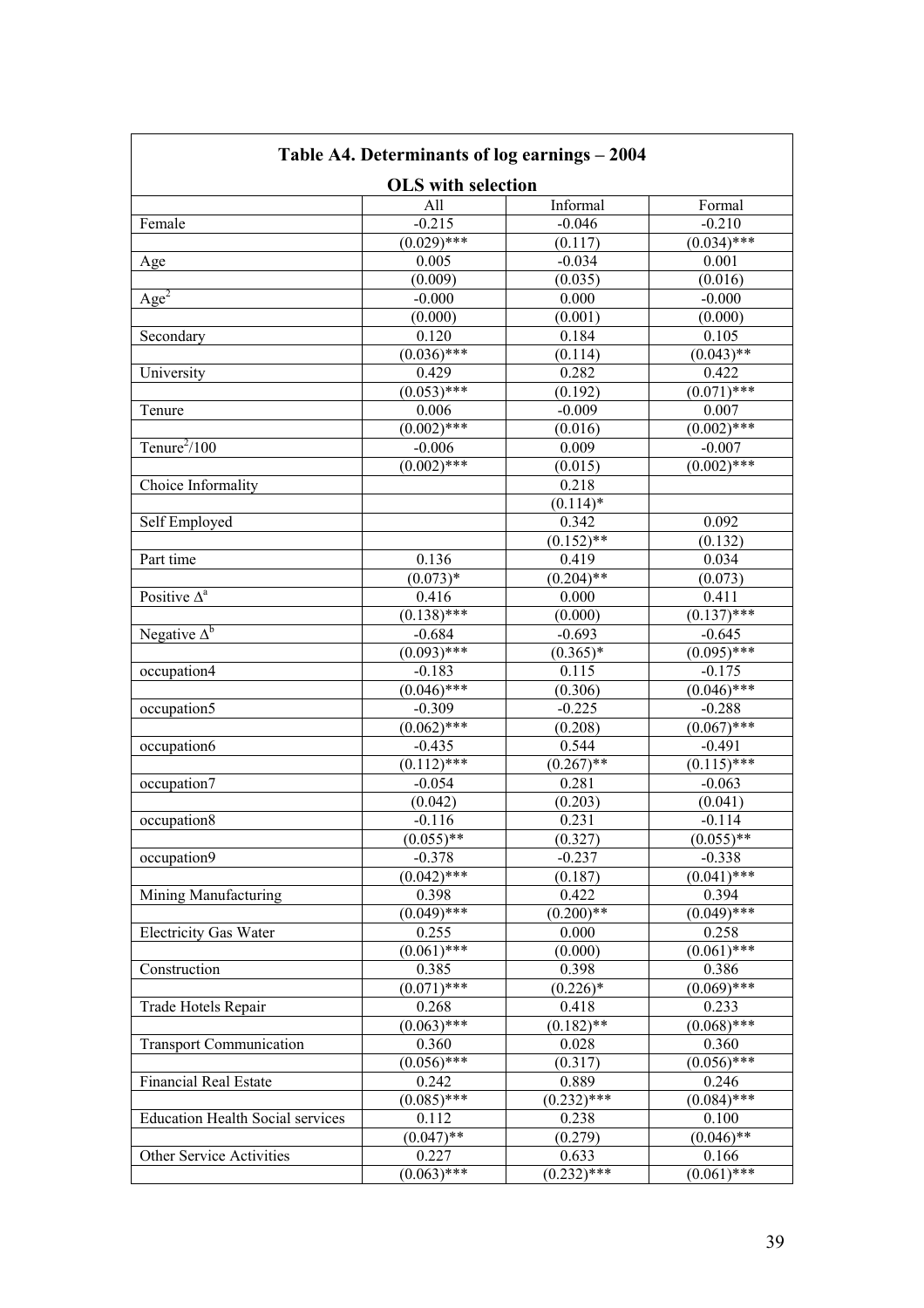| Table A4. Determinants of log earnings – 2004 | | | |
|---|---|---|---|
| **OLS with selection** | | | |
| | All | Informal | Formal |
| Female | -0.215 | -0.046 | -0.210 |
| | (0.029)*** | (0.117) | (0.034)*** |
| Age | 0.005 | -0.034 | 0.001 |
| | (0.009) | (0.035) | (0.016) |
| $Age^2$ | -0.000 | 0.000 | -0.000 |
| | (0.000) | (0.001) | (0.000) |
| Secondary | 0.120 | 0.184 | 0.105 |
| | (0.036)*** | (0.114) | (0.043)** |
| University | 0.429 | 0.282 | 0.422 |
| | (0.053)*** | (0.192) | (0.071)*** |
| Tenure | 0.006 | -0.009 | 0.007 |
| | (0.002)*** | (0.016) | (0.002)*** |
| $Tenure^2/100$ | -0.006 | 0.009 | -0.007 |
| | (0.002)*** | (0.015) | (0.002)*** |
| Choice Informality | | 0.218 | |
| | | (0.114)* | |
| Self Employed | | 0.342 | 0.092 |
| | | (0.152)** | (0.132) |
| Part time | 0.136 | 0.419 | 0.034 |
| | (0.073)* | (0.204)** | (0.073) |
| Positive $\Delta^a$ | 0.416 | 0.000 | 0.411 |
| | (0.138)*** | (0.000) | (0.137)*** |
| Negative $\Delta^b$ | -0.684 | -0.693 | -0.645 |
| | (0.093)*** | (0.365)* | (0.095)*** |
| occupation4 | -0.183 | 0.115 | -0.175 |
| | (0.046)*** | (0.306) | (0.046)*** |
| occupation5 | -0.309 | -0.225 | -0.288 |
| | (0.062)*** | (0.208) | (0.067)*** |
| occupation6 | -0.435 | 0.544 | -0.491 |
| | (0.112)*** | (0.267)** | (0.115)*** |
| occupation7 | -0.054 | 0.281 | -0.063 |
| | (0.042) | (0.203) | (0.041) |
| occupation8 | -0.116 | 0.231 | -0.114 |
| | (0.055)** | (0.327) | (0.055)** |
| occupation9 | -0.378 | -0.237 | -0.338 |
| | (0.042)*** | (0.187) | (0.041)*** |
| Mining Manufacturing | 0.398 | 0.422 | 0.394 |
| | (0.049)*** | (0.200)** | (0.049)*** |
| Electricity Gas Water | 0.255 | 0.000 | 0.258 |
| | (0.061)*** | (0.000) | (0.061)*** |
| Construction | 0.385 | 0.398 | 0.386 |
| | (0.071)*** | (0.226)* | (0.069)*** |
| Trade Hotels Repair | 0.268 | 0.418 | 0.233 |
| | (0.063)*** | (0.182)** | (0.068)*** |
| Transport Communication | 0.360 | 0.028 | 0.360 |
| | (0.056)*** | (0.317) | (0.056)*** |
| Financial Real Estate | 0.242 | 0.889 | 0.246 |
| | (0.085)*** | (0.232)*** | (0.084)*** |
| Education Health Social services | 0.112 | 0.238 | 0.100 |
| | (0.047)** | (0.279) | (0.046)** |
| Other Service Activities | 0.227 | 0.633 | 0.166 |
| | (0.063)*** | (0.232)*** | (0.061)*** |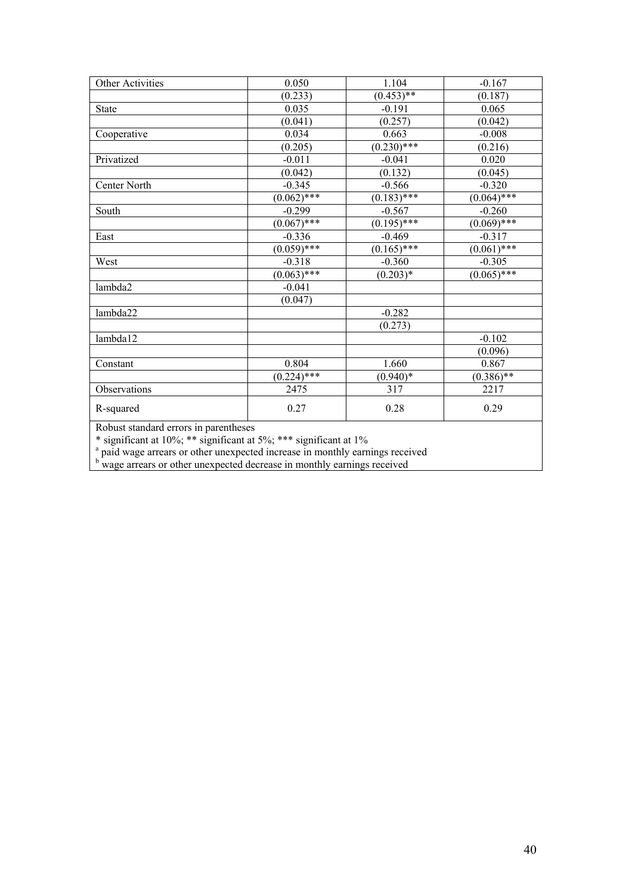| | | | |
|---|---|---|---|
| Other Activities | 0.050 | 1.104 | -0.167 |
| | (0.233) | (0.453)** | (0.187) |
| State | 0.035 | -0.191 | 0.065 |
| | (0.041) | (0.257) | (0.042) |
| Cooperative | 0.034 | 0.663 | -0.008 |
| | (0.205) | (0.230)*** | (0.216) |
| Privatized | -0.011 | -0.041 | 0.020 |
| | (0.042) | (0.132) | (0.045) |
| Center North | -0.345 | -0.566 | -0.320 |
| | (0.062)*** | (0.183)*** | (0.064)*** |
| South | -0.299 | -0.567 | -0.260 |
| | (0.067)*** | (0.195)*** | (0.069)*** |
| East | -0.336 | -0.469 | -0.317 |
| | (0.059)*** | (0.165)*** | (0.061)*** |
| West | -0.318 | -0.360 | -0.305 |
| | (0.063)*** | (0.203)* | (0.065)*** |
| lambda2 | -0.041 | | |
| | (0.047) | | |
| lambda22 | | -0.282 | |
| | | (0.273) | |
| lambda12 | | | -0.102 |
| | | | (0.096) |
| Constant | 0.804 | 1.660 | 0.867 |
| | (0.224)*** | (0.940)* | (0.386)** |
| Observations | 2475 | 317 | 2217 |
| R-squared | 0.27 | 0.28 | 0.29 |

Robust standard errors in parentheses
* significant at 10%; ** significant at 5%; *** significant at 1%
[a] paid wage arrears or other unexpected increase in monthly earnings received
[b] wage arrears or other unexpected decrease in monthly earnings received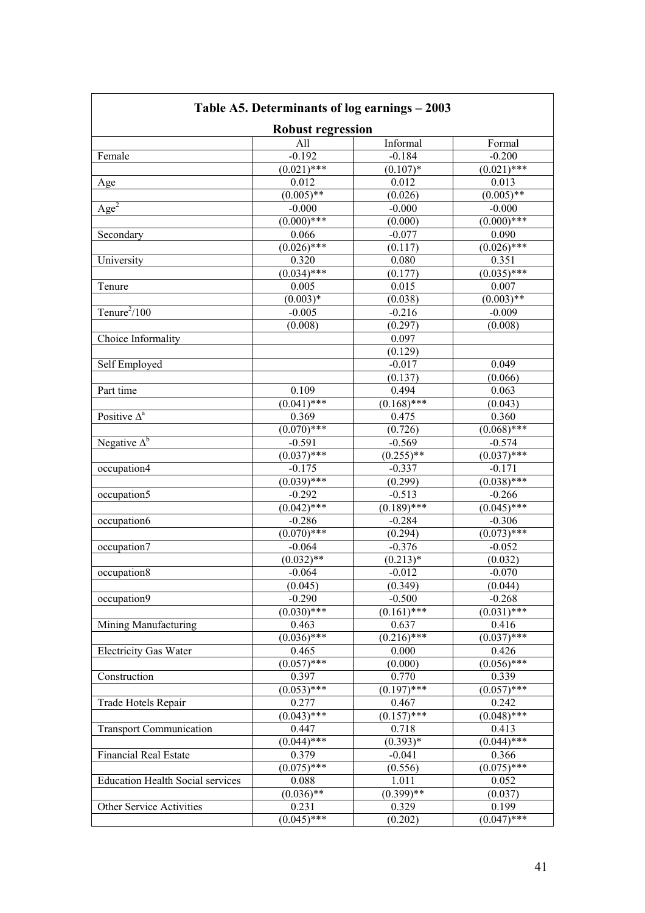**Table A5. Determinants of log earnings – 2003**

**Robust regression**

| | All | Informal | Formal |
|---|---|---|---|
| Female | -0.192 | -0.184 | -0.200 |
| | (0.021)*** | (0.107)* | (0.021)*** |
| Age | 0.012 | 0.012 | 0.013 |
| | (0.005)** | (0.026) | (0.005)** |
| $Age^2$ | -0.000 | -0.000 | -0.000 |
| | (0.000)*** | (0.000) | (0.000)*** |
| Secondary | 0.066 | -0.077 | 0.090 |
| | (0.026)*** | (0.117) | (0.026)*** |
| University | 0.320 | 0.080 | 0.351 |
| | (0.034)*** | (0.177) | (0.035)*** |
| Tenure | 0.005 | 0.015 | 0.007 |
| | (0.003)* | (0.038) | (0.003)** |
| $Tenure^2/100$ | -0.005 | -0.216 | -0.009 |
| | (0.008) | (0.297) | (0.008) |
| Choice Informality | | 0.097 | |
| | | (0.129) | |
| Self Employed | | -0.017 | 0.049 |
| | | (0.137) | (0.066) |
| Part time | 0.109 | 0.494 | 0.063 |
| | (0.041)*** | (0.168)*** | (0.043) |
| Positive $\Delta^a$ | 0.369 | 0.475 | 0.360 |
| | (0.070)*** | (0.726) | (0.068)*** |
| Negative $\Delta^b$ | -0.591 | -0.569 | -0.574 |
| | (0.037)*** | (0.255)** | (0.037)*** |
| occupation4 | -0.175 | -0.337 | -0.171 |
| | (0.039)*** | (0.299) | (0.038)*** |
| occupation5 | -0.292 | -0.513 | -0.266 |
| | (0.042)*** | (0.189)*** | (0.045)*** |
| occupation6 | -0.286 | -0.284 | -0.306 |
| | (0.070)*** | (0.294) | (0.073)*** |
| occupation7 | -0.064 | -0.376 | -0.052 |
| | (0.032)** | (0.213)* | (0.032) |
| occupation8 | -0.064 | -0.012 | -0.070 |
| | (0.045) | (0.349) | (0.044) |
| occupation9 | -0.290 | -0.500 | -0.268 |
| | (0.030)*** | (0.161)*** | (0.031)*** |
| Mining Manufacturing | 0.463 | 0.637 | 0.416 |
| | (0.036)*** | (0.216)*** | (0.037)*** |
| Electricity Gas Water | 0.465 | 0.000 | 0.426 |
| | (0.057)*** | (0.000) | (0.056)*** |
| Construction | 0.397 | 0.770 | 0.339 |
| | (0.053)*** | (0.197)*** | (0.057)*** |
| Trade Hotels Repair | 0.277 | 0.467 | 0.242 |
| | (0.043)*** | (0.157)*** | (0.048)*** |
| Transport Communication | 0.447 | 0.718 | 0.413 |
| | (0.044)*** | (0.393)* | (0.044)*** |
| Financial Real Estate | 0.379 | -0.041 | 0.366 |
| | (0.075)*** | (0.556) | (0.075)*** |
| Education Health Social services | 0.088 | 1.011 | 0.052 |
| | (0.036)** | (0.399)** | (0.037) |
| Other Service Activities | 0.231 | 0.329 | 0.199 |
| | (0.045)*** | (0.202) | (0.047)*** |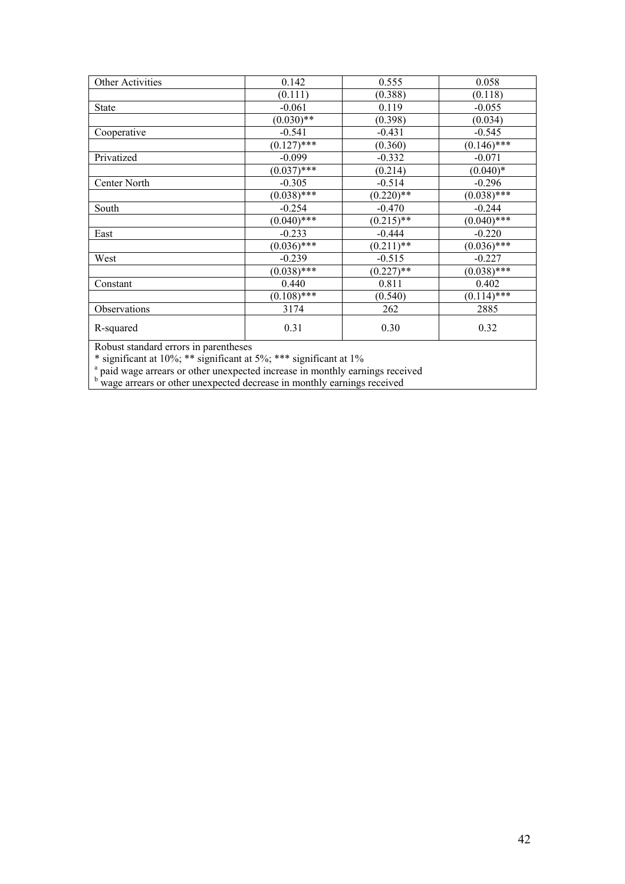| Other Activities | 0.142 | 0.555 | 0.058 |
| --- | --- | --- | --- |
| | (0.111) | (0.388) | (0.118) |
| State | -0.061 | 0.119 | -0.055 |
| | (0.030)** | (0.398) | (0.034) |
| Cooperative | -0.541 | -0.431 | -0.545 |
| | (0.127)*** | (0.360) | (0.146)*** |
| Privatized | -0.099 | -0.332 | -0.071 |
| | (0.037)*** | (0.214) | (0.040)* |
| Center North | -0.305 | -0.514 | -0.296 |
| | (0.038)*** | (0.220)** | (0.038)*** |
| South | -0.254 | -0.470 | -0.244 |
| | (0.040)*** | (0.215)** | (0.040)*** |
| East | -0.233 | -0.444 | -0.220 |
| | (0.036)*** | (0.211)** | (0.036)*** |
| West | -0.239 | -0.515 | -0.227 |
| | (0.038)*** | (0.227)** | (0.038)*** |
| Constant | 0.440 | 0.811 | 0.402 |
| | (0.108)*** | (0.540) | (0.114)*** |
| Observations | 3174 | 262 | 2885 |
| R-squared | 0.31 | 0.30 | 0.32 |

Robust standard errors in parentheses

* significant at 10%; ** significant at 5%; *** significant at 1%

[a] paid wage arrears or other unexpected increase in monthly earnings received

[b] wage arrears or other unexpected decrease in monthly earnings received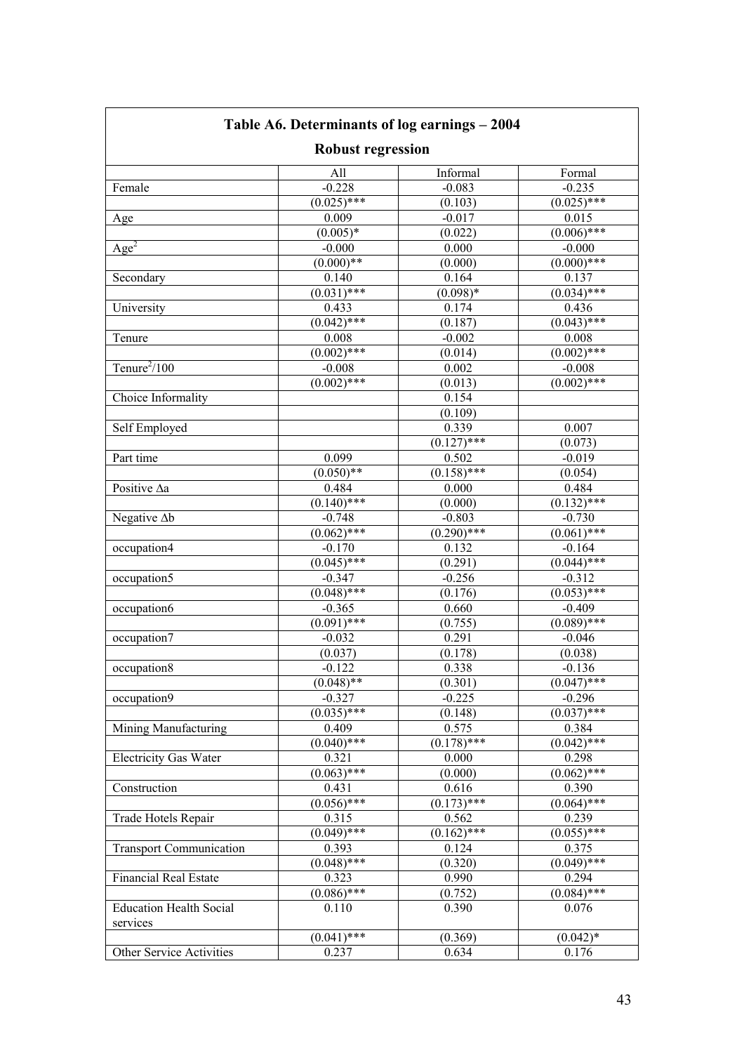**Table A6. Determinants of log earnings – 2004**

**Robust regression**

| | All | Informal | Formal |
|---|---|---|---|
| Female | -0.228 | -0.083 | -0.235 |
| | (0.025)*** | (0.103) | (0.025)*** |
| Age | 0.009 | -0.017 | 0.015 |
| | (0.005)* | (0.022) | (0.006)*** |
| $Age^2$ | -0.000 | 0.000 | -0.000 |
| | (0.000)** | (0.000) | (0.000)*** |
| Secondary | 0.140 | 0.164 | 0.137 |
| | (0.031)*** | (0.098)* | (0.034)*** |
| University | 0.433 | 0.174 | 0.436 |
| | (0.042)*** | (0.187) | (0.043)*** |
| Tenure | 0.008 | -0.002 | 0.008 |
| | (0.002)*** | (0.014) | (0.002)*** |
| $Tenure^2/100$ | -0.008 | 0.002 | -0.008 |
| | (0.002)*** | (0.013) | (0.002)*** |
| Choice Informality | | 0.154 | |
| | | (0.109) | |
| Self Employed | | 0.339 | 0.007 |
| | | (0.127)*** | (0.073) |
| Part time | 0.099 | 0.502 | -0.019 |
| | (0.050)** | (0.158)*** | (0.054) |
| Positive $\Delta a$ | 0.484 | 0.000 | 0.484 |
| | (0.140)*** | (0.000) | (0.132)*** |
| Negative $\Delta b$ | -0.748 | -0.803 | -0.730 |
| | (0.062)*** | (0.290)*** | (0.061)*** |
| occupation4 | -0.170 | 0.132 | -0.164 |
| | (0.045)*** | (0.291) | (0.044)*** |
| occupation5 | -0.347 | -0.256 | -0.312 |
| | (0.048)*** | (0.176) | (0.053)*** |
| occupation6 | -0.365 | 0.660 | -0.409 |
| | (0.091)*** | (0.755) | (0.089)*** |
| occupation7 | -0.032 | 0.291 | -0.046 |
| | (0.037) | (0.178) | (0.038) |
| occupation8 | -0.122 | 0.338 | -0.136 |
| | (0.048)** | (0.301) | (0.047)*** |
| occupation9 | -0.327 | -0.225 | -0.296 |
| | (0.035)*** | (0.148) | (0.037)*** |
| Mining Manufacturing | 0.409 | 0.575 | 0.384 |
| | (0.040)*** | (0.178)*** | (0.042)*** |
| Electricity Gas Water | 0.321 | 0.000 | 0.298 |
| | (0.063)*** | (0.000) | (0.062)*** |
| Construction | 0.431 | 0.616 | 0.390 |
| | (0.056)*** | (0.173)*** | (0.064)*** |
| Trade Hotels Repair | 0.315 | 0.562 | 0.239 |
| | (0.049)*** | (0.162)*** | (0.055)*** |
| Transport Communication | 0.393 | 0.124 | 0.375 |
| | (0.048)*** | (0.320) | (0.049)*** |
| Financial Real Estate | 0.323 | 0.990 | 0.294 |
| | (0.086)*** | (0.752) | (0.084)*** |
| Education Health Social services | 0.110 | 0.390 | 0.076 |
| | (0.041)*** | (0.369) | (0.042)* |
| Other Service Activities | 0.237 | 0.634 | 0.176 |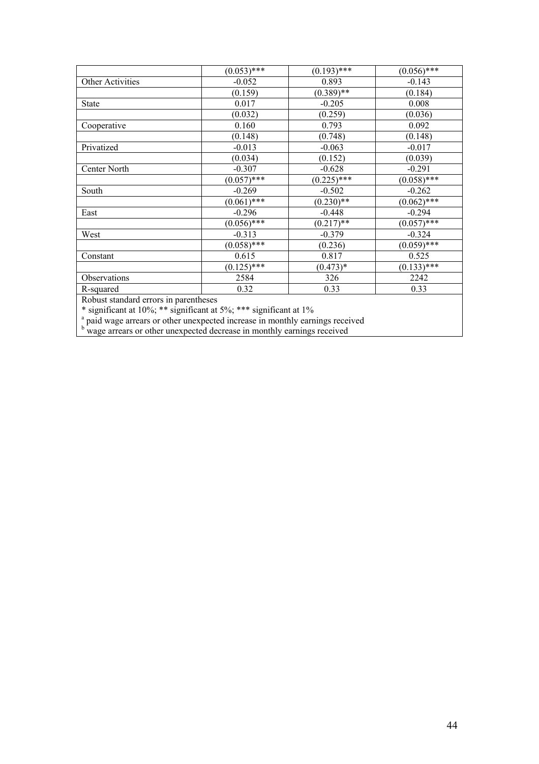| | | | |
|---|---|---|---|
| | (0.053)*** | (0.193)*** | (0.056)*** |
| Other Activities | -0.052 | 0.893 | -0.143 |
| | (0.159) | (0.389)** | (0.184) |
| State | 0.017 | -0.205 | 0.008 |
| | (0.032) | (0.259) | (0.036) |
| Cooperative | 0.160 | 0.793 | 0.092 |
| | (0.148) | (0.748) | (0.148) |
| Privatized | -0.013 | -0.063 | -0.017 |
| | (0.034) | (0.152) | (0.039) |
| Center North | -0.307 | -0.628 | -0.291 |
| | (0.057)*** | (0.225)*** | (0.058)*** |
| South | -0.269 | -0.502 | -0.262 |
| | (0.061)*** | (0.230)** | (0.062)*** |
| East | -0.296 | -0.448 | -0.294 |
| | (0.056)*** | (0.217)** | (0.057)*** |
| West | -0.313 | -0.379 | -0.324 |
| | (0.058)*** | (0.236) | (0.059)*** |
| Constant | 0.615 | 0.817 | 0.525 |
| | (0.125)*** | (0.473)* | (0.133)*** |
| Observations | 2584 | 326 | 2242 |
| R-squared | 0.32 | 0.33 | 0.33 |

Robust standard errors in parentheses

\* significant at 10%; ** significant at 5%; *** significant at 1%

[a] paid wage arrears or other unexpected increase in monthly earnings received

[b] wage arrears or other unexpected decrease in monthly earnings received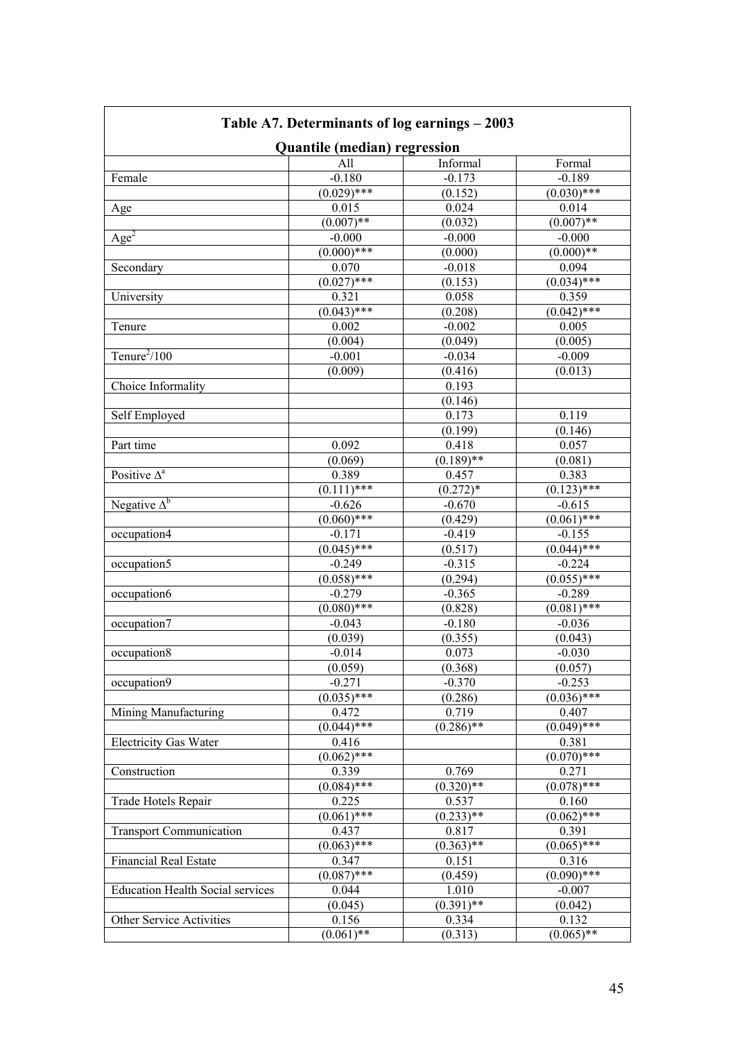**Table A7. Determinants of log earnings – 2003**

**Quantile (median) regression**

| | All | Informal | Formal |
|---|---|---|---|
| Female | -0.180 | -0.173 | -0.189 |
| | (0.029)*** | (0.152) | (0.030)*** |
| Age | 0.015 | 0.024 | 0.014 |
| | (0.007)** | (0.032) | (0.007)** |
| $Age^2$ | -0.000 | -0.000 | -0.000 |
| | (0.000)*** | (0.000) | (0.000)** |
| Secondary | 0.070 | -0.018 | 0.094 |
| | (0.027)*** | (0.153) | (0.034)*** |
| University | 0.321 | 0.058 | 0.359 |
| | (0.043)*** | (0.208) | (0.042)*** |
| Tenure | 0.002 | -0.002 | 0.005 |
| | (0.004) | (0.049) | (0.005) |
| $Tenure^2/100$ | -0.001 | -0.034 | -0.009 |
| | (0.009) | (0.416) | (0.013) |
| Choice Informality | | 0.193 | |
| | | (0.146) | |
| Self Employed | | 0.173 | 0.119 |
| | | (0.199) | (0.146) |
| Part time | 0.092 | 0.418 | 0.057 |
| | (0.069) | (0.189)** | (0.081) |
| Positive $\Delta^a$ | 0.389 | 0.457 | 0.383 |
| | (0.111)*** | (0.272)* | (0.123)*** |
| Negative $\Delta^b$ | -0.626 | -0.670 | -0.615 |
| | (0.060)*** | (0.429) | (0.061)*** |
| occupation4 | -0.171 | -0.419 | -0.155 |
| | (0.045)*** | (0.517) | (0.044)*** |
| occupation5 | -0.249 | -0.315 | -0.224 |
| | (0.058)*** | (0.294) | (0.055)*** |
| occupation6 | -0.279 | -0.365 | -0.289 |
| | (0.080)*** | (0.828) | (0.081)*** |
| occupation7 | -0.043 | -0.180 | -0.036 |
| | (0.039) | (0.355) | (0.043) |
| occupation8 | -0.014 | 0.073 | -0.030 |
| | (0.059) | (0.368) | (0.057) |
| occupation9 | -0.271 | -0.370 | -0.253 |
| | (0.035)*** | (0.286) | (0.036)*** |
| Mining Manufacturing | 0.472 | 0.719 | 0.407 |
| | (0.044)*** | (0.286)** | (0.049)*** |
| Electricity Gas Water | 0.416 | | 0.381 |
| | (0.062)*** | | (0.070)*** |
| Construction | 0.339 | 0.769 | 0.271 |
| | (0.084)*** | (0.320)** | (0.078)*** |
| Trade Hotels Repair | 0.225 | 0.537 | 0.160 |
| | (0.061)*** | (0.233)** | (0.062)*** |
| Transport Communication | 0.437 | 0.817 | 0.391 |
| | (0.063)*** | (0.363)** | (0.065)*** |
| Financial Real Estate | 0.347 | 0.151 | 0.316 |
| | (0.087)*** | (0.459) | (0.090)*** |
| Education Health Social services | 0.044 | 1.010 | -0.007 |
| | (0.045) | (0.391)** | (0.042) |
| Other Service Activities | 0.156 | 0.334 | 0.132 |
| | (0.061)** | (0.313) | (0.065)** |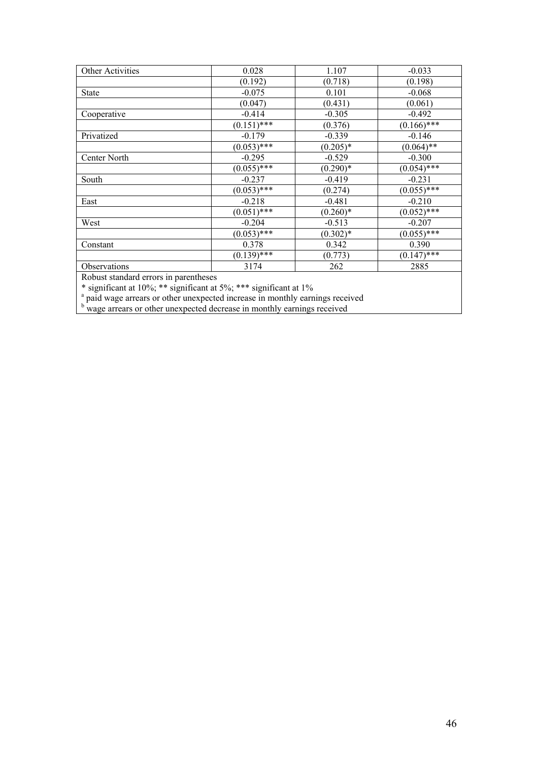| Other Activities | 0.028 | 1.107 | -0.033 |
|---|---|---|---|
| | (0.192) | (0.718) | (0.198) |
| State | -0.075 | 0.101 | -0.068 |
| | (0.047) | (0.431) | (0.061) |
| Cooperative | -0.414 | -0.305 | -0.492 |
| | (0.151)*** | (0.376) | (0.166)*** |
| Privatized | -0.179 | -0.339 | -0.146 |
| | (0.053)*** | (0.205)* | (0.064)** |
| Center North | -0.295 | -0.529 | -0.300 |
| | (0.055)*** | (0.290)* | (0.054)*** |
| South | -0.237 | -0.419 | -0.231 |
| | (0.053)*** | (0.274) | (0.055)*** |
| East | -0.218 | -0.481 | -0.210 |
| | (0.051)*** | (0.260)* | (0.052)*** |
| West | -0.204 | -0.513 | -0.207 |
| | (0.053)*** | (0.302)* | (0.055)*** |
| Constant | 0.378 | 0.342 | 0.390 |
| | (0.139)*** | (0.773) | (0.147)*** |
| Observations | 3174 | 262 | 2885 |

Robust standard errors in parentheses

* significant at 10%; ** significant at 5%; *** significant at 1%

[a] paid wage arrears or other unexpected increase in monthly earnings received

[b] wage arrears or other unexpected decrease in monthly earnings received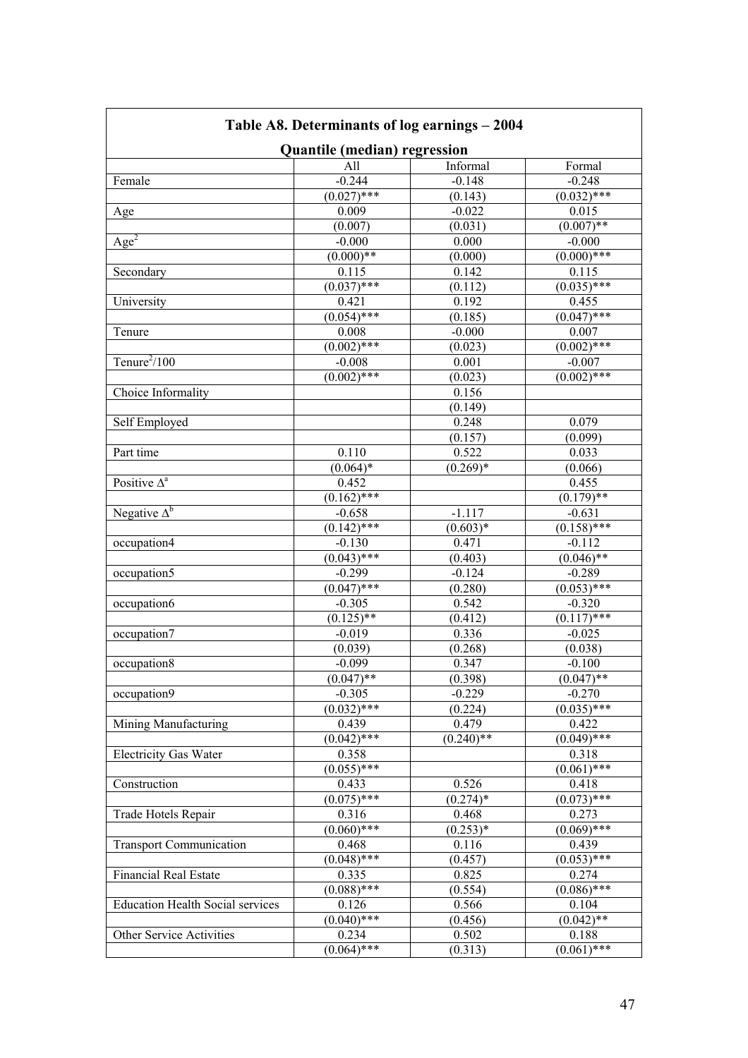**Table A8. Determinants of log earnings – 2004**

**Quantile (median) regression**

| | All | Informal | Formal |
|---|---|---|---|
| Female | -0.244 | -0.148 | -0.248 |
| | (0.027)*** | (0.143) | (0.032)*** |
| Age | 0.009 | -0.022 | 0.015 |
| | (0.007) | (0.031) | (0.007)** |
| $Age^2$ | -0.000 | 0.000 | -0.000 |
| | (0.000)** | (0.000) | (0.000)*** |
| Secondary | 0.115 | 0.142 | 0.115 |
| | (0.037)*** | (0.112) | (0.035)*** |
| University | 0.421 | 0.192 | 0.455 |
| | (0.054)*** | (0.185) | (0.047)*** |
| Tenure | 0.008 | -0.000 | 0.007 |
| | (0.002)*** | (0.023) | (0.002)*** |
| $Tenure^2/100$ | -0.008 | 0.001 | -0.007 |
| | (0.002)*** | (0.023) | (0.002)*** |
| Choice Informality | | 0.156 | |
| | | (0.149) | |
| Self Employed | | 0.248 | 0.079 |
| | | (0.157) | (0.099) |
| Part time | 0.110 | 0.522 | 0.033 |
| | (0.064)* | (0.269)* | (0.066) |
| Positive $\Delta^a$ | 0.452 | | 0.455 |
| | (0.162)*** | | (0.179)** |
| Negative $\Delta^b$ | -0.658 | -1.117 | -0.631 |
| | (0.142)*** | (0.603)* | (0.158)*** |
| occupation4 | -0.130 | 0.471 | -0.112 |
| | (0.043)*** | (0.403) | (0.046)** |
| occupation5 | -0.299 | -0.124 | -0.289 |
| | (0.047)*** | (0.280) | (0.053)*** |
| occupation6 | -0.305 | 0.542 | -0.320 |
| | (0.125)** | (0.412) | (0.117)*** |
| occupation7 | -0.019 | 0.336 | -0.025 |
| | (0.039) | (0.268) | (0.038) |
| occupation8 | -0.099 | 0.347 | -0.100 |
| | (0.047)** | (0.398) | (0.047)** |
| occupation9 | -0.305 | -0.229 | -0.270 |
| | (0.032)*** | (0.224) | (0.035)*** |
| Mining Manufacturing | 0.439 | 0.479 | 0.422 |
| | (0.042)*** | (0.240)** | (0.049)*** |
| Electricity Gas Water | 0.358 | | 0.318 |
| | (0.055)*** | | (0.061)*** |
| Construction | 0.433 | 0.526 | 0.418 |
| | (0.075)*** | (0.274)* | (0.073)*** |
| Trade Hotels Repair | 0.316 | 0.468 | 0.273 |
| | (0.060)*** | (0.253)* | (0.069)*** |
| Transport Communication | 0.468 | 0.116 | 0.439 |
| | (0.048)*** | (0.457) | (0.053)*** |
| Financial Real Estate | 0.335 | 0.825 | 0.274 |
| | (0.088)*** | (0.554) | (0.086)*** |
| Education Health Social services | 0.126 | 0.566 | 0.104 |
| | (0.040)*** | (0.456) | (0.042)** |
| Other Service Activities | 0.234 | 0.502 | 0.188 |
| | (0.064)*** | (0.313) | (0.061)*** |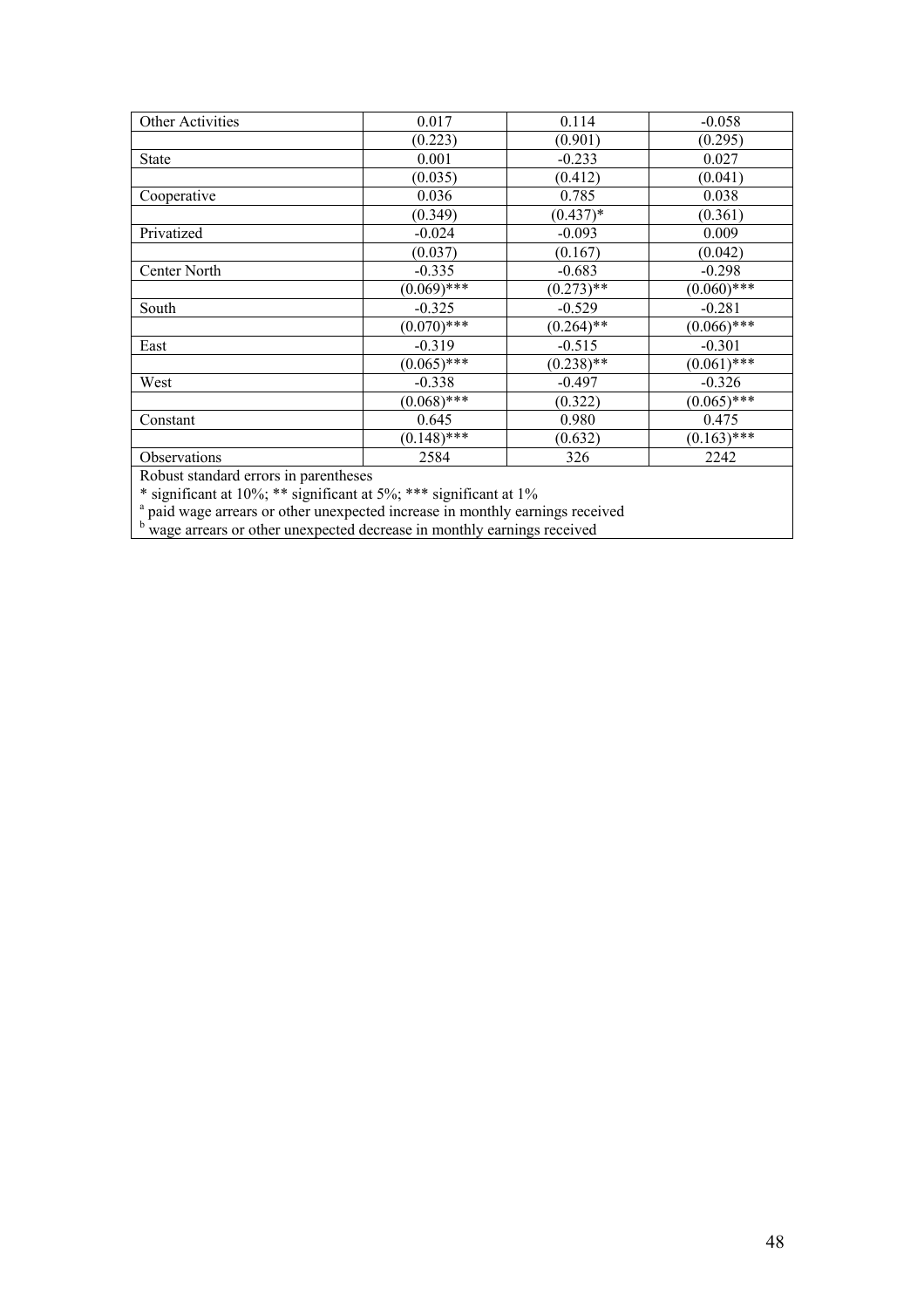| | | | |
|---|---|---|---|
| Other Activities | 0.017 | 0.114 | -0.058 |
| | (0.223) | (0.901) | (0.295) |
| State | 0.001 | -0.233 | 0.027 |
| | (0.035) | (0.412) | (0.041) |
| Cooperative | 0.036 | 0.785 | 0.038 |
| | (0.349) | (0.437)* | (0.361) |
| Privatized | -0.024 | -0.093 | 0.009 |
| | (0.037) | (0.167) | (0.042) |
| Center North | -0.335 | -0.683 | -0.298 |
| | (0.069)*** | (0.273)** | (0.060)*** |
| South | -0.325 | -0.529 | -0.281 |
| | (0.070)*** | (0.264)** | (0.066)*** |
| East | -0.319 | -0.515 | -0.301 |
| | (0.065)*** | (0.238)** | (0.061)*** |
| West | -0.338 | -0.497 | -0.326 |
| | (0.068)*** | (0.322) | (0.065)*** |
| Constant | 0.645 | 0.980 | 0.475 |
| | (0.148)*** | (0.632) | (0.163)*** |
| Observations | 2584 | 326 | 2242 |

Robust standard errors in parentheses

* significant at 10%; ** significant at 5%; *** significant at 1%

[a] paid wage arrears or other unexpected increase in monthly earnings received

[b] wage arrears or other unexpected decrease in monthly earnings received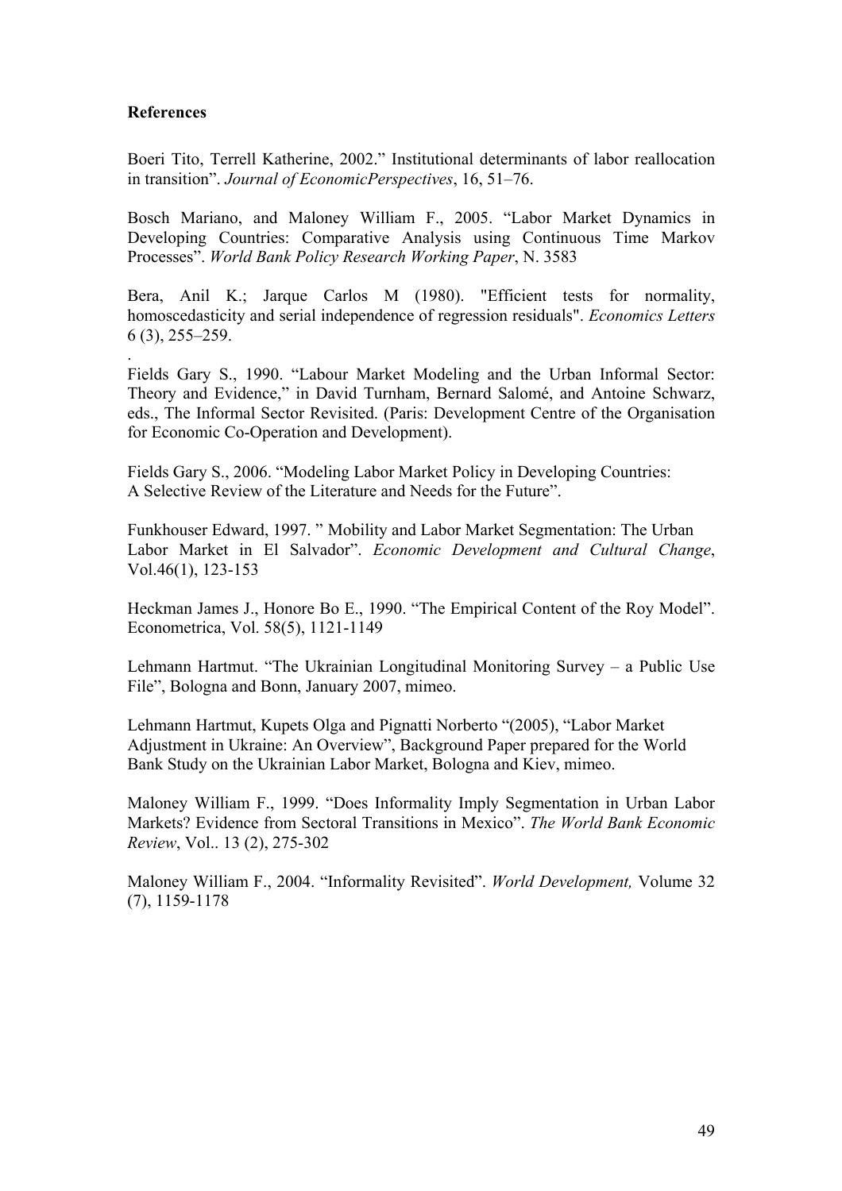**References**

Boeri Tito, Terrell Katherine, 2002." Institutional determinants of labor reallocation in transition". *Journal of EconomicPerspectives*, 16, 51–76.

Bosch Mariano, and Maloney William F., 2005. "Labor Market Dynamics in Developing Countries: Comparative Analysis using Continuous Time Markov Processes". *World Bank Policy Research Working Paper*, N. 3583

Bera, Anil K.; Jarque Carlos M (1980). "Efficient tests for normality, homoscedasticity and serial independence of regression residuals". *Economics Letters* 6 (3), 255–259.
.

Fields Gary S., 1990. "Labour Market Modeling and the Urban Informal Sector: Theory and Evidence," in David Turnham, Bernard Salomé, and Antoine Schwarz, eds., The Informal Sector Revisited. (Paris: Development Centre of the Organisation for Economic Co-Operation and Development).

Fields Gary S., 2006. "Modeling Labor Market Policy in Developing Countries: A Selective Review of the Literature and Needs for the Future".

Funkhouser Edward, 1997. " Mobility and Labor Market Segmentation: The Urban Labor Market in El Salvador". *Economic Development and Cultural Change*, Vol.46(1), 123-153

Heckman James J., Honore Bo E., 1990. "The Empirical Content of the Roy Model". Econometrica, Vol. 58(5), 1121-1149

Lehmann Hartmut. "The Ukrainian Longitudinal Monitoring Survey – a Public Use File", Bologna and Bonn, January 2007, mimeo.

Lehmann Hartmut, Kupets Olga and Pignatti Norberto "(2005), "Labor Market Adjustment in Ukraine: An Overview", Background Paper prepared for the World Bank Study on the Ukrainian Labor Market, Bologna and Kiev, mimeo.

Maloney William F., 1999. "Does Informality Imply Segmentation in Urban Labor Markets? Evidence from Sectoral Transitions in Mexico". *The World Bank Economic Review*, Vol.. 13 (2), 275-302

Maloney William F., 2004. "Informality Revisited". *World Development,* Volume 32 (7), 1159-1178